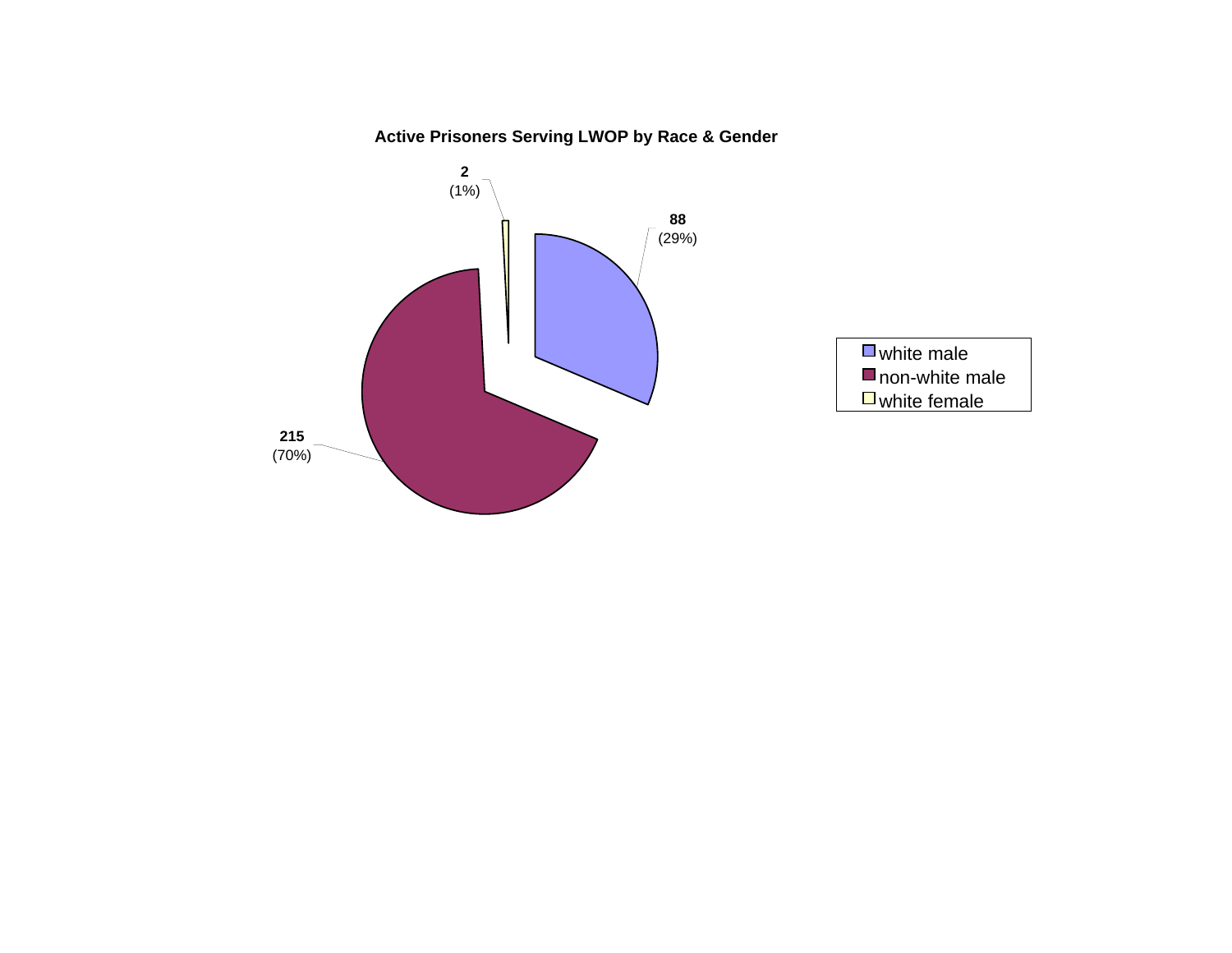**Active Prisoners Serving LWOP by Race & Gender**

| Category | Count | Percent |
| --- | --- | --- |
| white male | 88 | 29% |
| non-white male | 215 | 70% |
| white female | 2 | 1% |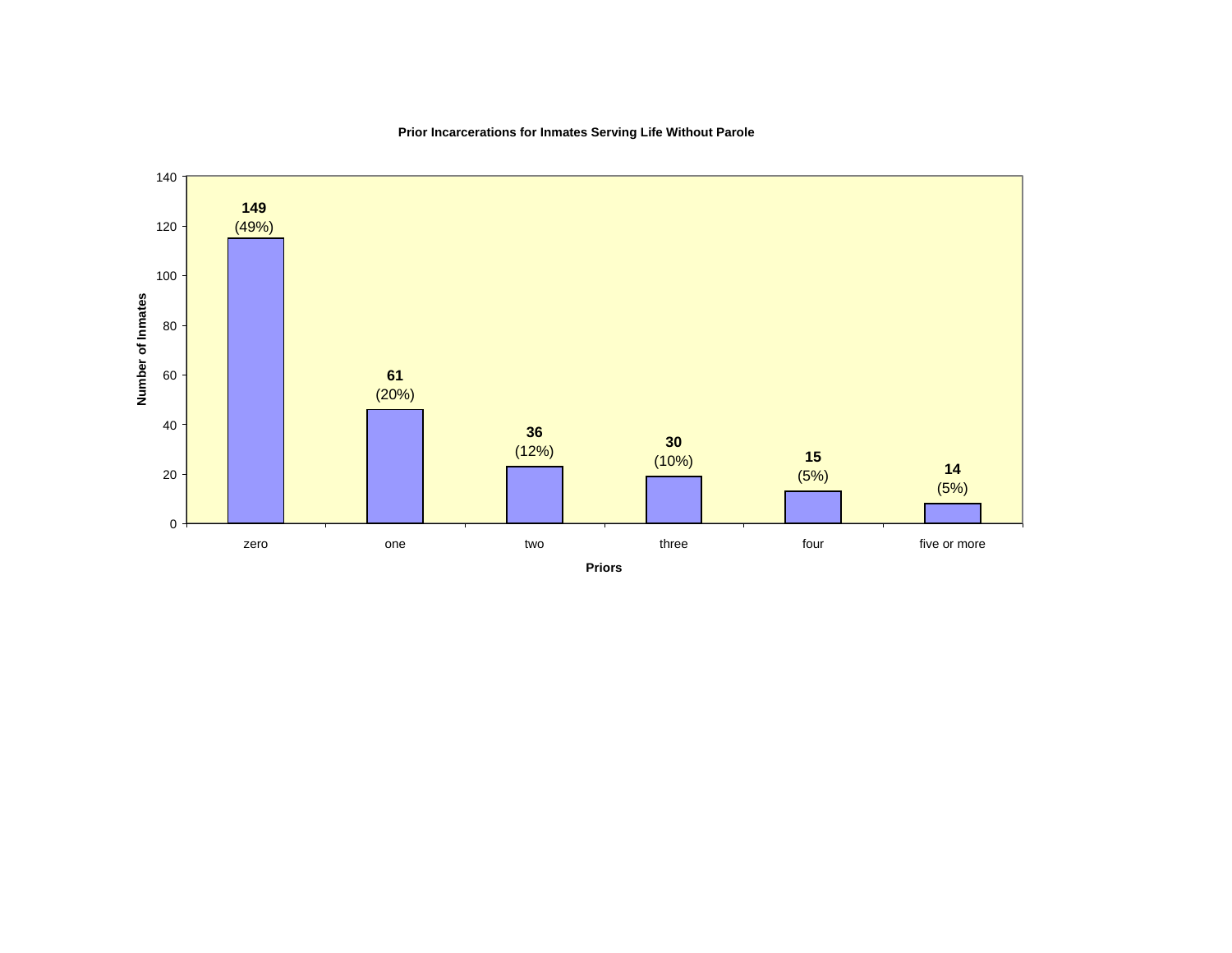**Prior Incarcerations for Inmates Serving Life Without Parole**

| Priors | Number of Inmates | Percent |
| --- | --- | --- |
| zero | 149 | (49%) |
| one | 61 | (20%) |
| two | 36 | (12%) |
| three | 30 | (10%) |
| four | 15 | (5%) |
| five or more | 14 | (5%) |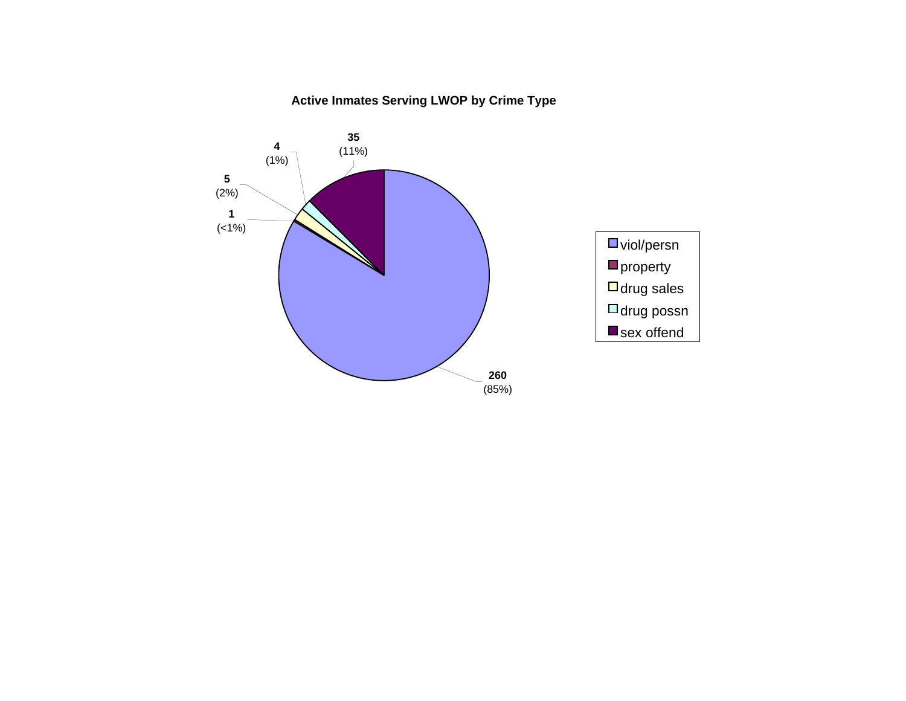**Active Inmates Serving LWOP by Crime Type**

| Crime Type | Count | Percent |
|---|---|---|
| viol/persn | 260 | (85%) |
| property | 1 | (<1%) |
| drug sales | 5 | (2%) |
| drug possn | 4 | (1%) |
| sex offend | 35 | (11%) |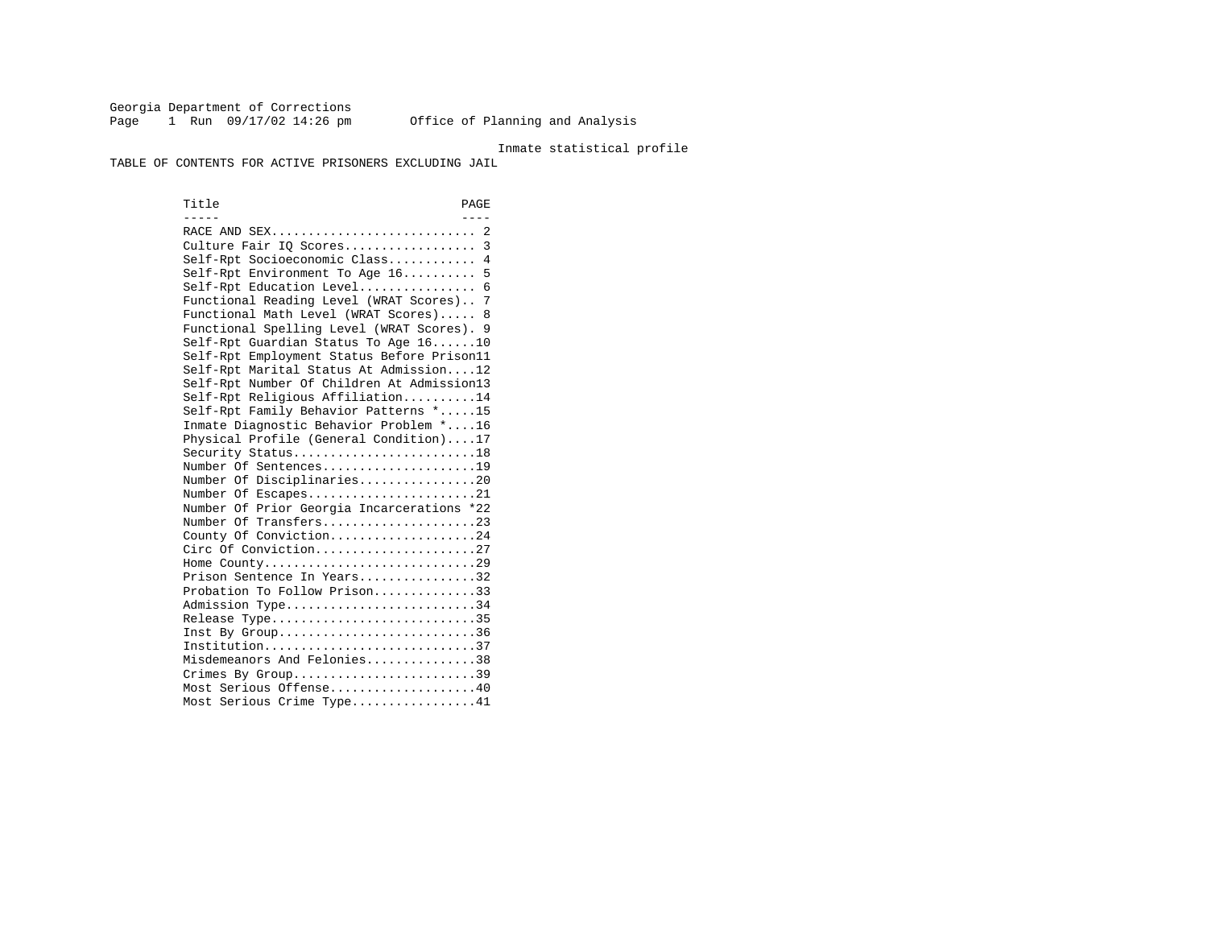Georgia Department of Corrections
Page 1 Run 09/17/02 14:26 pm Office of Planning and Analysis

Inmate statistical profile

TABLE OF CONTENTS FOR ACTIVE PRISONERS EXCLUDING JAIL

| Title | PAGE |
| --- | --- |
| RACE AND SEX | 2 |
| Culture Fair IQ Scores | 3 |
| Self-Rpt Socioeconomic Class | 4 |
| Self-Rpt Environment To Age 16 | 5 |
| Self-Rpt Education Level | 6 |
| Functional Reading Level (WRAT Scores) | 7 |
| Functional Math Level (WRAT Scores) | 8 |
| Functional Spelling Level (WRAT Scores) | 9 |
| Self-Rpt Guardian Status To Age 16 | 10 |
| Self-Rpt Employment Status Before Prison | 11 |
| Self-Rpt Marital Status At Admission | 12 |
| Self-Rpt Number Of Children At Admission | 13 |
| Self-Rpt Religious Affiliation | 14 |
| Self-Rpt Family Behavior Patterns * | 15 |
| Inmate Diagnostic Behavior Problem * | 16 |
| Physical Profile (General Condition) | 17 |
| Security Status | 18 |
| Number Of Sentences | 19 |
| Number Of Disciplinaries | 20 |
| Number Of Escapes | 21 |
| Number Of Prior Georgia Incarcerations * | 22 |
| Number Of Transfers | 23 |
| County Of Conviction | 24 |
| Circ Of Conviction | 27 |
| Home County | 29 |
| Prison Sentence In Years | 32 |
| Probation To Follow Prison | 33 |
| Admission Type | 34 |
| Release Type | 35 |
| Inst By Group | 36 |
| Institution | 37 |
| Misdemeanors And Felonies | 38 |
| Crimes By Group | 39 |
| Most Serious Offense | 40 |
| Most Serious Crime Type | 41 |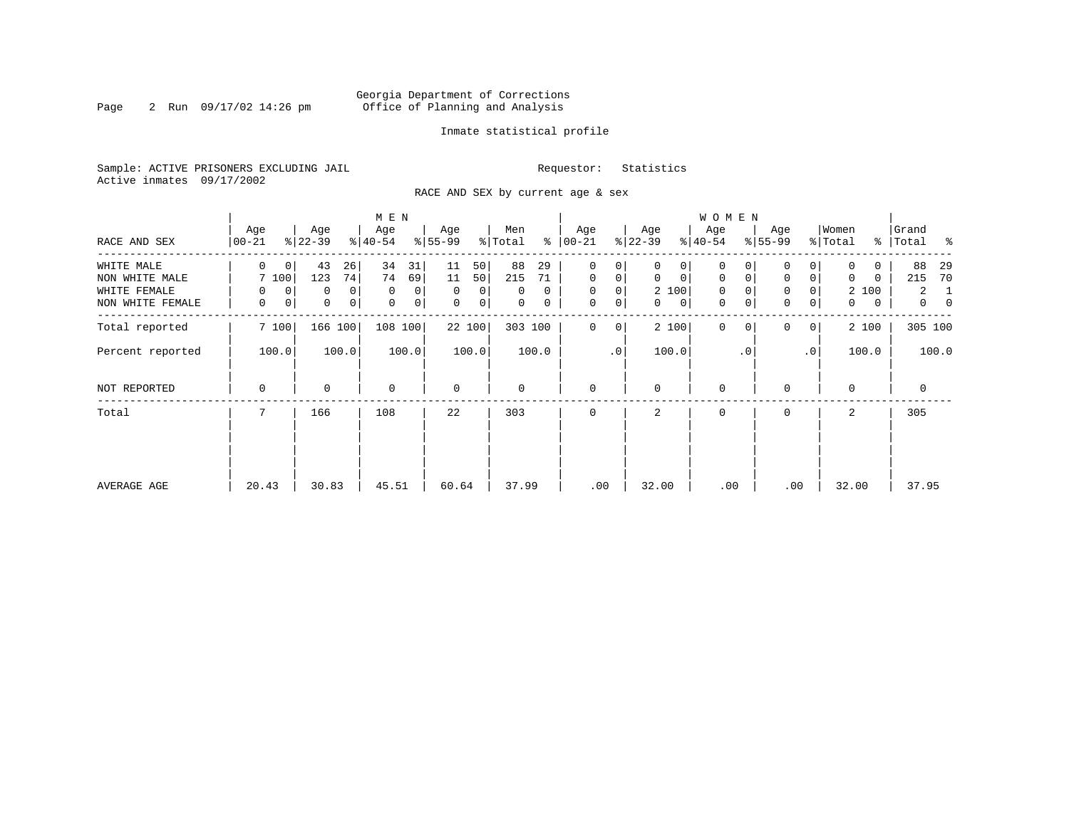Georgia Department of Corrections
Office of Planning and Analysis

Inmate statistical profile

Sample: ACTIVE PRISONERS EXCLUDING JAIL        Requestor: Statistics
Active inmates 09/17/2002

RACE AND SEX by current age & sex

| RACE AND SEX | MEN Age 00-21 | % | Age 22-39 | % | Age 40-54 | % | Age 55-99 | % | Men Total | % | WOMEN Age 00-21 | % | Age 22-39 | % | Age 40-54 | % | Age 55-99 | % | Women Total | % | Grand Total | % |
|---|---|---|---|---|---|---|---|---|---|---|---|---|---|---|---|---|---|---|---|---|---|---|
| WHITE MALE | 0 | 0 | 43 | 26 | 34 | 31 | 11 | 50 | 88 | 29 | 0 | 0 | 0 | 0 | 0 | 0 | 0 | 0 | 0 | 0 | 88 | 29 |
| NON WHITE MALE | 7 | 100 | 123 | 74 | 74 | 69 | 11 | 50 | 215 | 71 | 0 | 0 | 0 | 0 | 0 | 0 | 0 | 0 | 0 | 0 | 215 | 70 |
| WHITE FEMALE | 0 | 0 | 0 | 0 | 0 | 0 | 0 | 0 | 0 | 0 | 0 | 0 | 2 | 100 | 0 | 0 | 0 | 0 | 2 | 100 | 2 | 1 |
| NON WHITE FEMALE | 0 | 0 | 0 | 0 | 0 | 0 | 0 | 0 | 0 | 0 | 0 | 0 | 0 | 0 | 0 | 0 | 0 | 0 | 0 | 0 | 0 | 0 |
| Total reported | 7 | 100 | 166 | 100 | 108 | 100 | 22 | 100 | 303 | 100 | 0 | 0 | 2 | 100 | 0 | 0 | 0 | 0 | 2 | 100 | 305 | 100 |
| Percent reported | | 100.0 | | 100.0 | | 100.0 | | 100.0 | | 100.0 | | .0 | | 100.0 | | .0 | | .0 | | 100.0 | | 100.0 |
| NOT REPORTED | 0 | | 0 | | 0 | | 0 | | 0 | | 0 | | 0 | | 0 | | 0 | | 0 | | 0 | |
| Total | 7 | | 166 | | 108 | | 22 | | 303 | | 0 | | 2 | | 0 | | 0 | | 2 | | 305 | |
| AVERAGE AGE | 20.43 | | 30.83 | | 45.51 | | 60.64 | | 37.99 | | .00 | | 32.00 | | .00 | | .00 | | 32.00 | | 37.95 | |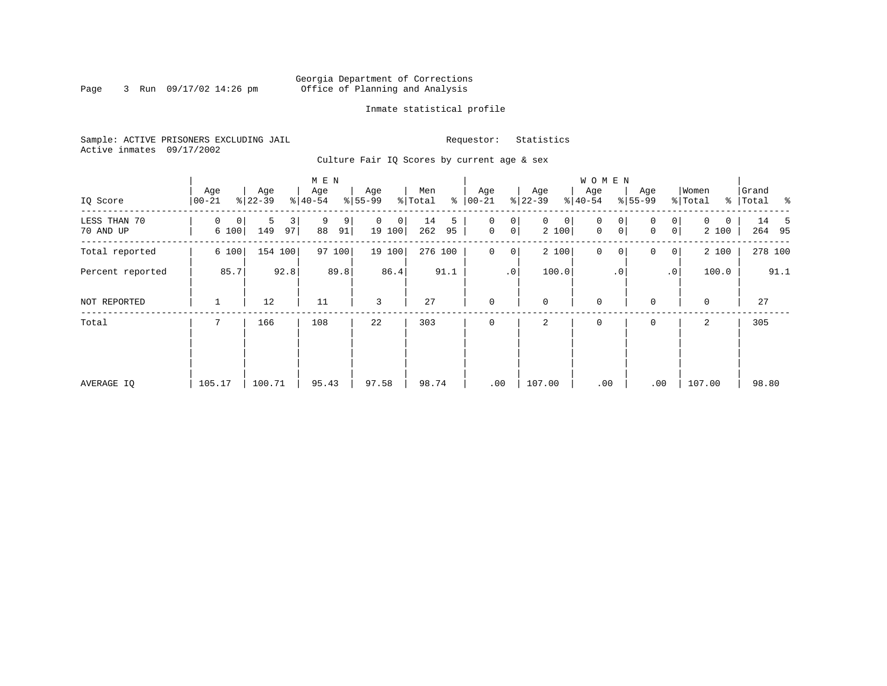Georgia Department of Corrections
Office of Planning and Analysis

Inmate statistical profile

Sample: ACTIVE PRISONERS EXCLUDING JAIL
Active inmates 09/17/2002

Requestor: Statistics

Culture Fair IQ Scores by current age & sex

| IQ Score | MEN Age 00-21 | % | Age 22-39 | % | Age 40-54 | % | Age 55-99 | % | Men Total | % | WOMEN Age 00-21 | % | Age 22-39 | % | Age 40-54 | % | Age 55-99 | % | Women Total | % | Grand Total | % |
|---|---|---|---|---|---|---|---|---|---|---|---|---|---|---|---|---|---|---|---|---|---|---|
| LESS THAN 70 | 0 | 0 | 5 | 3 | 9 | 9 | 0 | 0 | 14 | 5 | 0 | 0 | 0 | 0 | 0 | 0 | 0 | 0 | 0 | 0 | 14 | 5 |
| 70 AND UP | 6 | 100 | 149 | 97 | 88 | 91 | 19 | 100 | 262 | 95 | 0 | 0 | 2 | 100 | 0 | 0 | 0 | 0 | 2 | 100 | 264 | 95 |
| Total reported | 6 | 100 | 154 | 100 | 97 | 100 | 19 | 100 | 276 | 100 | 0 | 0 | 2 | 100 | 0 | 0 | 0 | 0 | 2 | 100 | 278 | 100 |
| Percent reported | | 85.7 | | 92.8 | | 89.8 | | 86.4 | | 91.1 | | .0 | | 100.0 | | .0 | | .0 | | 100.0 | | 91.1 |
| NOT REPORTED | 1 | | 12 | | 11 | | 3 | | 27 | | 0 | | 0 | | 0 | | 0 | | 0 | | 27 | |
| Total | 7 | | 166 | | 108 | | 22 | | 303 | | 0 | | 2 | | 0 | | 0 | | 2 | | 305 | |
| AVERAGE IQ | 105.17 | | 100.71 | | 95.43 | | 97.58 | | 98.74 | | .00 | | 107.00 | | .00 | | .00 | | 107.00 | | 98.80 | |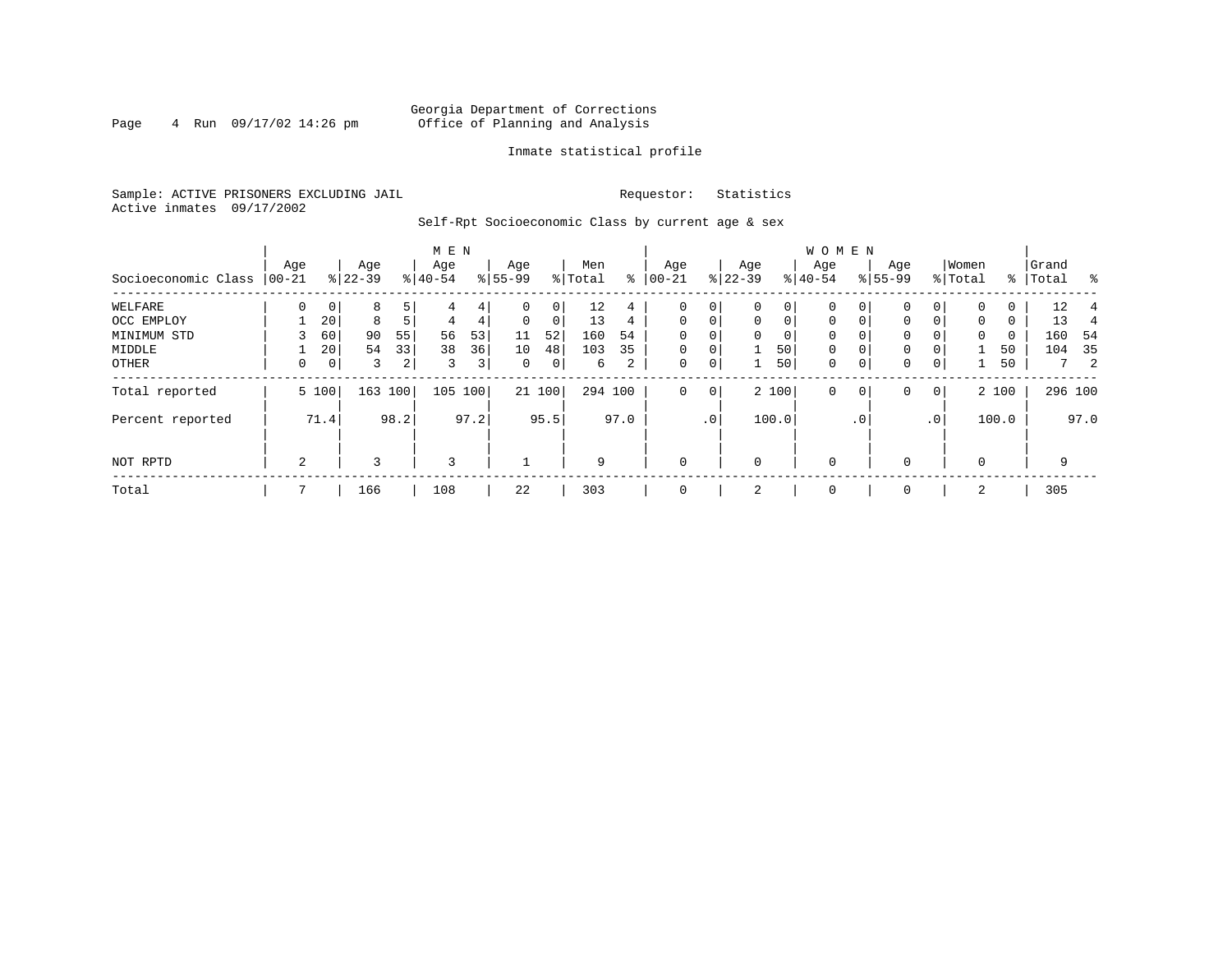Georgia Department of Corrections
Office of Planning and Analysis

Inmate statistical profile

Sample: ACTIVE PRISONERS EXCLUDING JAIL
Active inmates 09/17/2002

Requestor: Statistics

Self-Rpt Socioeconomic Class by current age & sex

| Socioeconomic Class | MEN Age 00-21 | % | Age 22-39 | % | Age 40-54 | % | Age 55-99 | % | Men Total | % | WOMEN Age 00-21 | % | Age 22-39 | % | Age 40-54 | % | Age 55-99 | % | Women Total | % | Grand Total | % |
|---|---|---|---|---|---|---|---|---|---|---|---|---|---|---|---|---|---|---|---|---|---|---|
| WELFARE | 0 | 0 | 8 | 5 | 4 | 4 | 0 | 0 | 12 | 4 | 0 | 0 | 0 | 0 | 0 | 0 | 0 | 0 | 0 | 0 | 12 | 4 |
| OCC EMPLOY | 1 | 20 | 8 | 5 | 4 | 4 | 0 | 0 | 13 | 4 | 0 | 0 | 0 | 0 | 0 | 0 | 0 | 0 | 0 | 0 | 13 | 4 |
| MINIMUM STD | 3 | 60 | 90 | 55 | 56 | 53 | 11 | 52 | 160 | 54 | 0 | 0 | 0 | 0 | 0 | 0 | 0 | 0 | 0 | 0 | 160 | 54 |
| MIDDLE | 1 | 20 | 54 | 33 | 38 | 36 | 10 | 48 | 103 | 35 | 0 | 0 | 1 | 50 | 0 | 0 | 0 | 0 | 1 | 50 | 104 | 35 |
| OTHER | 0 | 0 | 3 | 2 | 3 | 3 | 0 | 0 | 6 | 2 | 0 | 0 | 1 | 50 | 0 | 0 | 0 | 0 | 1 | 50 | 7 | 2 |
| Total reported | 5 | 100 | 163 | 100 | 105 | 100 | 21 | 100 | 294 | 100 | 0 | 0 | 2 | 100 | 0 | 0 | 0 | 0 | 2 | 100 | 296 | 100 |
| Percent reported | | 71.4 | | 98.2 | | 97.2 | | 95.5 | | 97.0 | | .0 | | 100.0 | | .0 | | .0 | | 100.0 | | 97.0 |
| NOT RPTD | 2 | | 3 | | 3 | | 1 | | 9 | | 0 | | 0 | | 0 | | 0 | | 0 | | 9 | |
| Total | 7 | | 166 | | 108 | | 22 | | 303 | | 0 | | 2 | | 0 | | 0 | | 2 | | 305 | |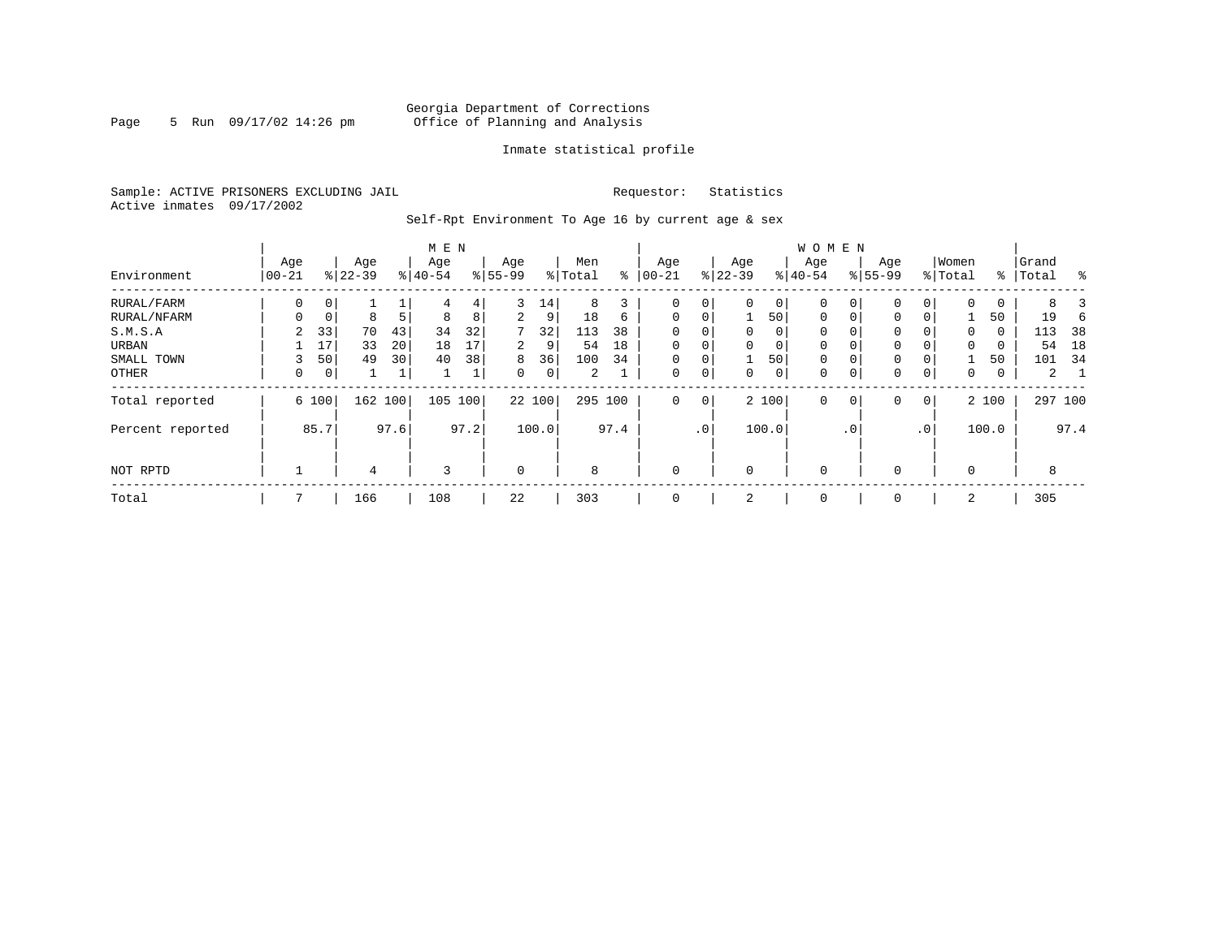Georgia Department of Corrections
Office of Planning and Analysis

Inmate statistical profile

Sample: ACTIVE PRISONERS EXCLUDING JAIL

Requestor: Statistics

Active inmates 09/17/2002

Self-Rpt Environment To Age 16 by current age & sex

| Environment | MEN Age 00-21 | % | Age 22-39 | % | Age 40-54 | % | Age 55-99 | % | Men Total | % | WOMEN Age 00-21 | % | Age 22-39 | % | Age 40-54 | % | Age 55-99 | % | Women Total | % | Grand Total | % |
|---|---|---|---|---|---|---|---|---|---|---|---|---|---|---|---|---|---|---|---|---|---|---|
| RURAL/FARM | 0 | 0 | 1 | 1 | 4 | 4 | 3 | 14 | 8 | 3 | 0 | 0 | 0 | 0 | 0 | 0 | 0 | 0 | 0 | 0 | 8 | 3 |
| RURAL/NFARM | 0 | 0 | 8 | 5 | 8 | 8 | 2 | 9 | 18 | 6 | 0 | 0 | 1 | 50 | 0 | 0 | 0 | 0 | 1 | 50 | 19 | 6 |
| S.M.S.A | 2 | 33 | 70 | 43 | 34 | 32 | 7 | 32 | 113 | 38 | 0 | 0 | 0 | 0 | 0 | 0 | 0 | 0 | 0 | 0 | 113 | 38 |
| URBAN | 1 | 17 | 33 | 20 | 18 | 17 | 2 | 9 | 54 | 18 | 0 | 0 | 0 | 0 | 0 | 0 | 0 | 0 | 0 | 0 | 54 | 18 |
| SMALL TOWN | 3 | 50 | 49 | 30 | 40 | 38 | 8 | 36 | 100 | 34 | 0 | 0 | 1 | 50 | 0 | 0 | 0 | 0 | 1 | 50 | 101 | 34 |
| OTHER | 0 | 0 | 1 | 1 | 1 | 1 | 0 | 0 | 2 | 1 | 0 | 0 | 0 | 0 | 0 | 0 | 0 | 0 | 0 | 0 | 2 | 1 |
| Total reported | 6 | 100 | 162 | 100 | 105 | 100 | 22 | 100 | 295 | 100 | 0 | 0 | 2 | 100 | 0 | 0 | 0 | 0 | 2 | 100 | 297 | 100 |
| Percent reported | | 85.7 | | 97.6 | | 97.2 | | 100.0 | | 97.4 | | .0 | | 100.0 | | .0 | | .0 | | 100.0 | | 97.4 |
| NOT RPTD | 1 | | 4 | | 3 | | 0 | | 8 | | 0 | | 0 | | 0 | | 0 | | 0 | | 8 | |
| Total | 7 | | 166 | | 108 | | 22 | | 303 | | 0 | | 2 | | 0 | | 0 | | 2 | | 305 | |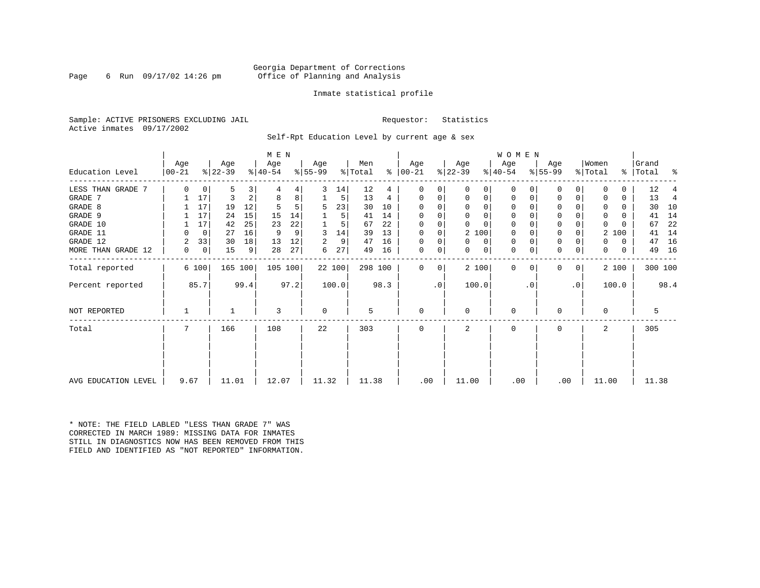Georgia Department of Corrections
Office of Planning and Analysis

Inmate statistical profile

Sample: ACTIVE PRISONERS EXCLUDING JAIL

Requestor: Statistics

Active inmates 09/17/2002

Self-Rpt Education Level by current age & sex

| Education Level | MEN Age 00-21 | % | Age 22-39 | % | Age 40-54 | % | Age 55-99 | % | Men Total | % | WOMEN Age 00-21 | % | Age 22-39 | % | Age 40-54 | % | Age 55-99 | % | Women Total | % | Grand Total | % |
|---|---|---|---|---|---|---|---|---|---|---|---|---|---|---|---|---|---|---|---|---|---|---|
| LESS THAN GRADE 7 | 0 | 0 | 5 | 3 | 4 | 4 | 3 | 14 | 12 | 4 | 0 | 0 | 0 | 0 | 0 | 0 | 0 | 0 | 0 | 0 | 12 | 4 |
| GRADE 7 | 1 | 17 | 3 | 2 | 8 | 8 | 1 | 5 | 13 | 4 | 0 | 0 | 0 | 0 | 0 | 0 | 0 | 0 | 0 | 0 | 13 | 4 |
| GRADE 8 | 1 | 17 | 19 | 12 | 5 | 5 | 5 | 23 | 30 | 10 | 0 | 0 | 0 | 0 | 0 | 0 | 0 | 0 | 0 | 0 | 30 | 10 |
| GRADE 9 | 1 | 17 | 24 | 15 | 15 | 14 | 1 | 5 | 41 | 14 | 0 | 0 | 0 | 0 | 0 | 0 | 0 | 0 | 0 | 0 | 41 | 14 |
| GRADE 10 | 1 | 17 | 42 | 25 | 23 | 22 | 1 | 5 | 67 | 22 | 0 | 0 | 0 | 0 | 0 | 0 | 0 | 0 | 0 | 0 | 67 | 22 |
| GRADE 11 | 0 | 0 | 27 | 16 | 9 | 9 | 3 | 14 | 39 | 13 | 0 | 0 | 2 | 100 | 0 | 0 | 0 | 0 | 2 | 100 | 41 | 14 |
| GRADE 12 | 2 | 33 | 30 | 18 | 13 | 12 | 2 | 9 | 47 | 16 | 0 | 0 | 0 | 0 | 0 | 0 | 0 | 0 | 0 | 0 | 47 | 16 |
| MORE THAN GRADE 12 | 0 | 0 | 15 | 9 | 28 | 27 | 6 | 27 | 49 | 16 | 0 | 0 | 0 | 0 | 0 | 0 | 0 | 0 | 0 | 0 | 49 | 16 |
| Total reported | 6 | 100 | 165 | 100 | 105 | 100 | 22 | 100 | 298 | 100 | 0 | 0 | 2 | 100 | 0 | 0 | 0 | 0 | 2 | 100 | 300 | 100 |
| Percent reported | | 85.7 | | 99.4 | | 97.2 | | 100.0 | | 98.3 | | .0 | | 100.0 | | .0 | | .0 | | 100.0 | | 98.4 |
| NOT REPORTED | 1 | | 1 | | 3 | | 0 | | 5 | | 0 | | 0 | | 0 | | 0 | | 0 | | 5 | |
| Total | 7 | | 166 | | 108 | | 22 | | 303 | | 0 | | 2 | | 0 | | 0 | | 2 | | 305 | |
| AVG EDUCATION LEVEL | 9.67 | | 11.01 | | 12.07 | | 11.32 | | 11.38 | | .00 | | 11.00 | | .00 | | .00 | | 11.00 | | 11.38 | |

* NOTE: THE FIELD LABLED "LESS THAN GRADE 7" WAS CORRECTED IN MARCH 1989: MISSING DATA FOR INMATES STILL IN DIAGNOSTICS NOW HAS BEEN REMOVED FROM THIS FIELD AND IDENTIFIED AS "NOT REPORTED" INFORMATION.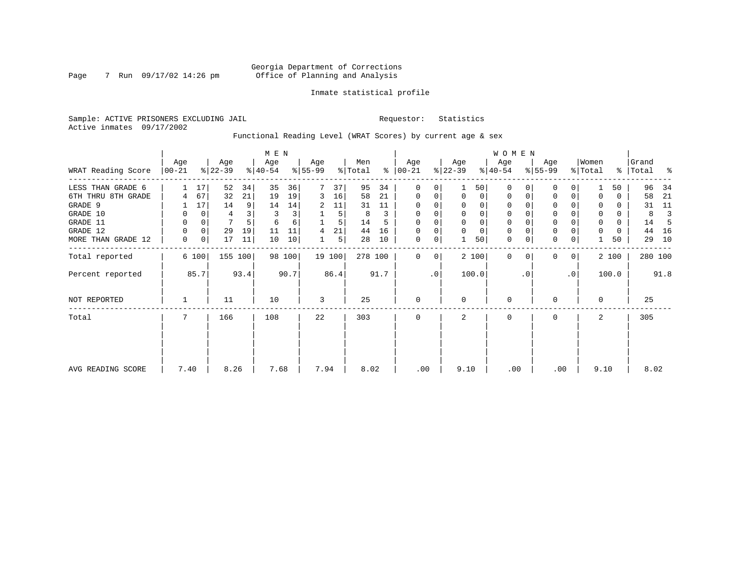Georgia Department of Corrections
Office of Planning and Analysis

Inmate statistical profile

Sample: ACTIVE PRISONERS EXCLUDING JAIL    Requestor: Statistics
Active inmates 09/17/2002

Functional Reading Level (WRAT Scores) by current age & sex

| | MEN | | | | | | | | | | WOMEN | | | | | | | | | | | |
|---|---|---|---|---|---|---|---|---|---|---|---|---|---|---|---|---|---|---|---|---|---|---|
| WRAT Reading Score | Age 00-21 | % | Age 22-39 | % | Age 40-54 | % | Age 55-99 | % | Men Total | % | Age 00-21 | % | Age 22-39 | % | Age 40-54 | % | Age 55-99 | % | Women Total | % | Grand Total | % |
| LESS THAN GRADE 6 | 1 | 17 | 52 | 34 | 35 | 36 | 7 | 37 | 95 | 34 | 0 | 0 | 1 | 50 | 0 | 0 | 0 | 0 | 1 | 50 | 96 | 34 |
| 6TH THRU 8TH GRADE | 4 | 67 | 32 | 21 | 19 | 19 | 3 | 16 | 58 | 21 | 0 | 0 | 0 | 0 | 0 | 0 | 0 | 0 | 0 | 0 | 58 | 21 |
| GRADE 9 | 1 | 17 | 14 | 9 | 14 | 14 | 2 | 11 | 31 | 11 | 0 | 0 | 0 | 0 | 0 | 0 | 0 | 0 | 0 | 0 | 31 | 11 |
| GRADE 10 | 0 | 0 | 4 | 3 | 3 | 3 | 1 | 5 | 8 | 3 | 0 | 0 | 0 | 0 | 0 | 0 | 0 | 0 | 0 | 0 | 8 | 3 |
| GRADE 11 | 0 | 0 | 7 | 5 | 6 | 6 | 1 | 5 | 14 | 5 | 0 | 0 | 0 | 0 | 0 | 0 | 0 | 0 | 0 | 0 | 14 | 5 |
| GRADE 12 | 0 | 0 | 29 | 19 | 11 | 11 | 4 | 21 | 44 | 16 | 0 | 0 | 0 | 0 | 0 | 0 | 0 | 0 | 0 | 0 | 44 | 16 |
| MORE THAN GRADE 12 | 0 | 0 | 17 | 11 | 10 | 10 | 1 | 5 | 28 | 10 | 0 | 0 | 1 | 50 | 0 | 0 | 0 | 0 | 1 | 50 | 29 | 10 |
| Total reported | 6 | 100 | 155 | 100 | 98 | 100 | 19 | 100 | 278 | 100 | 0 | 0 | 2 | 100 | 0 | 0 | 0 | 0 | 2 | 100 | 280 | 100 |
| Percent reported | | 85.7 | | 93.4 | | 90.7 | | 86.4 | | 91.7 | | .0 | | 100.0 | | .0 | | .0 | | 100.0 | | 91.8 |
| NOT REPORTED | 1 | | 11 | | 10 | | 3 | | 25 | | 0 | | 0 | | 0 | | 0 | | 0 | | 25 | |
| Total | 7 | | 166 | | 108 | | 22 | | 303 | | 0 | | 2 | | 0 | | 0 | | 2 | | 305 | |
| AVG READING SCORE | 7.40 | | 8.26 | | 7.68 | | 7.94 | | 8.02 | | .00 | | 9.10 | | .00 | | .00 | | 9.10 | | 8.02 | |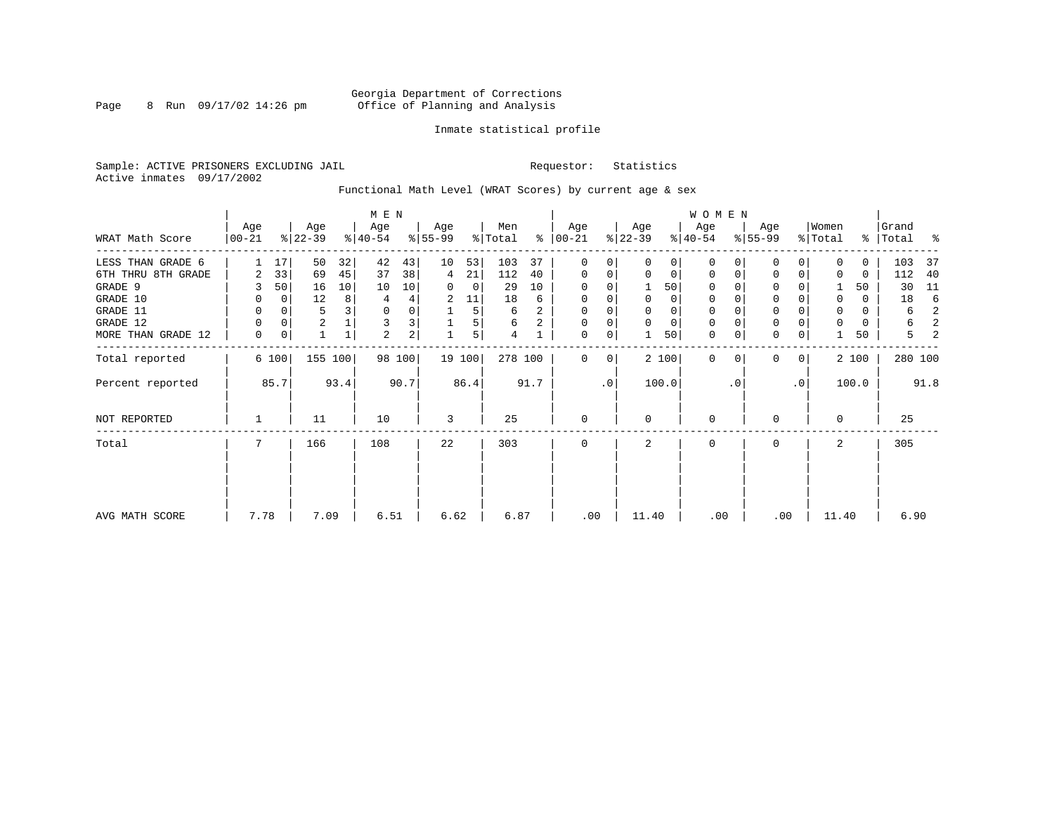Georgia Department of Corrections
Office of Planning and Analysis

Inmate statistical profile

Sample: ACTIVE PRISONERS EXCLUDING JAIL    Requestor: Statistics
Active inmates 09/17/2002

Functional Math Level (WRAT Scores) by current age & sex

| WRAT Math Score | MEN Age 00-21 | % | Age 22-39 | % | Age 40-54 | % | Age 55-99 | % | Men Total | % | WOMEN Age 00-21 | % | Age 22-39 | % | Age 40-54 | % | Age 55-99 | % | Women Total | % | Grand Total | % |
|---|---|---|---|---|---|---|---|---|---|---|---|---|---|---|---|---|---|---|---|---|---|---|
| LESS THAN GRADE 6 | 1 | 17 | 50 | 32 | 42 | 43 | 10 | 53 | 103 | 37 | 0 | 0 | 0 | 0 | 0 | 0 | 0 | 0 | 0 | 0 | 103 | 37 |
| 6TH THRU 8TH GRADE | 2 | 33 | 69 | 45 | 37 | 38 | 4 | 21 | 112 | 40 | 0 | 0 | 0 | 0 | 0 | 0 | 0 | 0 | 0 | 0 | 112 | 40 |
| GRADE 9 | 3 | 50 | 16 | 10 | 10 | 10 | 0 | 0 | 29 | 10 | 0 | 0 | 1 | 50 | 0 | 0 | 0 | 0 | 1 | 50 | 30 | 11 |
| GRADE 10 | 0 | 0 | 12 | 8 | 4 | 4 | 2 | 11 | 18 | 6 | 0 | 0 | 0 | 0 | 0 | 0 | 0 | 0 | 0 | 0 | 18 | 6 |
| GRADE 11 | 0 | 0 | 5 | 3 | 0 | 0 | 1 | 5 | 6 | 2 | 0 | 0 | 0 | 0 | 0 | 0 | 0 | 0 | 0 | 0 | 6 | 2 |
| GRADE 12 | 0 | 0 | 2 | 1 | 3 | 3 | 1 | 5 | 6 | 2 | 0 | 0 | 0 | 0 | 0 | 0 | 0 | 0 | 0 | 0 | 6 | 2 |
| MORE THAN GRADE 12 | 0 | 0 | 1 | 1 | 2 | 2 | 1 | 5 | 4 | 1 | 0 | 0 | 1 | 50 | 0 | 0 | 0 | 0 | 1 | 50 | 5 | 2 |
| Total reported | 6 | 100 | 155 | 100 | 98 | 100 | 19 | 100 | 278 | 100 | 0 | 0 | 2 | 100 | 0 | 0 | 0 | 0 | 2 | 100 | 280 | 100 |
| Percent reported | | 85.7 | | 93.4 | | 90.7 | | 86.4 | | 91.7 | | .0 | | 100.0 | | .0 | | .0 | | 100.0 | | 91.8 |
| NOT REPORTED | 1 | | 11 | | 10 | | 3 | | 25 | | 0 | | 0 | | 0 | | 0 | | 0 | | 25 | |
| Total | 7 | | 166 | | 108 | | 22 | | 303 | | 0 | | 2 | | 0 | | 0 | | 2 | | 305 | |
| AVG MATH SCORE | 7.78 | | 7.09 | | 6.51 | | 6.62 | | 6.87 | | .00 | | 11.40 | | .00 | | .00 | | 11.40 | | 6.90 | |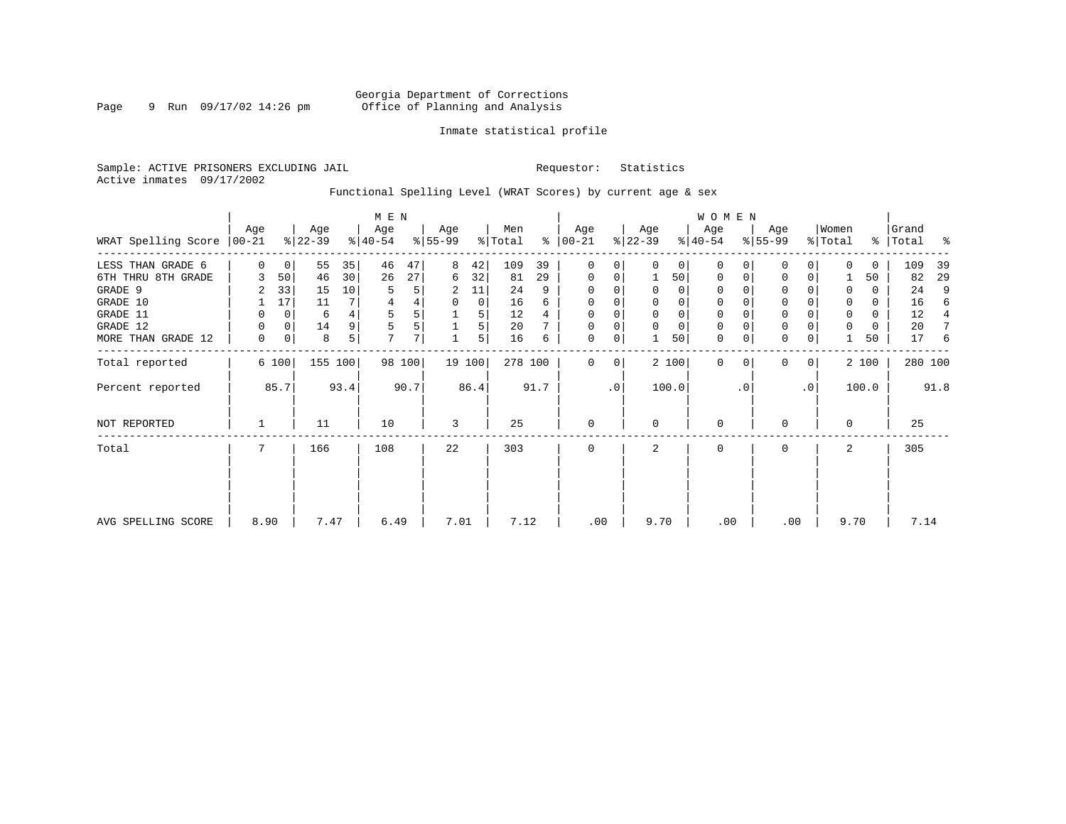Georgia Department of Corrections
Office of Planning and Analysis

Inmate statistical profile

Sample: ACTIVE PRISONERS EXCLUDING JAIL

Requestor: Statistics

Active inmates 09/17/2002

Functional Spelling Level (WRAT Scores) by current age & sex

| WRAT Spelling Score | MEN Age 00-21 | % | Age 22-39 | % | Age 40-54 | % | Age 55-99 | % | Men Total | % | WOMEN Age 00-21 | % | Age 22-39 | % | Age 40-54 | % | Age 55-99 | % | Women Total | % | Grand Total | % |
|---|---|---|---|---|---|---|---|---|---|---|---|---|---|---|---|---|---|---|---|---|---|---|
| LESS THAN GRADE 6 | 0 | 0 | 55 | 35 | 46 | 47 | 8 | 42 | 109 | 39 | 0 | 0 | 0 | 0 | 0 | 0 | 0 | 0 | 0 | 0 | 109 | 39 |
| 6TH THRU 8TH GRADE | 3 | 50 | 46 | 30 | 26 | 27 | 6 | 32 | 81 | 29 | 0 | 0 | 1 | 50 | 0 | 0 | 0 | 0 | 1 | 50 | 82 | 29 |
| GRADE 9 | 2 | 33 | 15 | 10 | 5 | 5 | 2 | 11 | 24 | 9 | 0 | 0 | 0 | 0 | 0 | 0 | 0 | 0 | 0 | 0 | 24 | 9 |
| GRADE 10 | 1 | 17 | 11 | 7 | 4 | 4 | 0 | 0 | 16 | 6 | 0 | 0 | 0 | 0 | 0 | 0 | 0 | 0 | 0 | 0 | 16 | 6 |
| GRADE 11 | 0 | 0 | 6 | 4 | 5 | 5 | 1 | 5 | 12 | 4 | 0 | 0 | 0 | 0 | 0 | 0 | 0 | 0 | 0 | 0 | 12 | 4 |
| GRADE 12 | 0 | 0 | 14 | 9 | 5 | 5 | 1 | 5 | 20 | 7 | 0 | 0 | 0 | 0 | 0 | 0 | 0 | 0 | 0 | 0 | 20 | 7 |
| MORE THAN GRADE 12 | 0 | 0 | 8 | 5 | 7 | 7 | 1 | 5 | 16 | 6 | 0 | 0 | 1 | 50 | 0 | 0 | 0 | 0 | 1 | 50 | 17 | 6 |
| Total reported | 6 | 100 | 155 | 100 | 98 | 100 | 19 | 100 | 278 | 100 | 0 | 0 | 2 | 100 | 0 | 0 | 0 | 0 | 2 | 100 | 280 | 100 |
| Percent reported | | 85.7 | | 93.4 | | 90.7 | | 86.4 | | 91.7 | | .0 | | 100.0 | | .0 | | .0 | | 100.0 | | 91.8 |
| NOT REPORTED | 1 | | 11 | | 10 | | 3 | | 25 | | 0 | | 0 | | 0 | | 0 | | 0 | | 25 | |
| Total | 7 | | 166 | | 108 | | 22 | | 303 | | 0 | | 2 | | 0 | | 0 | | 2 | | 305 | |
| AVG SPELLING SCORE | 8.90 | | 7.47 | | 6.49 | | 7.01 | | 7.12 | | .00 | | 9.70 | | .00 | | .00 | | 9.70 | | 7.14 | |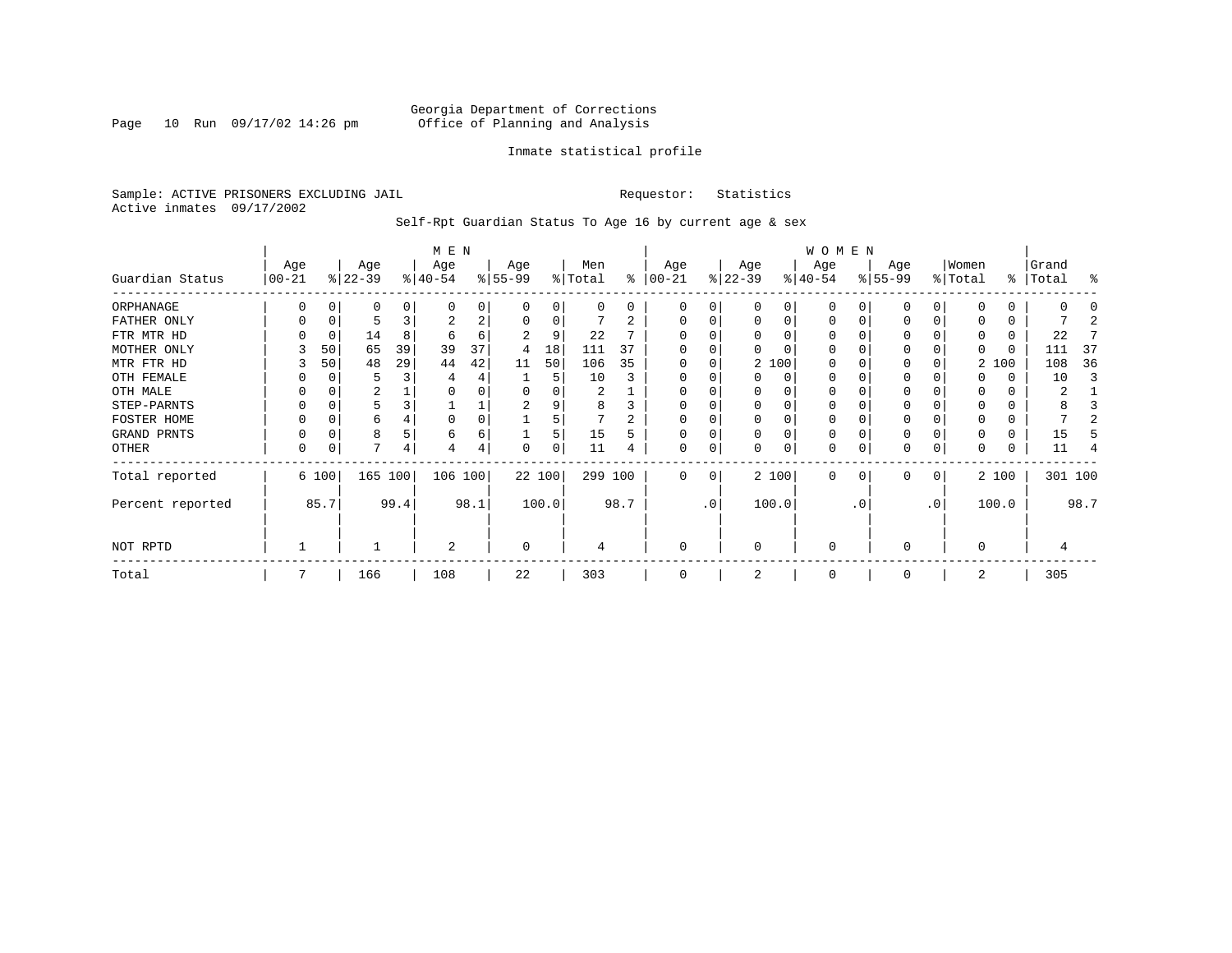Georgia Department of Corrections
Office of Planning and Analysis

Inmate statistical profile

Sample: ACTIVE PRISONERS EXCLUDING JAIL　　　　Requestor: Statistics
Active inmates 09/17/2002

Self-Rpt Guardian Status To Age 16 by current age & sex

| | MEN | | | | | | | | | | WOMEN | | | | | | | | | | | |
|---|---|---|---|---|---|---|---|---|---|---|---|---|---|---|---|---|---|---|---|---|---|---|
| Guardian Status | Age 00-21 | % | Age 22-39 | % | Age 40-54 | % | Age 55-99 | % | Men Total | % | Age 00-21 | % | Age 22-39 | % | Age 40-54 | % | Age 55-99 | % | Women Total | % | Grand Total | % |
| ORPHANAGE | 0 | 0 | 0 | 0 | 0 | 0 | 0 | 0 | 0 | 0 | 0 | 0 | 0 | 0 | 0 | 0 | 0 | 0 | 0 | 0 | 0 | 0 |
| FATHER ONLY | 0 | 0 | 5 | 3 | 2 | 2 | 0 | 0 | 7 | 2 | 0 | 0 | 0 | 0 | 0 | 0 | 0 | 0 | 0 | 0 | 7 | 2 |
| FTR MTR HD | 0 | 0 | 14 | 8 | 6 | 6 | 2 | 9 | 22 | 7 | 0 | 0 | 0 | 0 | 0 | 0 | 0 | 0 | 0 | 0 | 22 | 7 |
| MOTHER ONLY | 3 | 50 | 65 | 39 | 39 | 37 | 4 | 18 | 111 | 37 | 0 | 0 | 0 | 0 | 0 | 0 | 0 | 0 | 0 | 0 | 111 | 37 |
| MTR FTR HD | 3 | 50 | 48 | 29 | 44 | 42 | 11 | 50 | 106 | 35 | 0 | 0 | 2 | 100 | 0 | 0 | 0 | 0 | 2 | 100 | 108 | 36 |
| OTH FEMALE | 0 | 0 | 5 | 3 | 4 | 4 | 1 | 5 | 10 | 3 | 0 | 0 | 0 | 0 | 0 | 0 | 0 | 0 | 0 | 0 | 10 | 3 |
| OTH MALE | 0 | 0 | 2 | 1 | 0 | 0 | 0 | 0 | 2 | 1 | 0 | 0 | 0 | 0 | 0 | 0 | 0 | 0 | 0 | 0 | 2 | 1 |
| STEP-PARNTS | 0 | 0 | 5 | 3 | 1 | 1 | 2 | 9 | 8 | 3 | 0 | 0 | 0 | 0 | 0 | 0 | 0 | 0 | 0 | 0 | 8 | 3 |
| FOSTER HOME | 0 | 0 | 6 | 4 | 0 | 0 | 1 | 5 | 7 | 2 | 0 | 0 | 0 | 0 | 0 | 0 | 0 | 0 | 0 | 0 | 7 | 2 |
| GRAND PRNTS | 0 | 0 | 8 | 5 | 6 | 6 | 1 | 5 | 15 | 5 | 0 | 0 | 0 | 0 | 0 | 0 | 0 | 0 | 0 | 0 | 15 | 5 |
| OTHER | 0 | 0 | 7 | 4 | 4 | 4 | 0 | 0 | 11 | 4 | 0 | 0 | 0 | 0 | 0 | 0 | 0 | 0 | 0 | 0 | 11 | 4 |
| Total reported | 6 | 100 | 165 | 100 | 106 | 100 | 22 | 100 | 299 | 100 | 0 | 0 | 2 | 100 | 0 | 0 | 0 | 0 | 2 | 100 | 301 | 100 |
| Percent reported | | 85.7 | | 99.4 | | 98.1 | | 100.0 | | 98.7 | | .0 | | 100.0 | | .0 | | .0 | | 100.0 | | 98.7 |
| NOT RPTD | 1 | | 1 | | 2 | | 0 | | 4 | | 0 | | 0 | | 0 | | 0 | | 0 | | 4 | |
| Total | 7 | | 166 | | 108 | | 22 | | 303 | | 0 | | 2 | | 0 | | 0 | | 2 | | 305 | |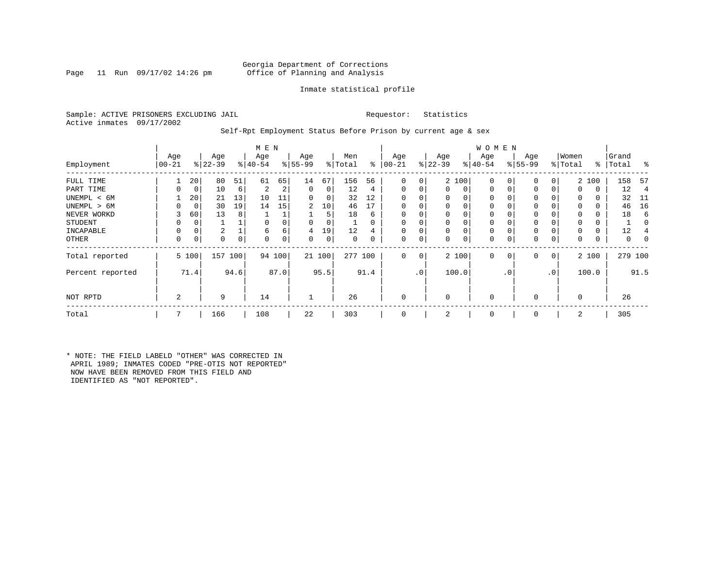Georgia Department of Corrections
Office of Planning and Analysis

Inmate statistical profile

Sample: ACTIVE PRISONERS EXCLUDING JAIL    Requestor: Statistics
Active inmates 09/17/2002

Self-Rpt Employment Status Before Prison by current age & sex

| Employment | MEN Age 00-21 | % | Age 22-39 | % | Age 40-54 | % | Age 55-99 | % | Men Total | % | WOMEN Age 00-21 | % | Age 22-39 | % | Age 40-54 | % | Age 55-99 | % | Women Total | % | Grand Total | % |
|---|---|---|---|---|---|---|---|---|---|---|---|---|---|---|---|---|---|---|---|---|---|---|
| FULL TIME | 1 | 20 | 80 | 51 | 61 | 65 | 14 | 67 | 156 | 56 | 0 | 0 | 2 | 100 | 0 | 0 | 0 | 0 | 2 | 100 | 158 | 57 |
| PART TIME | 0 | 0 | 10 | 6 | 2 | 2 | 0 | 0 | 12 | 4 | 0 | 0 | 0 | 0 | 0 | 0 | 0 | 0 | 0 | 0 | 12 | 4 |
| UNEMPL < 6M | 1 | 20 | 21 | 13 | 10 | 11 | 0 | 0 | 32 | 12 | 0 | 0 | 0 | 0 | 0 | 0 | 0 | 0 | 0 | 0 | 32 | 11 |
| UNEMPL > 6M | 0 | 0 | 30 | 19 | 14 | 15 | 2 | 10 | 46 | 17 | 0 | 0 | 0 | 0 | 0 | 0 | 0 | 0 | 0 | 0 | 46 | 16 |
| NEVER WORKD | 3 | 60 | 13 | 8 | 1 | 1 | 1 | 5 | 18 | 6 | 0 | 0 | 0 | 0 | 0 | 0 | 0 | 0 | 0 | 0 | 18 | 6 |
| STUDENT | 0 | 0 | 1 | 1 | 0 | 0 | 0 | 0 | 1 | 0 | 0 | 0 | 0 | 0 | 0 | 0 | 0 | 0 | 0 | 0 | 1 | 0 |
| INCAPABLE | 0 | 0 | 2 | 1 | 6 | 6 | 4 | 19 | 12 | 4 | 0 | 0 | 0 | 0 | 0 | 0 | 0 | 0 | 0 | 0 | 12 | 4 |
| OTHER | 0 | 0 | 0 | 0 | 0 | 0 | 0 | 0 | 0 | 0 | 0 | 0 | 0 | 0 | 0 | 0 | 0 | 0 | 0 | 0 | 0 | 0 |
| Total reported | 5 | 100 | 157 | 100 | 94 | 100 | 21 | 100 | 277 | 100 | 0 | 0 | 2 | 100 | 0 | 0 | 0 | 0 | 2 | 100 | 279 | 100 |
| Percent reported | | 71.4 | | 94.6 | | 87.0 | | 95.5 | | 91.4 | | .0 | | 100.0 | | .0 | | .0 | | 100.0 | | 91.5 |
| NOT RPTD | 2 | | 9 | | 14 | | 1 | | 26 | | 0 | | 0 | | 0 | | 0 | | 0 | | 26 | |
| Total | 7 | | 166 | | 108 | | 22 | | 303 | | 0 | | 2 | | 0 | | 0 | | 2 | | 305 | |

* NOTE: THE FIELD LABELD "OTHER" WAS CORRECTED IN APRIL 1989; INMATES CODED "PRE-OTIS NOT REPORTED" NOW HAVE BEEN REMOVED FROM THIS FIELD AND IDENTIFIED AS "NOT REPORTED".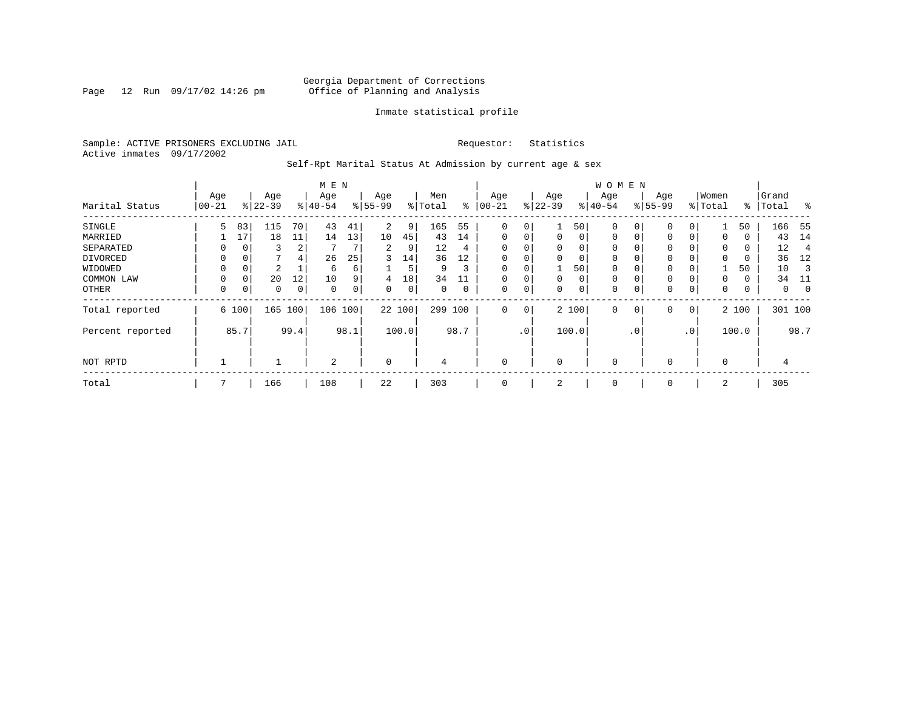Georgia Department of Corrections
Office of Planning and Analysis

Inmate statistical profile

Sample: ACTIVE PRISONERS EXCLUDING JAIL
Active inmates 09/17/2002

Requestor: Statistics

Self-Rpt Marital Status At Admission by current age & sex

| Marital Status | MEN Age 00-21 | % | Age 22-39 | % | Age 40-54 | % | Age 55-99 | % | Men Total | % | WOMEN Age 00-21 | % | Age 22-39 | % | Age 40-54 | % | Age 55-99 | % | Women Total | % | Grand Total | % |
|---|---|---|---|---|---|---|---|---|---|---|---|---|---|---|---|---|---|---|---|---|---|---|
| SINGLE | 5 | 83 | 115 | 70 | 43 | 41 | 2 | 9 | 165 | 55 | 0 | 0 | 1 | 50 | 0 | 0 | 0 | 0 | 1 | 50 | 166 | 55 |
| MARRIED | 1 | 17 | 18 | 11 | 14 | 13 | 10 | 45 | 43 | 14 | 0 | 0 | 0 | 0 | 0 | 0 | 0 | 0 | 0 | 0 | 43 | 14 |
| SEPARATED | 0 | 0 | 3 | 2 | 7 | 7 | 2 | 9 | 12 | 4 | 0 | 0 | 0 | 0 | 0 | 0 | 0 | 0 | 0 | 0 | 12 | 4 |
| DIVORCED | 0 | 0 | 7 | 4 | 26 | 25 | 3 | 14 | 36 | 12 | 0 | 0 | 0 | 0 | 0 | 0 | 0 | 0 | 0 | 0 | 36 | 12 |
| WIDOWED | 0 | 0 | 2 | 1 | 6 | 6 | 1 | 5 | 9 | 3 | 0 | 0 | 1 | 50 | 0 | 0 | 0 | 0 | 1 | 50 | 10 | 3 |
| COMMON LAW | 0 | 0 | 20 | 12 | 10 | 9 | 4 | 18 | 34 | 11 | 0 | 0 | 0 | 0 | 0 | 0 | 0 | 0 | 0 | 0 | 34 | 11 |
| OTHER | 0 | 0 | 0 | 0 | 0 | 0 | 0 | 0 | 0 | 0 | 0 | 0 | 0 | 0 | 0 | 0 | 0 | 0 | 0 | 0 | 0 | 0 |
| Total reported | 6 | 100 | 165 | 100 | 106 | 100 | 22 | 100 | 299 | 100 | 0 | 0 | 2 | 100 | 0 | 0 | 0 | 0 | 2 | 100 | 301 | 100 |
| Percent reported | | 85.7 | | 99.4 | | 98.1 | | 100.0 | | 98.7 | | .0 | | 100.0 | | .0 | | .0 | | 100.0 | | 98.7 |
| NOT RPTD | 1 | | 1 | | 2 | | 0 | | 4 | | 0 | | 0 | | 0 | | 0 | | 0 | | 4 | |
| Total | 7 | | 166 | | 108 | | 22 | | 303 | | 0 | | 2 | | 0 | | 0 | | 2 | | 305 | |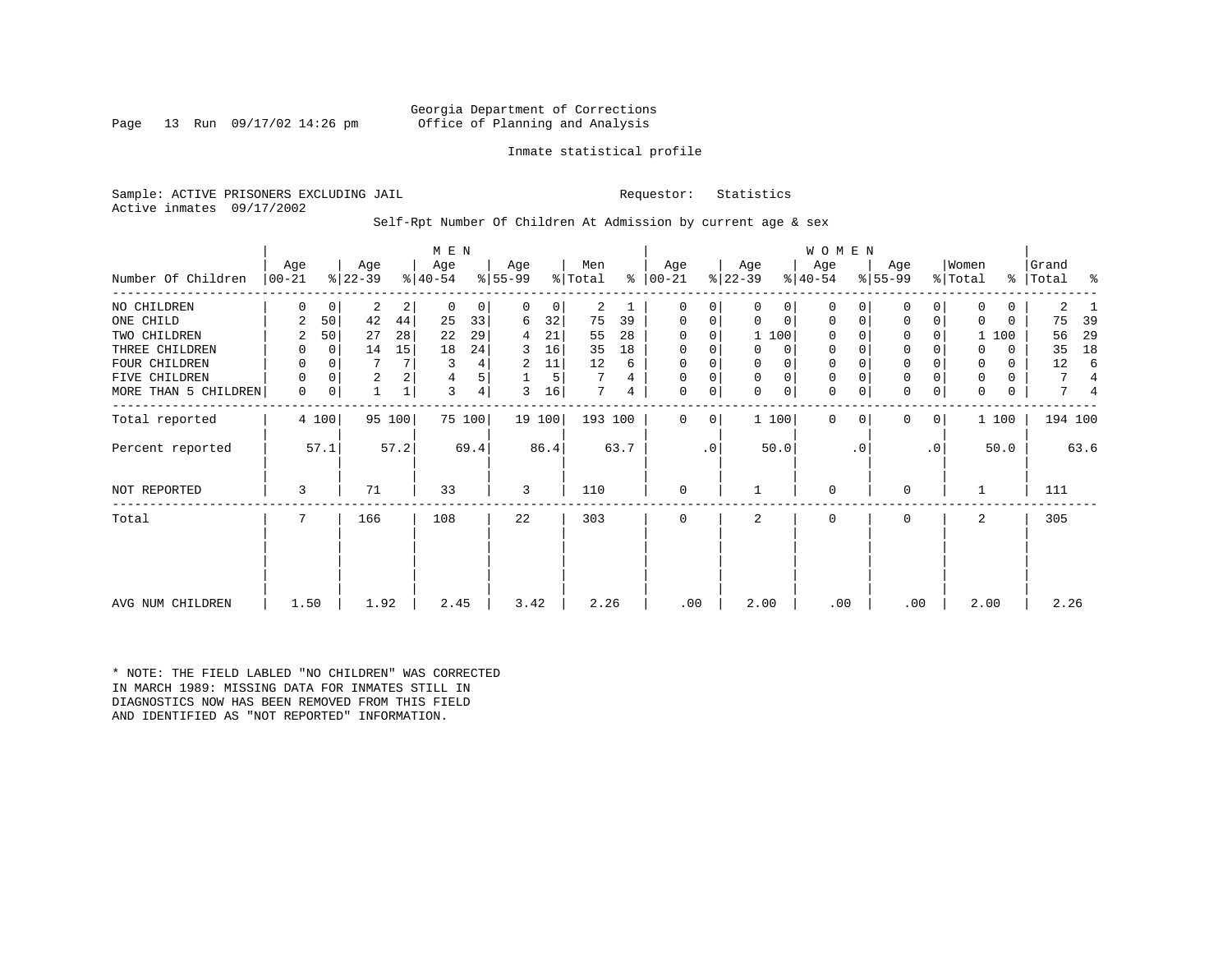Georgia Department of Corrections
Office of Planning and Analysis

Inmate statistical profile

Sample: ACTIVE PRISONERS EXCLUDING JAIL    Requestor: Statistics
Active inmates 09/17/2002

Self-Rpt Number Of Children At Admission by current age & sex

| Number Of Children | MEN Age 00-21 | % | Age 22-39 | % | Age 40-54 | % | Age 55-99 | % | Men Total | % | WOMEN Age 00-21 | % | Age 22-39 | % | Age 40-54 | % | Age 55-99 | % | Women Total | % | Grand Total | % |
|---|---|---|---|---|---|---|---|---|---|---|---|---|---|---|---|---|---|---|---|---|---|---|
| NO CHILDREN | 0 | 0 | 2 | 2 | 0 | 0 | 0 | 0 | 2 | 1 | 0 | 0 | 0 | 0 | 0 | 0 | 0 | 0 | 0 | 0 | 2 | 1 |
| ONE CHILD | 2 | 50 | 42 | 44 | 25 | 33 | 6 | 32 | 75 | 39 | 0 | 0 | 0 | 0 | 0 | 0 | 0 | 0 | 0 | 0 | 75 | 39 |
| TWO CHILDREN | 2 | 50 | 27 | 28 | 22 | 29 | 4 | 21 | 55 | 28 | 0 | 0 | 1 | 100 | 0 | 0 | 0 | 0 | 1 | 100 | 56 | 29 |
| THREE CHILDREN | 0 | 0 | 14 | 15 | 18 | 24 | 3 | 16 | 35 | 18 | 0 | 0 | 0 | 0 | 0 | 0 | 0 | 0 | 0 | 0 | 35 | 18 |
| FOUR CHILDREN | 0 | 0 | 7 | 7 | 3 | 4 | 2 | 11 | 12 | 6 | 0 | 0 | 0 | 0 | 0 | 0 | 0 | 0 | 0 | 0 | 12 | 6 |
| FIVE CHILDREN | 0 | 0 | 2 | 2 | 4 | 5 | 1 | 5 | 7 | 4 | 0 | 0 | 0 | 0 | 0 | 0 | 0 | 0 | 0 | 0 | 7 | 4 |
| MORE THAN 5 CHILDREN | 0 | 0 | 1 | 1 | 3 | 4 | 3 | 16 | 7 | 4 | 0 | 0 | 0 | 0 | 0 | 0 | 0 | 0 | 0 | 0 | 7 | 4 |
| Total reported | 4 | 100 | 95 | 100 | 75 | 100 | 19 | 100 | 193 | 100 | 0 | 0 | 1 | 100 | 0 | 0 | 0 | 0 | 1 | 100 | 194 | 100 |
| Percent reported | | 57.1 | | 57.2 | | 69.4 | | 86.4 | | 63.7 | | .0 | | 50.0 | | .0 | | .0 | | 50.0 | | 63.6 |
| NOT REPORTED | 3 | | 71 | | 33 | | 3 | | 110 | | 0 | | 1 | | 0 | | 0 | | 1 | | 111 | |
| Total | 7 | | 166 | | 108 | | 22 | | 303 | | 0 | | 2 | | 0 | | 0 | | 2 | | 305 | |
| AVG NUM CHILDREN | 1.50 | | 1.92 | | 2.45 | | 3.42 | | 2.26 | | .00 | | 2.00 | | .00 | | .00 | | 2.00 | | 2.26 | |

* NOTE: THE FIELD LABLED "NO CHILDREN" WAS CORRECTED IN MARCH 1989: MISSING DATA FOR INMATES STILL IN DIAGNOSTICS NOW HAS BEEN REMOVED FROM THIS FIELD AND IDENTIFIED AS "NOT REPORTED" INFORMATION.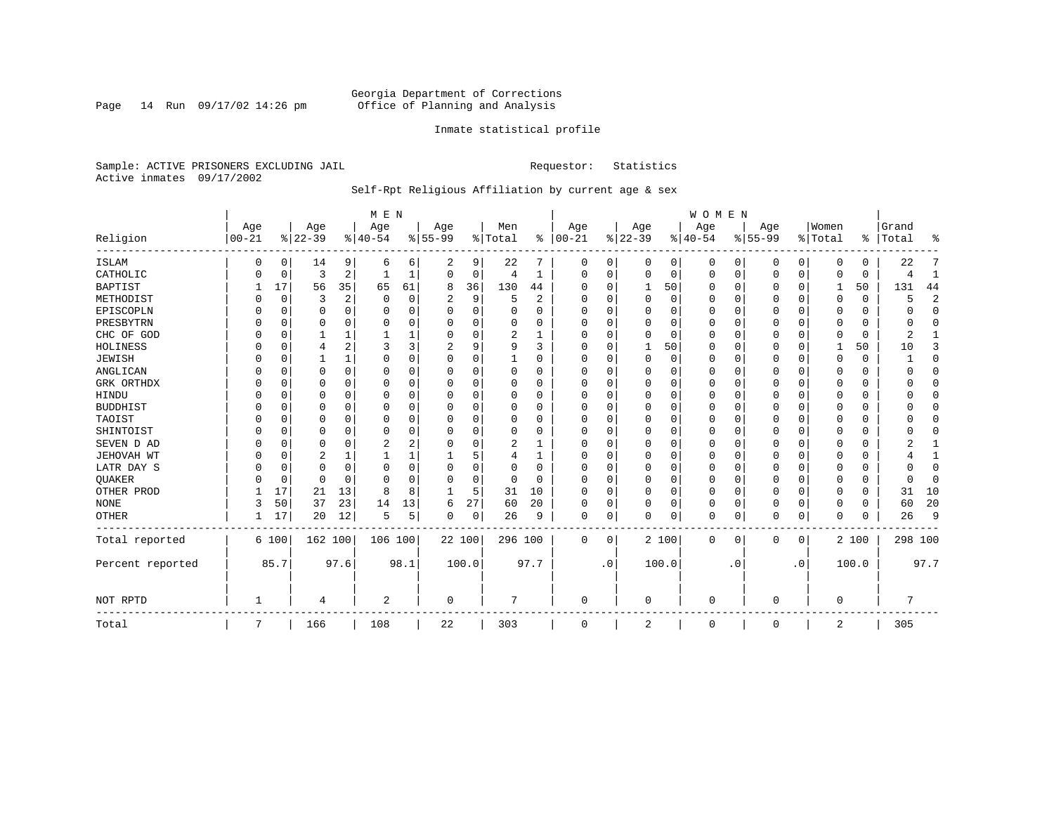Georgia Department of Corrections
Office of Planning and Analysis

Inmate statistical profile

Sample: ACTIVE PRISONERS EXCLUDING JAIL    Requestor: Statistics
Active inmates 09/17/2002

Self-Rpt Religious Affiliation by current age & sex

| Religion | MEN Age 00-21 | % | Age 22-39 | % | Age 40-54 | % | Age 55-99 | % | Men Total | % | WOMEN Age 00-21 | % | Age 22-39 | % | Age 40-54 | % | Age 55-99 | % | Women Total | % | Grand Total | % |
|---|---|---|---|---|---|---|---|---|---|---|---|---|---|---|---|---|---|---|---|---|---|---|
| ISLAM | 0 | 0 | 14 | 9 | 6 | 6 | 2 | 9 | 22 | 7 | 0 | 0 | 0 | 0 | 0 | 0 | 0 | 0 | 0 | 0 | 22 | 7 |
| CATHOLIC | 0 | 0 | 3 | 2 | 1 | 1 | 0 | 0 | 4 | 1 | 0 | 0 | 0 | 0 | 0 | 0 | 0 | 0 | 0 | 0 | 4 | 1 |
| BAPTIST | 1 | 17 | 56 | 35 | 65 | 61 | 8 | 36 | 130 | 44 | 0 | 0 | 1 | 50 | 0 | 0 | 0 | 0 | 1 | 50 | 131 | 44 |
| METHODIST | 0 | 0 | 3 | 2 | 0 | 0 | 2 | 9 | 5 | 2 | 0 | 0 | 0 | 0 | 0 | 0 | 0 | 0 | 0 | 0 | 5 | 2 |
| EPISCOPLN | 0 | 0 | 0 | 0 | 0 | 0 | 0 | 0 | 0 | 0 | 0 | 0 | 0 | 0 | 0 | 0 | 0 | 0 | 0 | 0 | 0 | 0 |
| PRESBYTRN | 0 | 0 | 0 | 0 | 0 | 0 | 0 | 0 | 0 | 0 | 0 | 0 | 0 | 0 | 0 | 0 | 0 | 0 | 0 | 0 | 0 | 0 |
| CHC OF GOD | 0 | 0 | 1 | 1 | 1 | 1 | 0 | 0 | 2 | 1 | 0 | 0 | 0 | 0 | 0 | 0 | 0 | 0 | 0 | 0 | 2 | 1 |
| HOLINESS | 0 | 0 | 4 | 2 | 3 | 3 | 2 | 9 | 9 | 3 | 0 | 0 | 1 | 50 | 0 | 0 | 0 | 0 | 1 | 50 | 10 | 3 |
| JEWISH | 0 | 0 | 1 | 1 | 0 | 0 | 0 | 0 | 1 | 0 | 0 | 0 | 0 | 0 | 0 | 0 | 0 | 0 | 0 | 0 | 1 | 0 |
| ANGLICAN | 0 | 0 | 0 | 0 | 0 | 0 | 0 | 0 | 0 | 0 | 0 | 0 | 0 | 0 | 0 | 0 | 0 | 0 | 0 | 0 | 0 | 0 |
| GRK ORTHDX | 0 | 0 | 0 | 0 | 0 | 0 | 0 | 0 | 0 | 0 | 0 | 0 | 0 | 0 | 0 | 0 | 0 | 0 | 0 | 0 | 0 | 0 |
| HINDU | 0 | 0 | 0 | 0 | 0 | 0 | 0 | 0 | 0 | 0 | 0 | 0 | 0 | 0 | 0 | 0 | 0 | 0 | 0 | 0 | 0 | 0 |
| BUDDHIST | 0 | 0 | 0 | 0 | 0 | 0 | 0 | 0 | 0 | 0 | 0 | 0 | 0 | 0 | 0 | 0 | 0 | 0 | 0 | 0 | 0 | 0 |
| TAOIST | 0 | 0 | 0 | 0 | 0 | 0 | 0 | 0 | 0 | 0 | 0 | 0 | 0 | 0 | 0 | 0 | 0 | 0 | 0 | 0 | 0 | 0 |
| SHINTOIST | 0 | 0 | 0 | 0 | 0 | 0 | 0 | 0 | 0 | 0 | 0 | 0 | 0 | 0 | 0 | 0 | 0 | 0 | 0 | 0 | 0 | 0 |
| SEVEN D AD | 0 | 0 | 0 | 0 | 2 | 2 | 0 | 0 | 2 | 1 | 0 | 0 | 0 | 0 | 0 | 0 | 0 | 0 | 0 | 0 | 2 | 1 |
| JEHOVAH WT | 0 | 0 | 2 | 1 | 1 | 1 | 1 | 5 | 4 | 1 | 0 | 0 | 0 | 0 | 0 | 0 | 0 | 0 | 0 | 0 | 4 | 1 |
| LATR DAY S | 0 | 0 | 0 | 0 | 0 | 0 | 0 | 0 | 0 | 0 | 0 | 0 | 0 | 0 | 0 | 0 | 0 | 0 | 0 | 0 | 0 | 0 |
| QUAKER | 0 | 0 | 0 | 0 | 0 | 0 | 0 | 0 | 0 | 0 | 0 | 0 | 0 | 0 | 0 | 0 | 0 | 0 | 0 | 0 | 0 | 0 |
| OTHER PROD | 1 | 17 | 21 | 13 | 8 | 8 | 1 | 5 | 31 | 10 | 0 | 0 | 0 | 0 | 0 | 0 | 0 | 0 | 0 | 0 | 31 | 10 |
| NONE | 3 | 50 | 37 | 23 | 14 | 13 | 6 | 27 | 60 | 20 | 0 | 0 | 0 | 0 | 0 | 0 | 0 | 0 | 0 | 0 | 60 | 20 |
| OTHER | 1 | 17 | 20 | 12 | 5 | 5 | 0 | 0 | 26 | 9 | 0 | 0 | 0 | 0 | 0 | 0 | 0 | 0 | 0 | 0 | 26 | 9 |
| Total reported | 6 | 100 | 162 | 100 | 106 | 100 | 22 | 100 | 296 | 100 | 0 | 0 | 2 | 100 | 0 | 0 | 0 | 0 | 2 | 100 | 298 | 100 |
| Percent reported | | 85.7 | | 97.6 | | 98.1 | | 100.0 | | 97.7 | | .0 | | 100.0 | | .0 | | .0 | | 100.0 | | 97.7 |
| NOT RPTD | 1 | | 4 | | 2 | | 0 | | 7 | | 0 | | 0 | | 0 | | 0 | | 0 | | 7 | |
| Total | 7 | | 166 | | 108 | | 22 | | 303 | | 0 | | 2 | | 0 | | 0 | | 2 | | 305 | |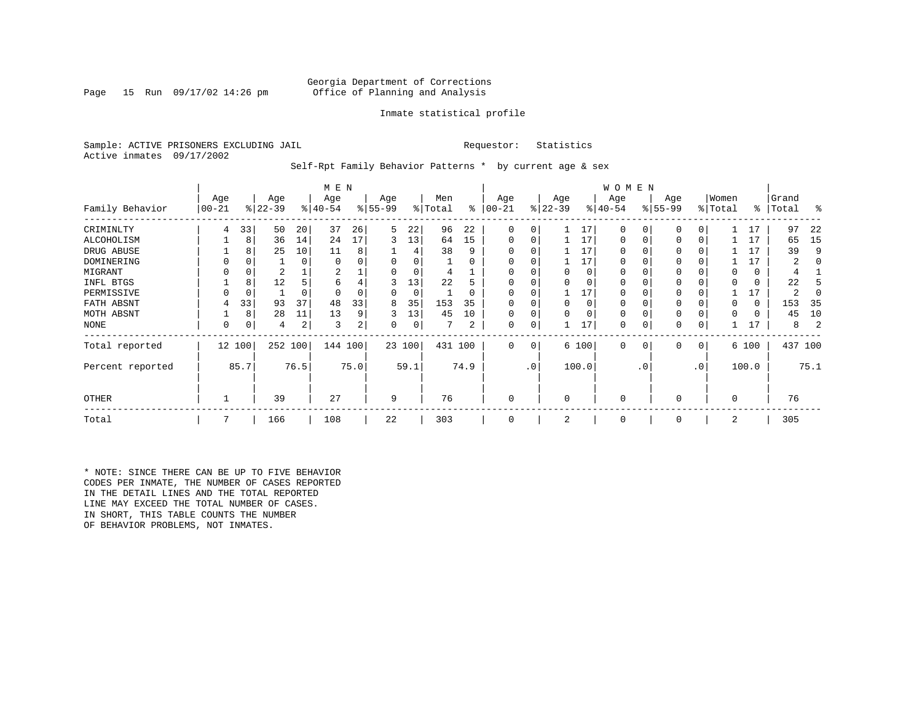Georgia Department of Corrections
Office of Planning and Analysis

Inmate statistical profile

Sample: ACTIVE PRISONERS EXCLUDING JAIL

Requestor: Statistics

Active inmates 09/17/2002

Self-Rpt Family Behavior Patterns * by current age & sex

| Family Behavior | MEN Age 00-21 | % | Age 22-39 | % | Age 40-54 | % | Age 55-99 | % | Men Total | % | WOMEN Age 00-21 | % | Age 22-39 | % | Age 40-54 | % | Age 55-99 | % | Women Total | % | Grand Total | % |
|---|---|---|---|---|---|---|---|---|---|---|---|---|---|---|---|---|---|---|---|---|---|---|
| CRIMINLTY | 4 | 33 | 50 | 20 | 37 | 26 | 5 | 22 | 96 | 22 | 0 | 0 | 1 | 17 | 0 | 0 | 0 | 0 | 1 | 17 | 97 | 22 |
| ALCOHOLISM | 1 | 8 | 36 | 14 | 24 | 17 | 3 | 13 | 64 | 15 | 0 | 0 | 1 | 17 | 0 | 0 | 0 | 0 | 1 | 17 | 65 | 15 |
| DRUG ABUSE | 1 | 8 | 25 | 10 | 11 | 8 | 1 | 4 | 38 | 9 | 0 | 0 | 1 | 17 | 0 | 0 | 0 | 0 | 1 | 17 | 39 | 9 |
| DOMINERING | 0 | 0 | 1 | 0 | 0 | 0 | 0 | 0 | 1 | 0 | 0 | 0 | 1 | 17 | 0 | 0 | 0 | 0 | 1 | 17 | 2 | 0 |
| MIGRANT | 0 | 0 | 2 | 1 | 2 | 1 | 0 | 0 | 4 | 1 | 0 | 0 | 0 | 0 | 0 | 0 | 0 | 0 | 0 | 0 | 4 | 1 |
| INFL BTGS | 1 | 8 | 12 | 5 | 6 | 4 | 3 | 13 | 22 | 5 | 0 | 0 | 0 | 0 | 0 | 0 | 0 | 0 | 0 | 0 | 22 | 5 |
| PERMISSIVE | 0 | 0 | 1 | 0 | 0 | 0 | 0 | 0 | 1 | 0 | 0 | 0 | 1 | 17 | 0 | 0 | 0 | 0 | 1 | 17 | 2 | 0 |
| FATH ABSNT | 4 | 33 | 93 | 37 | 48 | 33 | 8 | 35 | 153 | 35 | 0 | 0 | 0 | 0 | 0 | 0 | 0 | 0 | 0 | 0 | 153 | 35 |
| MOTH ABSNT | 1 | 8 | 28 | 11 | 13 | 9 | 3 | 13 | 45 | 10 | 0 | 0 | 0 | 0 | 0 | 0 | 0 | 0 | 0 | 0 | 45 | 10 |
| NONE | 0 | 0 | 4 | 2 | 3 | 2 | 0 | 0 | 7 | 2 | 0 | 0 | 1 | 17 | 0 | 0 | 0 | 0 | 1 | 17 | 8 | 2 |
| Total reported | 12 | 100 | 252 | 100 | 144 | 100 | 23 | 100 | 431 | 100 | 0 | 0 | 6 | 100 | 0 | 0 | 0 | 0 | 6 | 100 | 437 | 100 |
| Percent reported | | 85.7 | | 76.5 | | 75.0 | | 59.1 | | 74.9 | | .0 | | 100.0 | | .0 | | .0 | | 100.0 | | 75.1 |
| OTHER | 1 | | 39 | | 27 | | 9 | | 76 | | 0 | | 0 | | 0 | | 0 | | 0 | | 76 | |
| Total | 7 | | 166 | | 108 | | 22 | | 303 | | 0 | | 2 | | 0 | | 0 | | 2 | | 305 | |

* NOTE: SINCE THERE CAN BE UP TO FIVE BEHAVIOR CODES PER INMATE, THE NUMBER OF CASES REPORTED IN THE DETAIL LINES AND THE TOTAL REPORTED LINE MAY EXCEED THE TOTAL NUMBER OF CASES. IN SHORT, THIS TABLE COUNTS THE NUMBER OF BEHAVIOR PROBLEMS, NOT INMATES.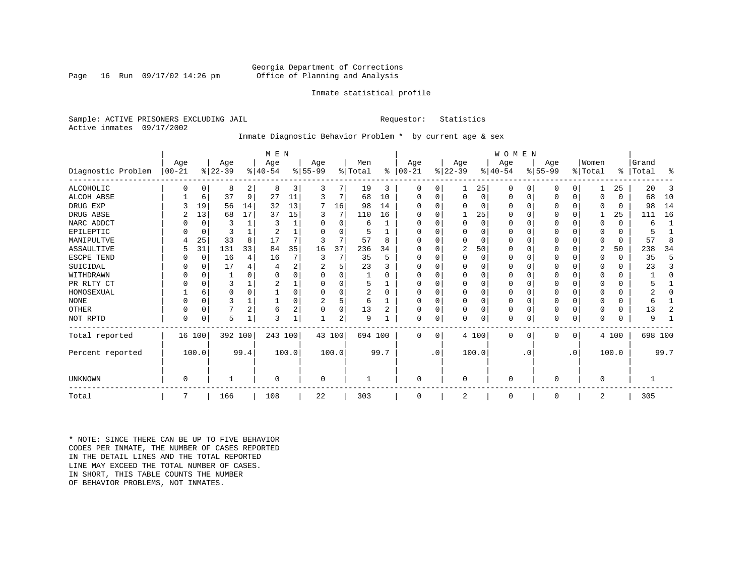Georgia Department of Corrections
Office of Planning and Analysis

Inmate statistical profile

Sample: ACTIVE PRISONERS EXCLUDING JAIL    Requestor: Statistics
Active inmates 09/17/2002

Inmate Diagnostic Behavior Problem * by current age & sex

| Diagnostic Problem | MEN Age 00-21 | % | Age 22-39 | % | Age 40-54 | % | Age 55-99 | % | Men Total | % | WOMEN Age 00-21 | % | Age 22-39 | % | Age 40-54 | % | Age 55-99 | % | Women Total | % | Grand Total | % |
|---|---|---|---|---|---|---|---|---|---|---|---|---|---|---|---|---|---|---|---|---|---|---|
| ALCOHOLIC | 0 | 0 | 8 | 2 | 8 | 3 | 3 | 7 | 19 | 3 | 0 | 0 | 1 | 25 | 0 | 0 | 0 | 0 | 1 | 25 | 20 | 3 |
| ALCOH ABSE | 1 | 6 | 37 | 9 | 27 | 11 | 3 | 7 | 68 | 10 | 0 | 0 | 0 | 0 | 0 | 0 | 0 | 0 | 0 | 0 | 68 | 10 |
| DRUG EXP | 3 | 19 | 56 | 14 | 32 | 13 | 7 | 16 | 98 | 14 | 0 | 0 | 0 | 0 | 0 | 0 | 0 | 0 | 0 | 0 | 98 | 14 |
| DRUG ABSE | 2 | 13 | 68 | 17 | 37 | 15 | 3 | 7 | 110 | 16 | 0 | 0 | 1 | 25 | 0 | 0 | 0 | 0 | 1 | 25 | 111 | 16 |
| NARC ADDCT | 0 | 0 | 3 | 1 | 3 | 1 | 0 | 0 | 6 | 1 | 0 | 0 | 0 | 0 | 0 | 0 | 0 | 0 | 0 | 0 | 6 | 1 |
| EPILEPTIC | 0 | 0 | 3 | 1 | 2 | 1 | 0 | 0 | 5 | 1 | 0 | 0 | 0 | 0 | 0 | 0 | 0 | 0 | 0 | 0 | 5 | 1 |
| MANIPULTVE | 4 | 25 | 33 | 8 | 17 | 7 | 3 | 7 | 57 | 8 | 0 | 0 | 0 | 0 | 0 | 0 | 0 | 0 | 0 | 0 | 57 | 8 |
| ASSAULTIVE | 5 | 31 | 131 | 33 | 84 | 35 | 16 | 37 | 236 | 34 | 0 | 0 | 2 | 50 | 0 | 0 | 0 | 0 | 2 | 50 | 238 | 34 |
| ESCPE TEND | 0 | 0 | 16 | 4 | 16 | 7 | 3 | 7 | 35 | 5 | 0 | 0 | 0 | 0 | 0 | 0 | 0 | 0 | 0 | 0 | 35 | 5 |
| SUICIDAL | 0 | 0 | 17 | 4 | 4 | 2 | 2 | 5 | 23 | 3 | 0 | 0 | 0 | 0 | 0 | 0 | 0 | 0 | 0 | 0 | 23 | 3 |
| WITHDRAWN | 0 | 0 | 1 | 0 | 0 | 0 | 0 | 0 | 1 | 0 | 0 | 0 | 0 | 0 | 0 | 0 | 0 | 0 | 0 | 0 | 1 | 0 |
| PR RLTY CT | 0 | 0 | 3 | 1 | 2 | 1 | 0 | 0 | 5 | 1 | 0 | 0 | 0 | 0 | 0 | 0 | 0 | 0 | 0 | 0 | 5 | 1 |
| HOMOSEXUAL | 1 | 6 | 0 | 0 | 1 | 0 | 0 | 0 | 2 | 0 | 0 | 0 | 0 | 0 | 0 | 0 | 0 | 0 | 0 | 0 | 2 | 0 |
| NONE | 0 | 0 | 3 | 1 | 1 | 0 | 2 | 5 | 6 | 1 | 0 | 0 | 0 | 0 | 0 | 0 | 0 | 0 | 0 | 0 | 6 | 1 |
| OTHER | 0 | 0 | 7 | 2 | 6 | 2 | 0 | 0 | 13 | 2 | 0 | 0 | 0 | 0 | 0 | 0 | 0 | 0 | 0 | 0 | 13 | 2 |
| NOT RPTD | 0 | 0 | 5 | 1 | 3 | 1 | 1 | 2 | 9 | 1 | 0 | 0 | 0 | 0 | 0 | 0 | 0 | 0 | 0 | 0 | 9 | 1 |
| Total reported | 16 | 100 | 392 | 100 | 243 | 100 | 43 | 100 | 694 | 100 | 0 | 0 | 4 | 100 | 0 | 0 | 0 | 0 | 4 | 100 | 698 | 100 |
| Percent reported | | 100.0 | | 99.4 | | 100.0 | | 100.0 | | 99.7 | | .0 | | 100.0 | | .0 | | .0 | | 100.0 | | 99.7 |
| UNKNOWN | 0 | | 1 | | 0 | | 0 | | 1 | | 0 | | 0 | | 0 | | 0 | | 0 | | 1 | |
| Total | 7 | | 166 | | 108 | | 22 | | 303 | | 0 | | 2 | | 0 | | 0 | | 2 | | 305 | |

* NOTE: SINCE THERE CAN BE UP TO FIVE BEHAVIOR CODES PER INMATE, THE NUMBER OF CASES REPORTED IN THE DETAIL LINES AND THE TOTAL REPORTED LINE MAY EXCEED THE TOTAL NUMBER OF CASES. IN SHORT, THIS TABLE COUNTS THE NUMBER OF BEHAVIOR PROBLEMS, NOT INMATES.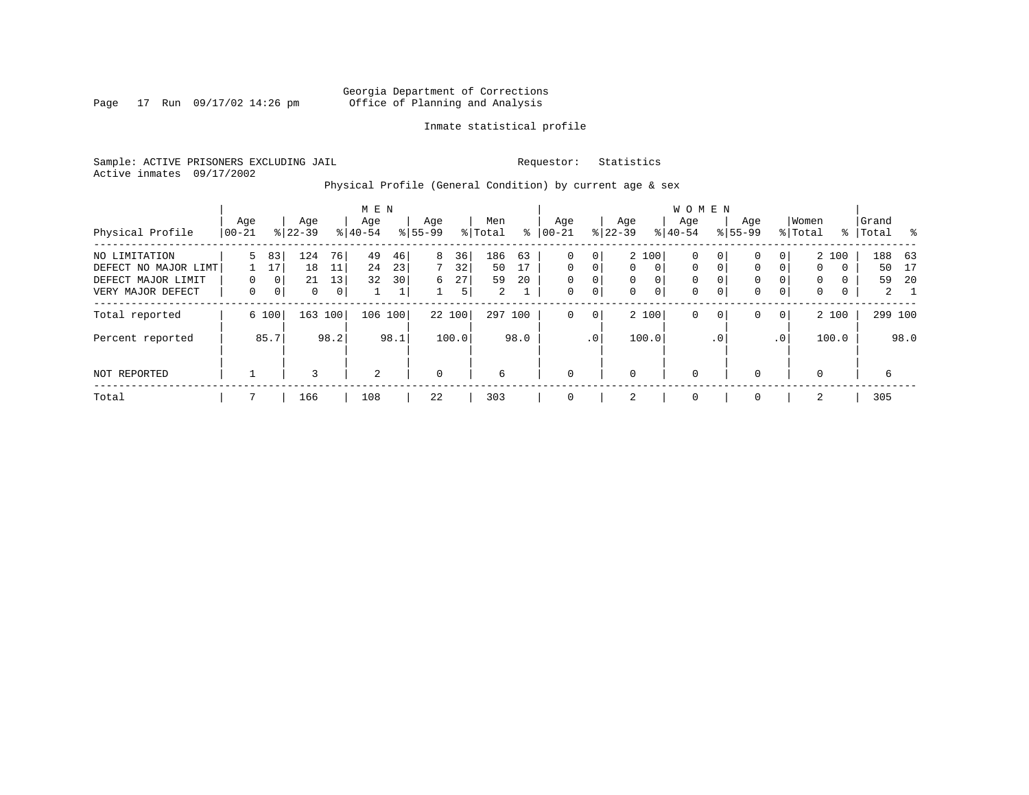Georgia Department of Corrections
Office of Planning and Analysis

Inmate statistical profile

Sample: ACTIVE PRISONERS EXCLUDING JAIL    Requestor: Statistics
Active inmates 09/17/2002

Physical Profile (General Condition) by current age & sex

| | MEN | | | | | | | | | | WOMEN | | | | | | | | | | | |
|---|---|---|---|---|---|---|---|---|---|---|---|---|---|---|---|---|---|---|---|---|---|---|
| Physical Profile | Age 00-21 | % | Age 22-39 | % | Age 40-54 | % | Age 55-99 | % | Men Total | % | Age 00-21 | % | Age 22-39 | % | Age 40-54 | % | Age 55-99 | % | Women Total | % | Grand Total | % |
| NO LIMITATION | 5 | 83 | 124 | 76 | 49 | 46 | 8 | 36 | 186 | 63 | 0 | 0 | 2 | 100 | 0 | 0 | 0 | 0 | 2 | 100 | 188 | 63 |
| DEFECT NO MAJOR LIMT | 1 | 17 | 18 | 11 | 24 | 23 | 7 | 32 | 50 | 17 | 0 | 0 | 0 | 0 | 0 | 0 | 0 | 0 | 0 | 0 | 50 | 17 |
| DEFECT MAJOR LIMIT | 0 | 0 | 21 | 13 | 32 | 30 | 6 | 27 | 59 | 20 | 0 | 0 | 0 | 0 | 0 | 0 | 0 | 0 | 0 | 0 | 59 | 20 |
| VERY MAJOR DEFECT | 0 | 0 | 0 | 0 | 1 | 1 | 1 | 5 | 2 | 1 | 0 | 0 | 0 | 0 | 0 | 0 | 0 | 0 | 0 | 0 | 2 | 1 |
| Total reported | 6 | 100 | 163 | 100 | 106 | 100 | 22 | 100 | 297 | 100 | 0 | 0 | 2 | 100 | 0 | 0 | 0 | 0 | 2 | 100 | 299 | 100 |
| Percent reported | | 85.7 | | 98.2 | | 98.1 | | 100.0 | | 98.0 | | .0 | | 100.0 | | .0 | | .0 | | 100.0 | | 98.0 |
| NOT REPORTED | 1 | | 3 | | 2 | | 0 | | 6 | | 0 | | 0 | | 0 | | 0 | | 0 | | 6 | |
| Total | 7 | | 166 | | 108 | | 22 | | 303 | | 0 | | 2 | | 0 | | 0 | | 2 | | 305 | |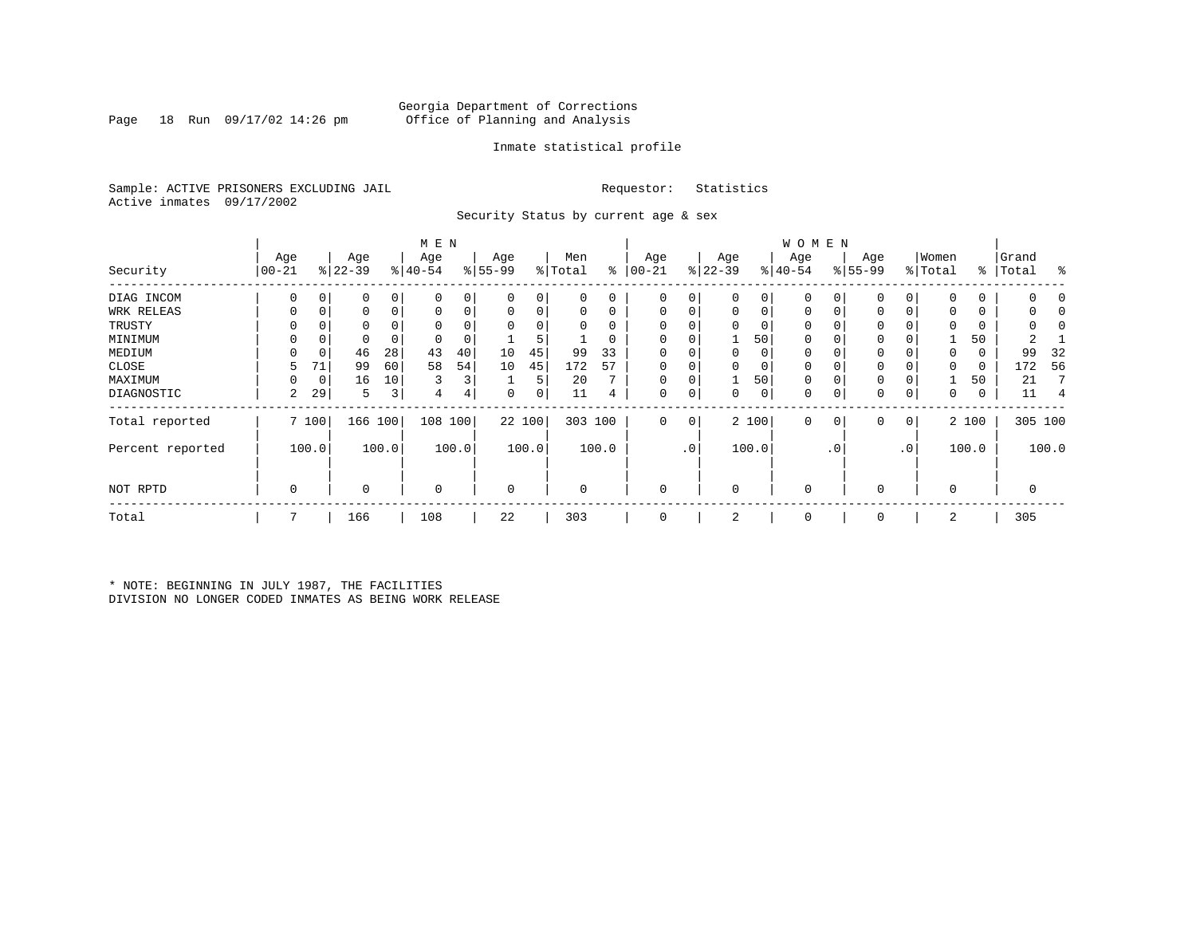Georgia Department of Corrections
Office of Planning and Analysis

Inmate statistical profile

Sample: ACTIVE PRISONERS EXCLUDING JAIL
Active inmates 09/17/2002

Requestor: Statistics

Security Status by current age & sex

| Security | MEN Age 00-21 | % | Age 22-39 | % | Age 40-54 | % | Age 55-99 | % | Men Total | % | WOMEN Age 00-21 | % | Age 22-39 | % | Age 40-54 | % | Age 55-99 | % | Women Total | % | Grand Total | % |
|---|---|---|---|---|---|---|---|---|---|---|---|---|---|---|---|---|---|---|---|---|---|---|
| DIAG INCOM | 0 | 0 | 0 | 0 | 0 | 0 | 0 | 0 | 0 | 0 | 0 | 0 | 0 | 0 | 0 | 0 | 0 | 0 | 0 | 0 | 0 | 0 |
| WRK RELEAS | 0 | 0 | 0 | 0 | 0 | 0 | 0 | 0 | 0 | 0 | 0 | 0 | 0 | 0 | 0 | 0 | 0 | 0 | 0 | 0 | 0 | 0 |
| TRUSTY | 0 | 0 | 0 | 0 | 0 | 0 | 0 | 0 | 0 | 0 | 0 | 0 | 0 | 0 | 0 | 0 | 0 | 0 | 0 | 0 | 0 | 0 |
| MINIMUM | 0 | 0 | 0 | 0 | 0 | 0 | 1 | 5 | 1 | 0 | 0 | 0 | 1 | 50 | 0 | 0 | 0 | 0 | 1 | 50 | 2 | 1 |
| MEDIUM | 0 | 0 | 46 | 28 | 43 | 40 | 10 | 45 | 99 | 33 | 0 | 0 | 0 | 0 | 0 | 0 | 0 | 0 | 0 | 0 | 99 | 32 |
| CLOSE | 5 | 71 | 99 | 60 | 58 | 54 | 10 | 45 | 172 | 57 | 0 | 0 | 0 | 0 | 0 | 0 | 0 | 0 | 0 | 0 | 172 | 56 |
| MAXIMUM | 0 | 0 | 16 | 10 | 3 | 3 | 1 | 5 | 20 | 7 | 0 | 0 | 1 | 50 | 0 | 0 | 0 | 0 | 1 | 50 | 21 | 7 |
| DIAGNOSTIC | 2 | 29 | 5 | 3 | 4 | 4 | 0 | 0 | 11 | 4 | 0 | 0 | 0 | 0 | 0 | 0 | 0 | 0 | 0 | 0 | 11 | 4 |
| Total reported | 7 | 100 | 166 | 100 | 108 | 100 | 22 | 100 | 303 | 100 | 0 | 0 | 2 | 100 | 0 | 0 | 0 | 0 | 2 | 100 | 305 | 100 |
| Percent reported | | 100.0 | | 100.0 | | 100.0 | | 100.0 | | 100.0 | | .0 | | 100.0 | | .0 | | .0 | | 100.0 | | 100.0 |
| NOT RPTD | 0 | | 0 | | 0 | | 0 | | 0 | | 0 | | 0 | | 0 | | 0 | | 0 | | 0 | |
| Total | 7 | | 166 | | 108 | | 22 | | 303 | | 0 | | 2 | | 0 | | 0 | | 2 | | 305 | |

* NOTE: BEGINNING IN JULY 1987, THE FACILITIES DIVISION NO LONGER CODED INMATES AS BEING WORK RELEASE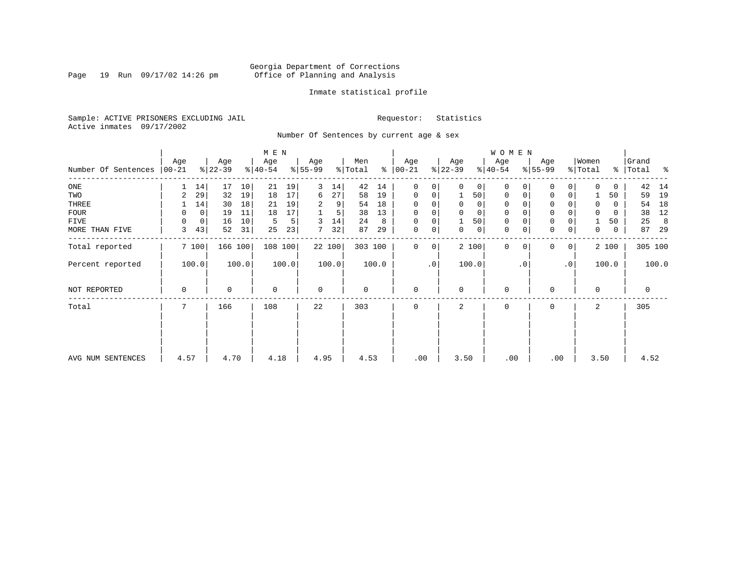Georgia Department of Corrections
Office of Planning and Analysis

Inmate statistical profile

Sample: ACTIVE PRISONERS EXCLUDING JAIL

Requestor: Statistics

Active inmates 09/17/2002

Number Of Sentences by current age & sex

| Number Of Sentences | MEN Age 00-21 | % | MEN Age 22-39 | % | MEN Age 40-54 | % | MEN Age 55-99 | % | Men Total | % | WOMEN Age 00-21 | % | WOMEN Age 22-39 | % | WOMEN Age 40-54 | % | WOMEN Age 55-99 | % | Women Total | % | Grand Total | % |
|---|---|---|---|---|---|---|---|---|---|---|---|---|---|---|---|---|---|---|---|---|---|---|
| ONE | 1 | 14 | 17 | 10 | 21 | 19 | 3 | 14 | 42 | 14 | 0 | 0 | 0 | 0 | 0 | 0 | 0 | 0 | 0 | 0 | 42 | 14 |
| TWO | 2 | 29 | 32 | 19 | 18 | 17 | 6 | 27 | 58 | 19 | 0 | 0 | 1 | 50 | 0 | 0 | 0 | 0 | 1 | 50 | 59 | 19 |
| THREE | 1 | 14 | 30 | 18 | 21 | 19 | 2 | 9 | 54 | 18 | 0 | 0 | 0 | 0 | 0 | 0 | 0 | 0 | 0 | 0 | 54 | 18 |
| FOUR | 0 | 0 | 19 | 11 | 18 | 17 | 1 | 5 | 38 | 13 | 0 | 0 | 0 | 0 | 0 | 0 | 0 | 0 | 0 | 0 | 38 | 12 |
| FIVE | 0 | 0 | 16 | 10 | 5 | 5 | 3 | 14 | 24 | 8 | 0 | 0 | 1 | 50 | 0 | 0 | 0 | 0 | 1 | 50 | 25 | 8 |
| MORE THAN FIVE | 3 | 43 | 52 | 31 | 25 | 23 | 7 | 32 | 87 | 29 | 0 | 0 | 0 | 0 | 0 | 0 | 0 | 0 | 0 | 0 | 87 | 29 |
| Total reported | 7 | 100 | 166 | 100 | 108 | 100 | 22 | 100 | 303 | 100 | 0 | 0 | 2 | 100 | 0 | 0 | 0 | 0 | 2 | 100 | 305 | 100 |
| Percent reported | | 100.0 | | 100.0 | | 100.0 | | 100.0 | | 100.0 | | .0 | | 100.0 | | .0 | | .0 | | 100.0 | | 100.0 |
| NOT REPORTED | 0 | | 0 | | 0 | | 0 | | 0 | | 0 | | 0 | | 0 | | 0 | | 0 | | 0 | |
| Total | 7 | | 166 | | 108 | | 22 | | 303 | | 0 | | 2 | | 0 | | 0 | | 2 | | 305 | |
| AVG NUM SENTENCES | 4.57 | | 4.70 | | 4.18 | | 4.95 | | 4.53 | | .00 | | 3.50 | | .00 | | .00 | | 3.50 | | 4.52 | |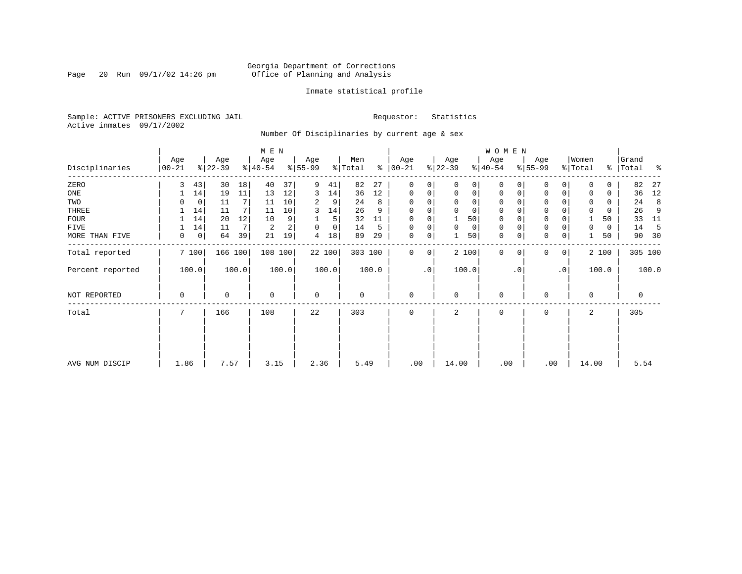Georgia Department of Corrections
Office of Planning and Analysis

Inmate statistical profile

Sample: ACTIVE PRISONERS EXCLUDING JAIL
Active inmates 09/17/2002

Requestor: Statistics

Number Of Disciplinaries by current age & sex

| Disciplinaries | MEN Age 00-21 | % | Age 22-39 | % | Age 40-54 | % | Age 55-99 | % | Men Total | % | WOMEN Age 00-21 | % | Age 22-39 | % | Age 40-54 | % | Age 55-99 | % | Women Total | % | Grand Total | % |
|---|---|---|---|---|---|---|---|---|---|---|---|---|---|---|---|---|---|---|---|---|---|---|
| ZERO | 3 | 43 | 30 | 18 | 40 | 37 | 9 | 41 | 82 | 27 | 0 | 0 | 0 | 0 | 0 | 0 | 0 | 0 | 0 | 0 | 82 | 27 |
| ONE | 1 | 14 | 19 | 11 | 13 | 12 | 3 | 14 | 36 | 12 | 0 | 0 | 0 | 0 | 0 | 0 | 0 | 0 | 0 | 0 | 36 | 12 |
| TWO | 0 | 0 | 11 | 7 | 11 | 10 | 2 | 9 | 24 | 8 | 0 | 0 | 0 | 0 | 0 | 0 | 0 | 0 | 0 | 0 | 24 | 8 |
| THREE | 1 | 14 | 11 | 7 | 11 | 10 | 3 | 14 | 26 | 9 | 0 | 0 | 0 | 0 | 0 | 0 | 0 | 0 | 0 | 0 | 26 | 9 |
| FOUR | 1 | 14 | 20 | 12 | 10 | 9 | 1 | 5 | 32 | 11 | 0 | 0 | 1 | 50 | 0 | 0 | 0 | 0 | 1 | 50 | 33 | 11 |
| FIVE | 1 | 14 | 11 | 7 | 2 | 2 | 0 | 0 | 14 | 5 | 0 | 0 | 0 | 0 | 0 | 0 | 0 | 0 | 0 | 0 | 14 | 5 |
| MORE THAN FIVE | 0 | 0 | 64 | 39 | 21 | 19 | 4 | 18 | 89 | 29 | 0 | 0 | 1 | 50 | 0 | 0 | 0 | 0 | 1 | 50 | 90 | 30 |
| Total reported | 7 | 100 | 166 | 100 | 108 | 100 | 22 | 100 | 303 | 100 | 0 | 0 | 2 | 100 | 0 | 0 | 0 | 0 | 2 | 100 | 305 | 100 |
| Percent reported | 100.0 | | 100.0 | | 100.0 | | 100.0 | | 100.0 | | .0 | | 100.0 | | .0 | | .0 | | 100.0 | | 100.0 | |
| NOT REPORTED | 0 | | 0 | | 0 | | 0 | | 0 | | 0 | | 0 | | 0 | | 0 | | 0 | | 0 | |
| Total | 7 | | 166 | | 108 | | 22 | | 303 | | 0 | | 2 | | 0 | | 0 | | 2 | | 305 | |
| AVG NUM DISCIP | 1.86 | | 7.57 | | 3.15 | | 2.36 | | 5.49 | | .00 | | 14.00 | | .00 | | .00 | | 14.00 | | 5.54 | |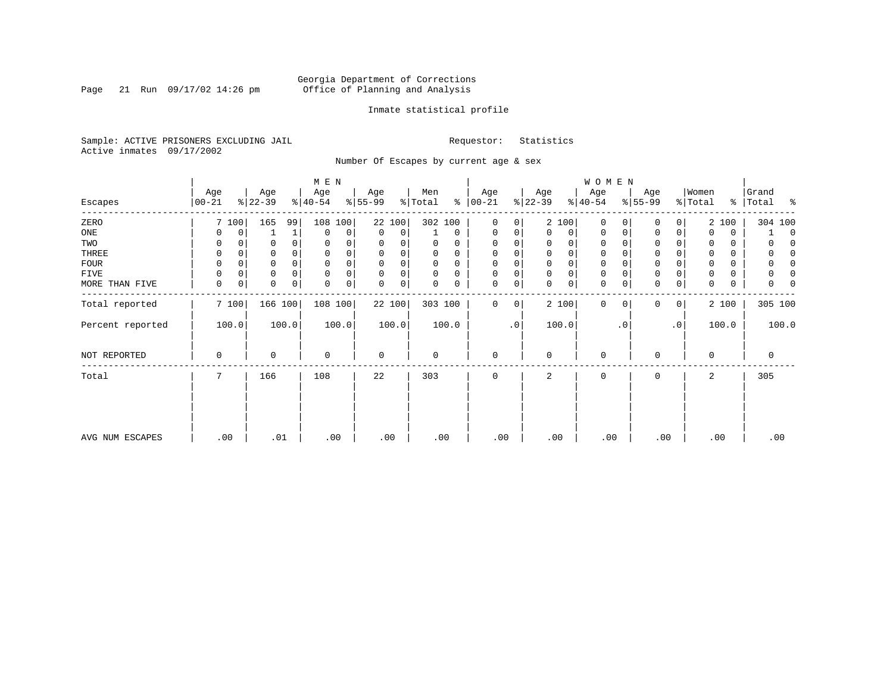Georgia Department of Corrections
Office of Planning and Analysis

Inmate statistical profile

Sample: ACTIVE PRISONERS EXCLUDING JAIL
Active inmates 09/17/2002

Requestor: Statistics

## Number Of Escapes by current age & sex

| Escapes | MEN Age 00-21 | % | Age 22-39 | % | Age 40-54 | % | Age 55-99 | % | Men Total | % | WOMEN Age 00-21 | % | Age 22-39 | % | Age 40-54 | % | Age 55-99 | % | Women Total | % | Grand Total | % |
|---|---|---|---|---|---|---|---|---|---|---|---|---|---|---|---|---|---|---|---|---|---|---|
| ZERO | 7 | 100 | 165 | 99 | 108 | 100 | 22 | 100 | 302 | 100 | 0 | 0 | 2 | 100 | 0 | 0 | 0 | 0 | 2 | 100 | 304 | 100 |
| ONE | 0 | 0 | 1 | 1 | 0 | 0 | 0 | 0 | 1 | 0 | 0 | 0 | 0 | 0 | 0 | 0 | 0 | 0 | 0 | 0 | 1 | 0 |
| TWO | 0 | 0 | 0 | 0 | 0 | 0 | 0 | 0 | 0 | 0 | 0 | 0 | 0 | 0 | 0 | 0 | 0 | 0 | 0 | 0 | 0 | 0 |
| THREE | 0 | 0 | 0 | 0 | 0 | 0 | 0 | 0 | 0 | 0 | 0 | 0 | 0 | 0 | 0 | 0 | 0 | 0 | 0 | 0 | 0 | 0 |
| FOUR | 0 | 0 | 0 | 0 | 0 | 0 | 0 | 0 | 0 | 0 | 0 | 0 | 0 | 0 | 0 | 0 | 0 | 0 | 0 | 0 | 0 | 0 |
| FIVE | 0 | 0 | 0 | 0 | 0 | 0 | 0 | 0 | 0 | 0 | 0 | 0 | 0 | 0 | 0 | 0 | 0 | 0 | 0 | 0 | 0 | 0 |
| MORE THAN FIVE | 0 | 0 | 0 | 0 | 0 | 0 | 0 | 0 | 0 | 0 | 0 | 0 | 0 | 0 | 0 | 0 | 0 | 0 | 0 | 0 | 0 | 0 |
| Total reported | 7 | 100 | 166 | 100 | 108 | 100 | 22 | 100 | 303 | 100 | 0 | 0 | 2 | 100 | 0 | 0 | 0 | 0 | 2 | 100 | 305 | 100 |
| Percent reported | 100.0 | | 100.0 | | 100.0 | | 100.0 | | 100.0 | | .0 | | 100.0 | | .0 | | .0 | | 100.0 | | 100.0 | |
| NOT REPORTED | 0 | | 0 | | 0 | | 0 | | 0 | | 0 | | 0 | | 0 | | 0 | | 0 | | 0 | |
| Total | 7 | | 166 | | 108 | | 22 | | 303 | | 0 | | 2 | | 0 | | 0 | | 2 | | 305 | |
| AVG NUM ESCAPES | .00 | | .01 | | .00 | | .00 | | .00 | | .00 | | .00 | | .00 | | .00 | | .00 | | .00 | |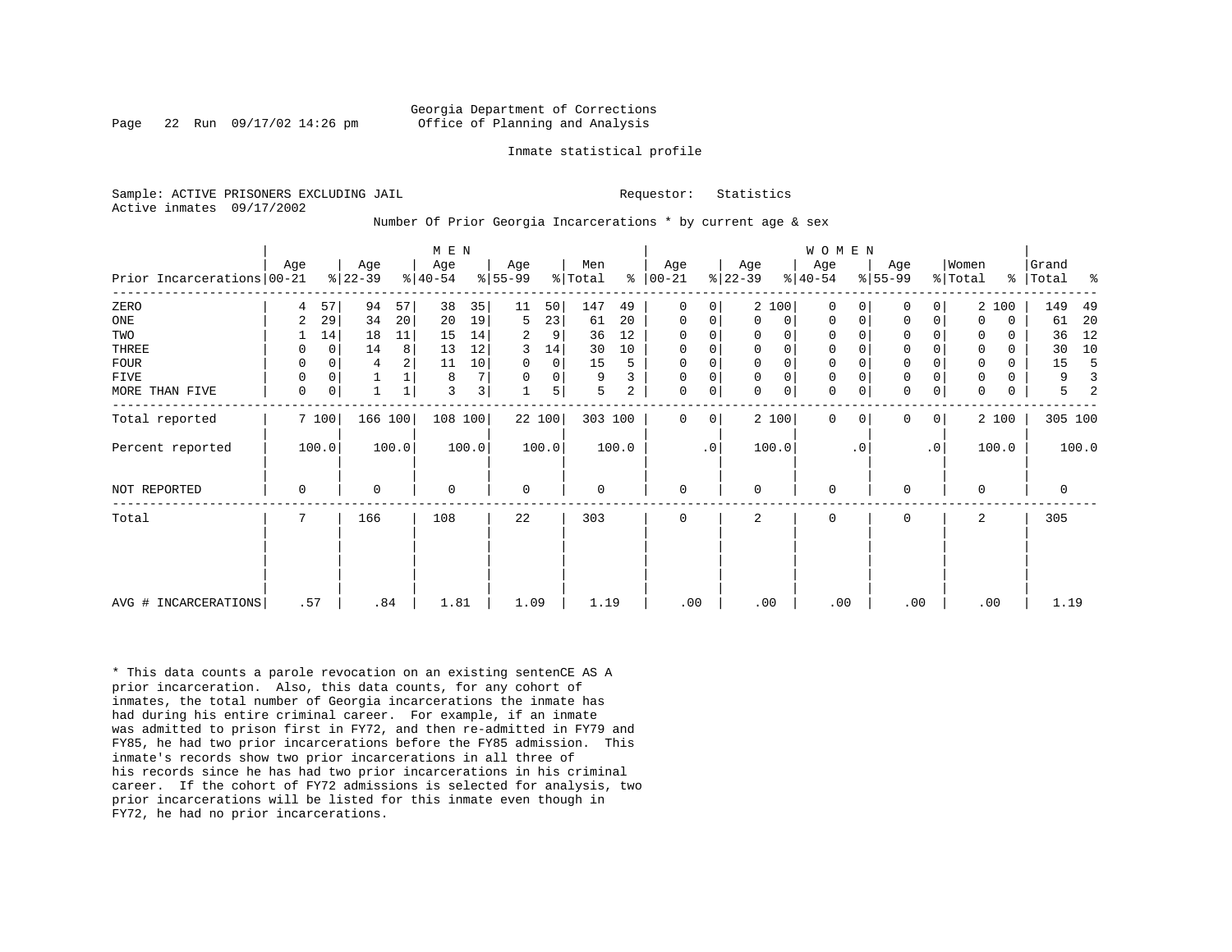Georgia Department of Corrections
Office of Planning and Analysis

Inmate statistical profile

Sample: ACTIVE PRISONERS EXCLUDING JAIL

Active inmates 09/17/2002

Requestor: Statistics

Number Of Prior Georgia Incarcerations * by current age & sex

| Prior Incarcerations | MEN Age 00-21 | % | Age 22-39 | % | Age 40-54 | % | Age 55-99 | % | Men Total | % | WOMEN Age 00-21 | % | Age 22-39 | % | Age 40-54 | % | Age 55-99 | % | Women Total | % | Grand Total | % |
|---|---|---|---|---|---|---|---|---|---|---|---|---|---|---|---|---|---|---|---|---|---|---|
| ZERO | 4 | 57 | 94 | 57 | 38 | 35 | 11 | 50 | 147 | 49 | 0 | 0 | 2 | 100 | 0 | 0 | 0 | 0 | 2 | 100 | 149 | 49 |
| ONE | 2 | 29 | 34 | 20 | 20 | 19 | 5 | 23 | 61 | 20 | 0 | 0 | 0 | 0 | 0 | 0 | 0 | 0 | 0 | 0 | 61 | 20 |
| TWO | 1 | 14 | 18 | 11 | 15 | 14 | 2 | 9 | 36 | 12 | 0 | 0 | 0 | 0 | 0 | 0 | 0 | 0 | 0 | 0 | 36 | 12 |
| THREE | 0 | 0 | 14 | 8 | 13 | 12 | 3 | 14 | 30 | 10 | 0 | 0 | 0 | 0 | 0 | 0 | 0 | 0 | 0 | 0 | 30 | 10 |
| FOUR | 0 | 0 | 4 | 2 | 11 | 10 | 0 | 0 | 15 | 5 | 0 | 0 | 0 | 0 | 0 | 0 | 0 | 0 | 0 | 0 | 15 | 5 |
| FIVE | 0 | 0 | 1 | 1 | 8 | 7 | 0 | 0 | 9 | 3 | 0 | 0 | 0 | 0 | 0 | 0 | 0 | 0 | 0 | 0 | 9 | 3 |
| MORE THAN FIVE | 0 | 0 | 1 | 1 | 3 | 3 | 1 | 5 | 5 | 2 | 0 | 0 | 0 | 0 | 0 | 0 | 0 | 0 | 0 | 0 | 5 | 2 |
| Total reported | 7 | 100 | 166 | 100 | 108 | 100 | 22 | 100 | 303 | 100 | 0 | 0 | 2 | 100 | 0 | 0 | 0 | 0 | 2 | 100 | 305 | 100 |
| Percent reported | 100.0 | | 100.0 | | 100.0 | | 100.0 | | 100.0 | | .0 | | 100.0 | | .0 | | .0 | | 100.0 | | 100.0 | |
| NOT REPORTED | 0 | | 0 | | 0 | | 0 | | 0 | | 0 | | 0 | | 0 | | 0 | | 0 | | 0 | |
| Total | 7 | | 166 | | 108 | | 22 | | 303 | | 0 | | 2 | | 0 | | 0 | | 2 | | 305 | |
| AVG # INCARCERATIONS | .57 | | .84 | | 1.81 | | 1.09 | | 1.19 | | .00 | | .00 | | .00 | | .00 | | .00 | | 1.19 | |

* This data counts a parole revocation on an existing sentenCE AS A prior incarceration. Also, this data counts, for any cohort of inmates, the total number of Georgia incarcerations the inmate has had during his entire criminal career. For example, if an inmate was admitted to prison first in FY72, and then re-admitted in FY79 and FY85, he had two prior incarcerations before the FY85 admission. This inmate's records show two prior incarcerations in all three of his records since he has had two prior incarcerations in his criminal career. If the cohort of FY72 admissions is selected for analysis, two prior incarcerations will be listed for this inmate even though in FY72, he had no prior incarcerations.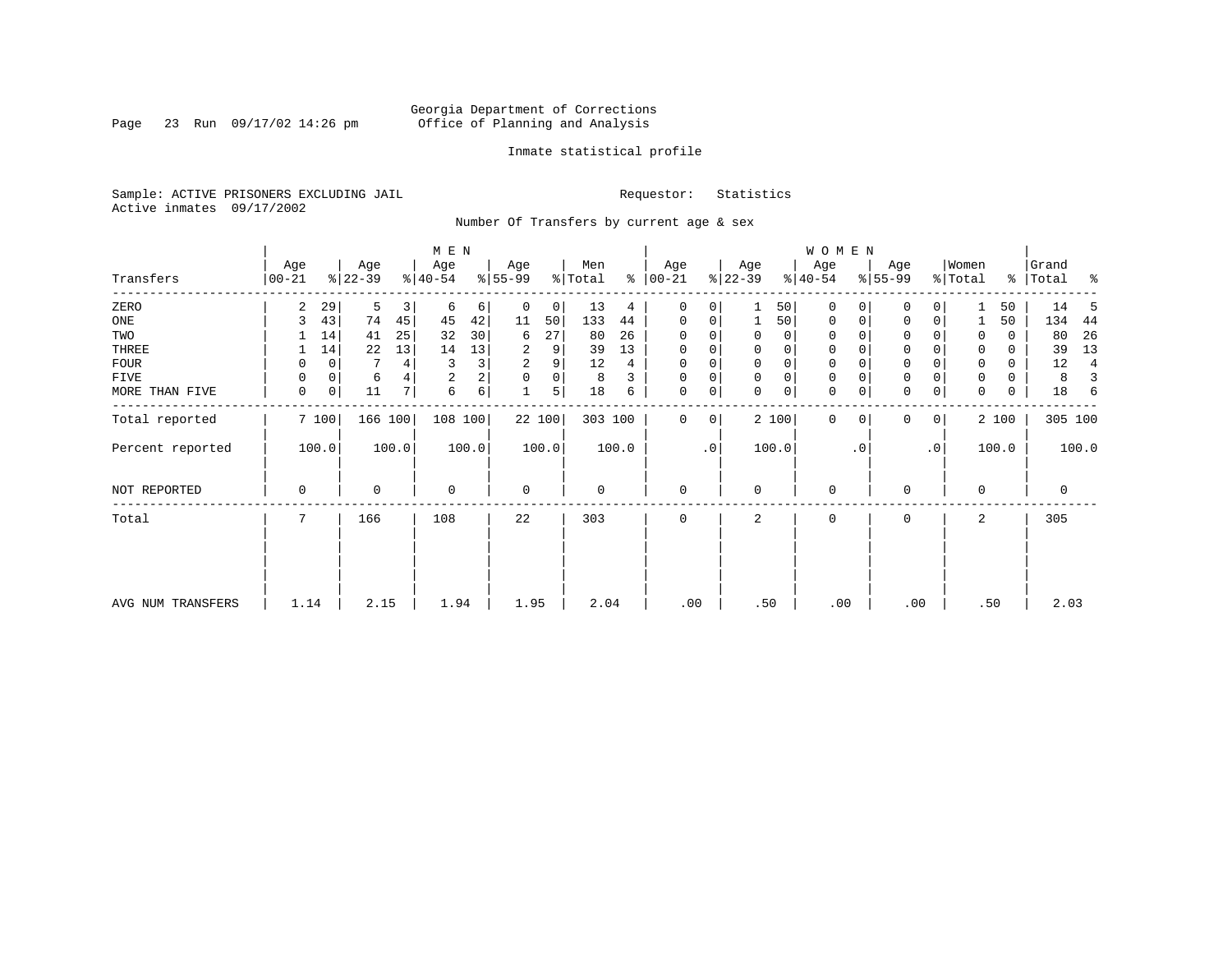Georgia Department of Corrections
Office of Planning and Analysis

Inmate statistical profile

Sample: ACTIVE PRISONERS EXCLUDING JAIL

Requestor: Statistics

Active inmates 09/17/2002

Number Of Transfers by current age & sex

| Transfers | MEN Age 00-21 | % | Age 22-39 | % | Age 40-54 | % | Age 55-99 | % | Men Total | % | WOMEN Age 00-21 | % | Age 22-39 | % | Age 40-54 | % | Age 55-99 | % | Women Total | % | Grand Total | % |
|---|---|---|---|---|---|---|---|---|---|---|---|---|---|---|---|---|---|---|---|---|---|---|
| ZERO | 2 | 29 | 5 | 3 | 6 | 6 | 0 | 0 | 13 | 4 | 0 | 0 | 1 | 50 | 0 | 0 | 0 | 0 | 1 | 50 | 14 | 5 |
| ONE | 3 | 43 | 74 | 45 | 45 | 42 | 11 | 50 | 133 | 44 | 0 | 0 | 1 | 50 | 0 | 0 | 0 | 0 | 1 | 50 | 134 | 44 |
| TWO | 1 | 14 | 41 | 25 | 32 | 30 | 6 | 27 | 80 | 26 | 0 | 0 | 0 | 0 | 0 | 0 | 0 | 0 | 0 | 0 | 80 | 26 |
| THREE | 1 | 14 | 22 | 13 | 14 | 13 | 2 | 9 | 39 | 13 | 0 | 0 | 0 | 0 | 0 | 0 | 0 | 0 | 0 | 0 | 39 | 13 |
| FOUR | 0 | 0 | 7 | 4 | 3 | 3 | 2 | 9 | 12 | 4 | 0 | 0 | 0 | 0 | 0 | 0 | 0 | 0 | 0 | 0 | 12 | 4 |
| FIVE | 0 | 0 | 6 | 4 | 2 | 2 | 0 | 0 | 8 | 3 | 0 | 0 | 0 | 0 | 0 | 0 | 0 | 0 | 0 | 0 | 8 | 3 |
| MORE THAN FIVE | 0 | 0 | 11 | 7 | 6 | 6 | 1 | 5 | 18 | 6 | 0 | 0 | 0 | 0 | 0 | 0 | 0 | 0 | 0 | 0 | 18 | 6 |
| Total reported | 7 | 100 | 166 | 100 | 108 | 100 | 22 | 100 | 303 | 100 | 0 | 0 | 2 | 100 | 0 | 0 | 0 | 0 | 2 | 100 | 305 | 100 |
| Percent reported | 100.0 | | 100.0 | | 100.0 | | 100.0 | | 100.0 | | .0 | | 100.0 | | .0 | | .0 | | 100.0 | | 100.0 | |
| NOT REPORTED | 0 | | 0 | | 0 | | 0 | | 0 | | 0 | | 0 | | 0 | | 0 | | 0 | | 0 | |
| Total | 7 | | 166 | | 108 | | 22 | | 303 | | 0 | | 2 | | 0 | | 0 | | 2 | | 305 | |
| AVG NUM TRANSFERS | 1.14 | | 2.15 | | 1.94 | | 1.95 | | 2.04 | | .00 | | .50 | | .00 | | .00 | | .50 | | 2.03 | |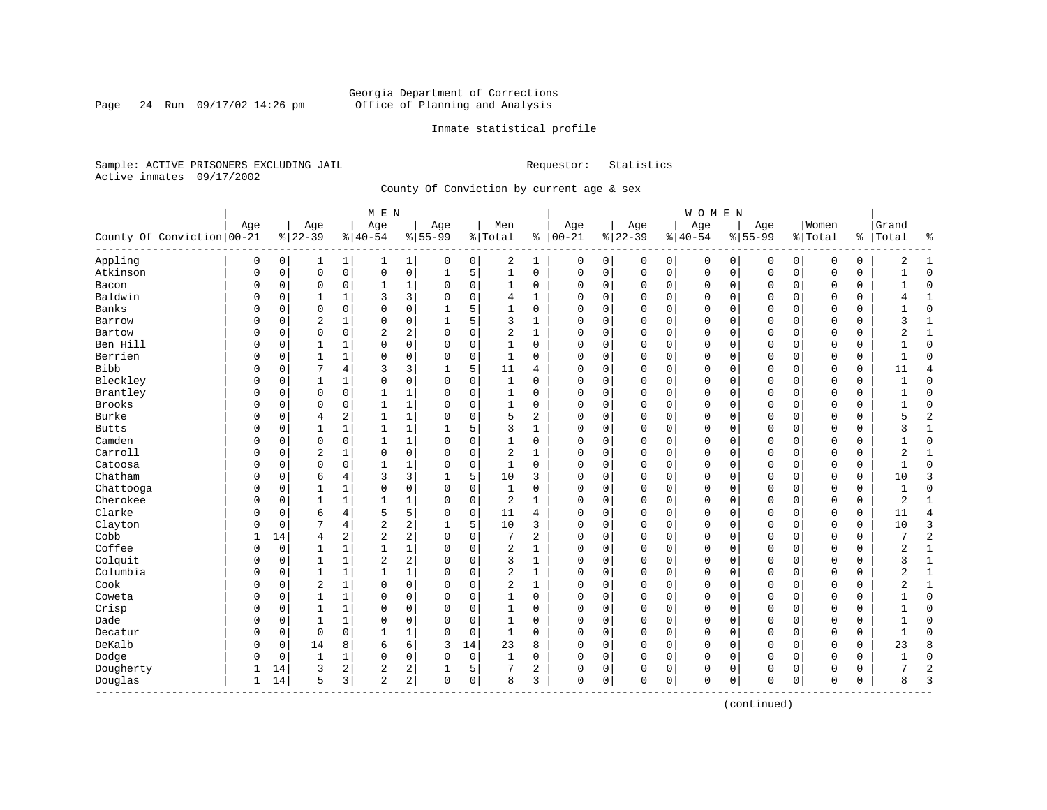Georgia Department of Corrections
Office of Planning and Analysis

Inmate statistical profile

Sample: ACTIVE PRISONERS EXCLUDING JAIL  Requestor: Statistics
Active inmates 09/17/2002

County Of Conviction by current age & sex

| County Of Conviction | MEN Age 00-21 | % | Age 22-39 | % | Age 40-54 | % | Age 55-99 | % | Men Total | % | WOMEN Age 00-21 | % | Age 22-39 | % | Age 40-54 | % | Age 55-99 | % | Women Total | % | Grand Total | % |
|---|---|---|---|---|---|---|---|---|---|---|---|---|---|---|---|---|---|---|---|---|---|---|
| Appling | 0 | 0 | 1 | 1 | 1 | 1 | 0 | 0 | 2 | 1 | 0 | 0 | 0 | 0 | 0 | 0 | 0 | 0 | 0 | 0 | 2 | 1 |
| Atkinson | 0 | 0 | 0 | 0 | 0 | 0 | 1 | 5 | 1 | 0 | 0 | 0 | 0 | 0 | 0 | 0 | 0 | 0 | 0 | 0 | 1 | 0 |
| Bacon | 0 | 0 | 0 | 0 | 1 | 1 | 0 | 0 | 1 | 0 | 0 | 0 | 0 | 0 | 0 | 0 | 0 | 0 | 0 | 0 | 1 | 0 |
| Baldwin | 0 | 0 | 1 | 1 | 3 | 3 | 0 | 0 | 4 | 1 | 0 | 0 | 0 | 0 | 0 | 0 | 0 | 0 | 0 | 0 | 4 | 1 |
| Banks | 0 | 0 | 0 | 0 | 0 | 0 | 1 | 5 | 1 | 0 | 0 | 0 | 0 | 0 | 0 | 0 | 0 | 0 | 0 | 0 | 1 | 0 |
| Barrow | 0 | 0 | 2 | 1 | 0 | 0 | 1 | 5 | 3 | 1 | 0 | 0 | 0 | 0 | 0 | 0 | 0 | 0 | 0 | 0 | 3 | 1 |
| Bartow | 0 | 0 | 0 | 0 | 2 | 2 | 0 | 0 | 2 | 1 | 0 | 0 | 0 | 0 | 0 | 0 | 0 | 0 | 0 | 0 | 2 | 1 |
| Ben Hill | 0 | 0 | 1 | 1 | 0 | 0 | 0 | 0 | 1 | 0 | 0 | 0 | 0 | 0 | 0 | 0 | 0 | 0 | 0 | 0 | 1 | 0 |
| Berrien | 0 | 0 | 1 | 1 | 0 | 0 | 0 | 0 | 1 | 0 | 0 | 0 | 0 | 0 | 0 | 0 | 0 | 0 | 0 | 0 | 1 | 0 |
| Bibb | 0 | 0 | 7 | 4 | 3 | 3 | 1 | 5 | 11 | 4 | 0 | 0 | 0 | 0 | 0 | 0 | 0 | 0 | 0 | 0 | 11 | 4 |
| Bleckley | 0 | 0 | 1 | 1 | 0 | 0 | 0 | 0 | 1 | 0 | 0 | 0 | 0 | 0 | 0 | 0 | 0 | 0 | 0 | 0 | 1 | 0 |
| Brantley | 0 | 0 | 0 | 0 | 1 | 1 | 0 | 0 | 1 | 0 | 0 | 0 | 0 | 0 | 0 | 0 | 0 | 0 | 0 | 0 | 1 | 0 |
| Brooks | 0 | 0 | 0 | 0 | 1 | 1 | 0 | 0 | 1 | 0 | 0 | 0 | 0 | 0 | 0 | 0 | 0 | 0 | 0 | 0 | 1 | 0 |
| Burke | 0 | 0 | 4 | 2 | 1 | 1 | 0 | 0 | 5 | 2 | 0 | 0 | 0 | 0 | 0 | 0 | 0 | 0 | 0 | 0 | 5 | 2 |
| Butts | 0 | 0 | 1 | 1 | 1 | 1 | 1 | 5 | 3 | 1 | 0 | 0 | 0 | 0 | 0 | 0 | 0 | 0 | 0 | 0 | 3 | 1 |
| Camden | 0 | 0 | 0 | 0 | 1 | 1 | 0 | 0 | 1 | 0 | 0 | 0 | 0 | 0 | 0 | 0 | 0 | 0 | 0 | 0 | 1 | 0 |
| Carroll | 0 | 0 | 2 | 1 | 0 | 0 | 0 | 0 | 2 | 1 | 0 | 0 | 0 | 0 | 0 | 0 | 0 | 0 | 0 | 0 | 2 | 1 |
| Catoosa | 0 | 0 | 0 | 0 | 1 | 1 | 0 | 0 | 1 | 0 | 0 | 0 | 0 | 0 | 0 | 0 | 0 | 0 | 0 | 0 | 1 | 0 |
| Chatham | 0 | 0 | 6 | 4 | 3 | 3 | 1 | 5 | 10 | 3 | 0 | 0 | 0 | 0 | 0 | 0 | 0 | 0 | 0 | 0 | 10 | 3 |
| Chattooga | 0 | 0 | 1 | 1 | 0 | 0 | 0 | 0 | 1 | 0 | 0 | 0 | 0 | 0 | 0 | 0 | 0 | 0 | 0 | 0 | 1 | 0 |
| Cherokee | 0 | 0 | 1 | 1 | 1 | 1 | 0 | 0 | 2 | 1 | 0 | 0 | 0 | 0 | 0 | 0 | 0 | 0 | 0 | 0 | 2 | 1 |
| Clarke | 0 | 0 | 6 | 4 | 5 | 5 | 0 | 0 | 11 | 4 | 0 | 0 | 0 | 0 | 0 | 0 | 0 | 0 | 0 | 0 | 11 | 4 |
| Clayton | 0 | 0 | 7 | 4 | 2 | 2 | 1 | 5 | 10 | 3 | 0 | 0 | 0 | 0 | 0 | 0 | 0 | 0 | 0 | 0 | 10 | 3 |
| Cobb | 1 | 14 | 4 | 2 | 2 | 2 | 0 | 0 | 7 | 2 | 0 | 0 | 0 | 0 | 0 | 0 | 0 | 0 | 0 | 0 | 7 | 2 |
| Coffee | 0 | 0 | 1 | 1 | 1 | 1 | 0 | 0 | 2 | 1 | 0 | 0 | 0 | 0 | 0 | 0 | 0 | 0 | 0 | 0 | 2 | 1 |
| Colquit | 0 | 0 | 1 | 1 | 2 | 2 | 0 | 0 | 3 | 1 | 0 | 0 | 0 | 0 | 0 | 0 | 0 | 0 | 0 | 0 | 3 | 1 |
| Columbia | 0 | 0 | 1 | 1 | 1 | 1 | 0 | 0 | 2 | 1 | 0 | 0 | 0 | 0 | 0 | 0 | 0 | 0 | 0 | 0 | 2 | 1 |
| Cook | 0 | 0 | 2 | 1 | 0 | 0 | 0 | 0 | 2 | 1 | 0 | 0 | 0 | 0 | 0 | 0 | 0 | 0 | 0 | 0 | 2 | 1 |
| Coweta | 0 | 0 | 1 | 1 | 0 | 0 | 0 | 0 | 1 | 0 | 0 | 0 | 0 | 0 | 0 | 0 | 0 | 0 | 0 | 0 | 1 | 0 |
| Crisp | 0 | 0 | 1 | 1 | 0 | 0 | 0 | 0 | 1 | 0 | 0 | 0 | 0 | 0 | 0 | 0 | 0 | 0 | 0 | 0 | 1 | 0 |
| Dade | 0 | 0 | 1 | 1 | 0 | 0 | 0 | 0 | 1 | 0 | 0 | 0 | 0 | 0 | 0 | 0 | 0 | 0 | 0 | 0 | 1 | 0 |
| Decatur | 0 | 0 | 0 | 0 | 1 | 1 | 0 | 0 | 1 | 0 | 0 | 0 | 0 | 0 | 0 | 0 | 0 | 0 | 0 | 0 | 1 | 0 |
| DeKalb | 0 | 0 | 14 | 8 | 6 | 6 | 3 | 14 | 23 | 8 | 0 | 0 | 0 | 0 | 0 | 0 | 0 | 0 | 0 | 0 | 23 | 8 |
| Dodge | 0 | 0 | 1 | 1 | 0 | 0 | 0 | 0 | 1 | 0 | 0 | 0 | 0 | 0 | 0 | 0 | 0 | 0 | 0 | 0 | 1 | 0 |
| Dougherty | 1 | 14 | 3 | 2 | 2 | 2 | 1 | 5 | 7 | 2 | 0 | 0 | 0 | 0 | 0 | 0 | 0 | 0 | 0 | 0 | 7 | 2 |
| Douglas | 1 | 14 | 5 | 3 | 2 | 2 | 0 | 0 | 8 | 3 | 0 | 0 | 0 | 0 | 0 | 0 | 0 | 0 | 0 | 0 | 8 | 3 |

(continued)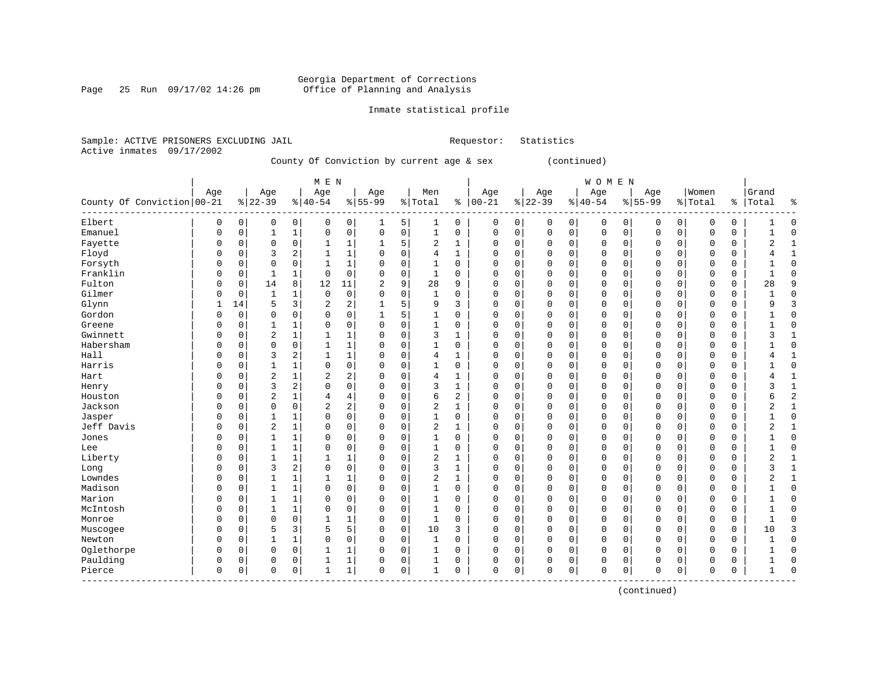Georgia Department of Corrections
Office of Planning and Analysis

Inmate statistical profile

Sample: ACTIVE PRISONERS EXCLUDING JAIL    Requestor: Statistics
Active inmates 09/17/2002

County Of Conviction by current age & sex (continued)

| County Of Conviction | MEN Age 00-21 | % | Age 22-39 | % | Age 40-54 | % | Age 55-99 | % | Men Total | % | WOMEN Age 00-21 | % | Age 22-39 | % | Age 40-54 | % | Age 55-99 | % | Women Total | % | Grand Total | % |
|---|---|---|---|---|---|---|---|---|---|---|---|---|---|---|---|---|---|---|---|---|---|---|
| Elbert | 0 | 0 | 0 | 0 | 0 | 0 | 1 | 5 | 1 | 0 | 0 | 0 | 0 | 0 | 0 | 0 | 0 | 0 | 0 | 0 | 1 | 0 |
| Emanuel | 0 | 0 | 1 | 1 | 0 | 0 | 0 | 0 | 1 | 0 | 0 | 0 | 0 | 0 | 0 | 0 | 0 | 0 | 0 | 0 | 1 | 0 |
| Fayette | 0 | 0 | 0 | 0 | 1 | 1 | 1 | 5 | 2 | 1 | 0 | 0 | 0 | 0 | 0 | 0 | 0 | 0 | 0 | 0 | 2 | 1 |
| Floyd | 0 | 0 | 3 | 2 | 1 | 1 | 0 | 0 | 4 | 1 | 0 | 0 | 0 | 0 | 0 | 0 | 0 | 0 | 0 | 0 | 4 | 1 |
| Forsyth | 0 | 0 | 0 | 0 | 1 | 1 | 0 | 0 | 1 | 0 | 0 | 0 | 0 | 0 | 0 | 0 | 0 | 0 | 0 | 0 | 1 | 0 |
| Franklin | 0 | 0 | 1 | 1 | 0 | 0 | 0 | 0 | 1 | 0 | 0 | 0 | 0 | 0 | 0 | 0 | 0 | 0 | 0 | 0 | 1 | 0 |
| Fulton | 0 | 0 | 14 | 8 | 12 | 11 | 2 | 9 | 28 | 9 | 0 | 0 | 0 | 0 | 0 | 0 | 0 | 0 | 0 | 0 | 28 | 9 |
| Gilmer | 0 | 0 | 1 | 1 | 0 | 0 | 0 | 0 | 1 | 0 | 0 | 0 | 0 | 0 | 0 | 0 | 0 | 0 | 0 | 0 | 1 | 0 |
| Glynn | 1 | 14 | 5 | 3 | 2 | 2 | 1 | 5 | 9 | 3 | 0 | 0 | 0 | 0 | 0 | 0 | 0 | 0 | 0 | 0 | 9 | 3 |
| Gordon | 0 | 0 | 0 | 0 | 0 | 0 | 1 | 5 | 1 | 0 | 0 | 0 | 0 | 0 | 0 | 0 | 0 | 0 | 0 | 0 | 1 | 0 |
| Greene | 0 | 0 | 1 | 1 | 0 | 0 | 0 | 0 | 1 | 0 | 0 | 0 | 0 | 0 | 0 | 0 | 0 | 0 | 0 | 0 | 1 | 0 |
| Gwinnett | 0 | 0 | 2 | 1 | 1 | 1 | 0 | 0 | 3 | 1 | 0 | 0 | 0 | 0 | 0 | 0 | 0 | 0 | 0 | 0 | 3 | 1 |
| Habersham | 0 | 0 | 0 | 0 | 1 | 1 | 0 | 0 | 1 | 0 | 0 | 0 | 0 | 0 | 0 | 0 | 0 | 0 | 0 | 0 | 1 | 0 |
| Hall | 0 | 0 | 3 | 2 | 1 | 1 | 0 | 0 | 4 | 1 | 0 | 0 | 0 | 0 | 0 | 0 | 0 | 0 | 0 | 0 | 4 | 1 |
| Harris | 0 | 0 | 1 | 1 | 0 | 0 | 0 | 0 | 1 | 0 | 0 | 0 | 0 | 0 | 0 | 0 | 0 | 0 | 0 | 0 | 1 | 0 |
| Hart | 0 | 0 | 2 | 1 | 2 | 2 | 0 | 0 | 4 | 1 | 0 | 0 | 0 | 0 | 0 | 0 | 0 | 0 | 0 | 0 | 4 | 1 |
| Henry | 0 | 0 | 3 | 2 | 0 | 0 | 0 | 0 | 3 | 1 | 0 | 0 | 0 | 0 | 0 | 0 | 0 | 0 | 0 | 0 | 3 | 1 |
| Houston | 0 | 0 | 2 | 1 | 4 | 4 | 0 | 0 | 6 | 2 | 0 | 0 | 0 | 0 | 0 | 0 | 0 | 0 | 0 | 0 | 6 | 2 |
| Jackson | 0 | 0 | 0 | 0 | 2 | 2 | 0 | 0 | 2 | 1 | 0 | 0 | 0 | 0 | 0 | 0 | 0 | 0 | 0 | 0 | 2 | 1 |
| Jasper | 0 | 0 | 1 | 1 | 0 | 0 | 0 | 0 | 1 | 0 | 0 | 0 | 0 | 0 | 0 | 0 | 0 | 0 | 0 | 0 | 1 | 0 |
| Jeff Davis | 0 | 0 | 2 | 1 | 0 | 0 | 0 | 0 | 2 | 1 | 0 | 0 | 0 | 0 | 0 | 0 | 0 | 0 | 0 | 0 | 2 | 1 |
| Jones | 0 | 0 | 1 | 1 | 0 | 0 | 0 | 0 | 1 | 0 | 0 | 0 | 0 | 0 | 0 | 0 | 0 | 0 | 0 | 0 | 1 | 0 |
| Lee | 0 | 0 | 1 | 1 | 0 | 0 | 0 | 0 | 1 | 0 | 0 | 0 | 0 | 0 | 0 | 0 | 0 | 0 | 0 | 0 | 1 | 0 |
| Liberty | 0 | 0 | 1 | 1 | 1 | 1 | 0 | 0 | 2 | 1 | 0 | 0 | 0 | 0 | 0 | 0 | 0 | 0 | 0 | 0 | 2 | 1 |
| Long | 0 | 0 | 3 | 2 | 0 | 0 | 0 | 0 | 3 | 1 | 0 | 0 | 0 | 0 | 0 | 0 | 0 | 0 | 0 | 0 | 3 | 1 |
| Lowndes | 0 | 0 | 1 | 1 | 1 | 1 | 0 | 0 | 2 | 1 | 0 | 0 | 0 | 0 | 0 | 0 | 0 | 0 | 0 | 0 | 2 | 1 |
| Madison | 0 | 0 | 1 | 1 | 0 | 0 | 0 | 0 | 1 | 0 | 0 | 0 | 0 | 0 | 0 | 0 | 0 | 0 | 0 | 0 | 1 | 0 |
| Marion | 0 | 0 | 1 | 1 | 0 | 0 | 0 | 0 | 1 | 0 | 0 | 0 | 0 | 0 | 0 | 0 | 0 | 0 | 0 | 0 | 1 | 0 |
| McIntosh | 0 | 0 | 1 | 1 | 0 | 0 | 0 | 0 | 1 | 0 | 0 | 0 | 0 | 0 | 0 | 0 | 0 | 0 | 0 | 0 | 1 | 0 |
| Monroe | 0 | 0 | 0 | 0 | 1 | 1 | 0 | 0 | 1 | 0 | 0 | 0 | 0 | 0 | 0 | 0 | 0 | 0 | 0 | 0 | 1 | 0 |
| Muscogee | 0 | 0 | 5 | 3 | 5 | 5 | 0 | 0 | 10 | 3 | 0 | 0 | 0 | 0 | 0 | 0 | 0 | 0 | 0 | 0 | 10 | 3 |
| Newton | 0 | 0 | 1 | 1 | 0 | 0 | 0 | 0 | 1 | 0 | 0 | 0 | 0 | 0 | 0 | 0 | 0 | 0 | 0 | 0 | 1 | 0 |
| Oglethorpe | 0 | 0 | 0 | 0 | 1 | 1 | 0 | 0 | 1 | 0 | 0 | 0 | 0 | 0 | 0 | 0 | 0 | 0 | 0 | 0 | 1 | 0 |
| Paulding | 0 | 0 | 0 | 0 | 1 | 1 | 0 | 0 | 1 | 0 | 0 | 0 | 0 | 0 | 0 | 0 | 0 | 0 | 0 | 0 | 1 | 0 |
| Pierce | 0 | 0 | 0 | 0 | 1 | 1 | 0 | 0 | 1 | 0 | 0 | 0 | 0 | 0 | 0 | 0 | 0 | 0 | 0 | 0 | 1 | 0 |

(continued)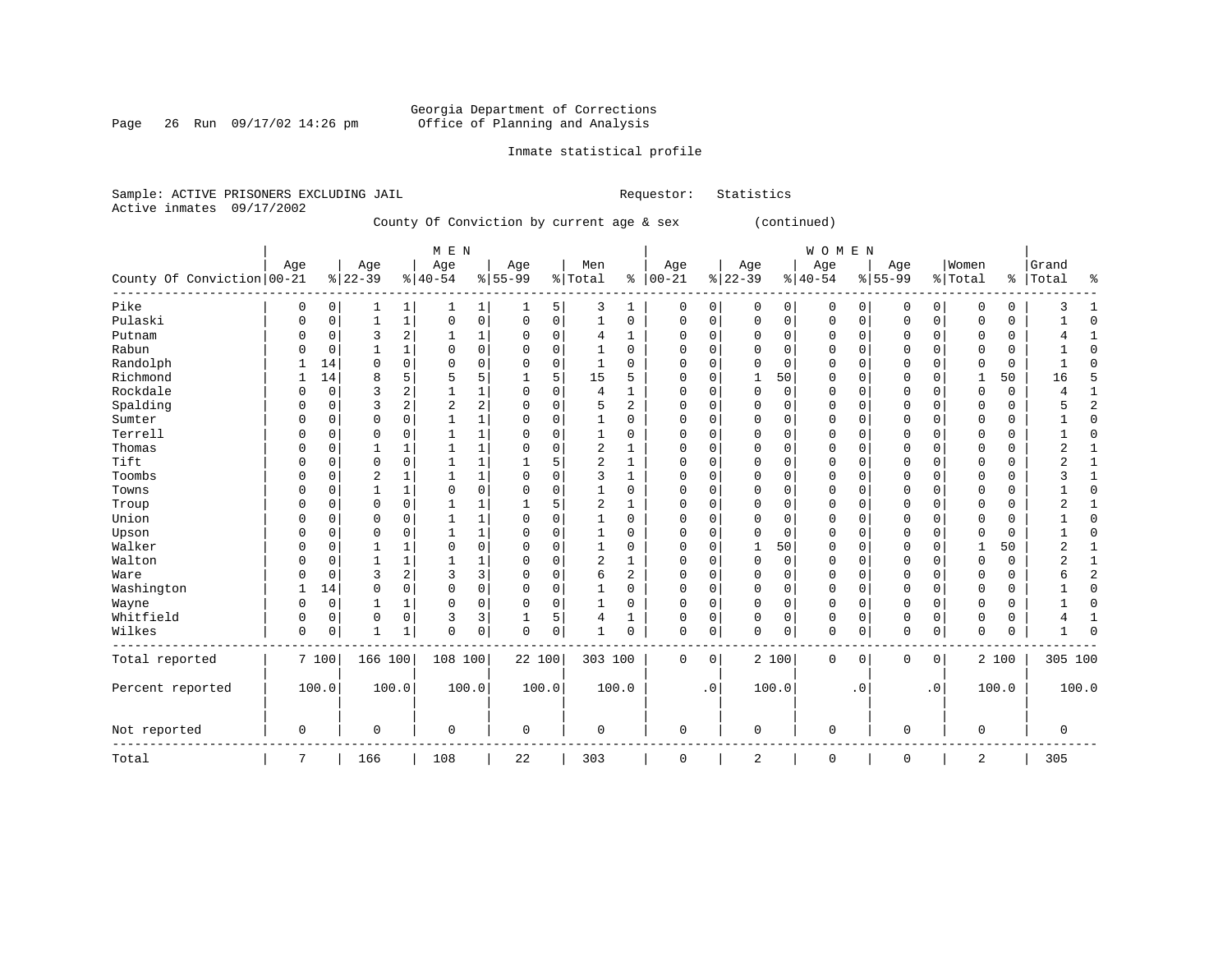Georgia Department of Corrections
Office of Planning and Analysis

Inmate statistical profile

Sample: ACTIVE PRISONERS EXCLUDING JAIL                Requestor: Statistics
Active inmates 09/17/2002

County Of Conviction by current age & sex (continued)

| County Of Conviction | MEN Age 00-21 | % | Age 22-39 | % | Age 40-54 | % | Age 55-99 | % | Men Total | % | WOMEN Age 00-21 | % | Age 22-39 | % | Age 40-54 | % | Age 55-99 | % | Women Total | % | Grand Total | % |
|---|---|---|---|---|---|---|---|---|---|---|---|---|---|---|---|---|---|---|---|---|---|---|
| Pike | 0 | 0 | 1 | 1 | 1 | 1 | 1 | 5 | 3 | 1 | 0 | 0 | 0 | 0 | 0 | 0 | 0 | 0 | 0 | 0 | 3 | 1 |
| Pulaski | 0 | 0 | 1 | 1 | 0 | 0 | 0 | 0 | 1 | 0 | 0 | 0 | 0 | 0 | 0 | 0 | 0 | 0 | 0 | 0 | 1 | 0 |
| Putnam | 0 | 0 | 3 | 2 | 1 | 1 | 0 | 0 | 4 | 1 | 0 | 0 | 0 | 0 | 0 | 0 | 0 | 0 | 0 | 0 | 4 | 1 |
| Rabun | 0 | 0 | 1 | 1 | 0 | 0 | 0 | 0 | 1 | 0 | 0 | 0 | 0 | 0 | 0 | 0 | 0 | 0 | 0 | 0 | 1 | 0 |
| Randolph | 1 | 14 | 0 | 0 | 0 | 0 | 0 | 0 | 1 | 0 | 0 | 0 | 0 | 0 | 0 | 0 | 0 | 0 | 0 | 0 | 1 | 0 |
| Richmond | 1 | 14 | 8 | 5 | 5 | 5 | 1 | 5 | 15 | 5 | 0 | 0 | 1 | 50 | 0 | 0 | 0 | 0 | 1 | 50 | 16 | 5 |
| Rockdale | 0 | 0 | 3 | 2 | 1 | 1 | 0 | 0 | 4 | 1 | 0 | 0 | 0 | 0 | 0 | 0 | 0 | 0 | 0 | 0 | 4 | 1 |
| Spalding | 0 | 0 | 3 | 2 | 2 | 2 | 0 | 0 | 5 | 2 | 0 | 0 | 0 | 0 | 0 | 0 | 0 | 0 | 0 | 0 | 5 | 2 |
| Sumter | 0 | 0 | 0 | 0 | 1 | 1 | 0 | 0 | 1 | 0 | 0 | 0 | 0 | 0 | 0 | 0 | 0 | 0 | 0 | 0 | 1 | 0 |
| Terrell | 0 | 0 | 0 | 0 | 1 | 1 | 0 | 0 | 1 | 0 | 0 | 0 | 0 | 0 | 0 | 0 | 0 | 0 | 0 | 0 | 1 | 0 |
| Thomas | 0 | 0 | 1 | 1 | 1 | 1 | 0 | 0 | 2 | 1 | 0 | 0 | 0 | 0 | 0 | 0 | 0 | 0 | 0 | 0 | 2 | 1 |
| Tift | 0 | 0 | 0 | 0 | 1 | 1 | 1 | 5 | 2 | 1 | 0 | 0 | 0 | 0 | 0 | 0 | 0 | 0 | 0 | 0 | 2 | 1 |
| Toombs | 0 | 0 | 2 | 1 | 1 | 1 | 0 | 0 | 3 | 1 | 0 | 0 | 0 | 0 | 0 | 0 | 0 | 0 | 0 | 0 | 3 | 1 |
| Towns | 0 | 0 | 1 | 1 | 0 | 0 | 0 | 0 | 1 | 0 | 0 | 0 | 0 | 0 | 0 | 0 | 0 | 0 | 0 | 0 | 1 | 0 |
| Troup | 0 | 0 | 0 | 0 | 1 | 1 | 1 | 5 | 2 | 1 | 0 | 0 | 0 | 0 | 0 | 0 | 0 | 0 | 0 | 0 | 2 | 1 |
| Union | 0 | 0 | 0 | 0 | 1 | 1 | 0 | 0 | 1 | 0 | 0 | 0 | 0 | 0 | 0 | 0 | 0 | 0 | 0 | 0 | 1 | 0 |
| Upson | 0 | 0 | 0 | 0 | 1 | 1 | 0 | 0 | 1 | 0 | 0 | 0 | 0 | 0 | 0 | 0 | 0 | 0 | 0 | 0 | 1 | 0 |
| Walker | 0 | 0 | 1 | 1 | 0 | 0 | 0 | 0 | 1 | 0 | 0 | 0 | 1 | 50 | 0 | 0 | 0 | 0 | 1 | 50 | 2 | 1 |
| Walton | 0 | 0 | 1 | 1 | 1 | 1 | 0 | 0 | 2 | 1 | 0 | 0 | 0 | 0 | 0 | 0 | 0 | 0 | 0 | 0 | 2 | 1 |
| Ware | 0 | 0 | 3 | 2 | 3 | 3 | 0 | 0 | 6 | 2 | 0 | 0 | 0 | 0 | 0 | 0 | 0 | 0 | 0 | 0 | 6 | 2 |
| Washington | 1 | 14 | 0 | 0 | 0 | 0 | 0 | 0 | 1 | 0 | 0 | 0 | 0 | 0 | 0 | 0 | 0 | 0 | 0 | 0 | 1 | 0 |
| Wayne | 0 | 0 | 1 | 1 | 0 | 0 | 0 | 0 | 1 | 0 | 0 | 0 | 0 | 0 | 0 | 0 | 0 | 0 | 0 | 0 | 1 | 0 |
| Whitfield | 0 | 0 | 0 | 0 | 3 | 3 | 1 | 5 | 4 | 1 | 0 | 0 | 0 | 0 | 0 | 0 | 0 | 0 | 0 | 0 | 4 | 1 |
| Wilkes | 0 | 0 | 1 | 1 | 0 | 0 | 0 | 0 | 1 | 0 | 0 | 0 | 0 | 0 | 0 | 0 | 0 | 0 | 0 | 0 | 1 | 0 |
| Total reported | 7 | 100 | 166 | 100 | 108 | 100 | 22 | 100 | 303 | 100 | 0 | 0 | 2 | 100 | 0 | 0 | 0 | 0 | 2 | 100 | 305 | 100 |
| Percent reported | | 100.0 | | 100.0 | | 100.0 | | 100.0 | | 100.0 | | .0 | | 100.0 | | .0 | | .0 | | 100.0 | | 100.0 |
| Not reported | 0 | | 0 | | 0 | | 0 | | 0 | | 0 | | 0 | | 0 | | 0 | | 0 | | 0 | |
| Total | 7 | | 166 | | 108 | | 22 | | 303 | | 0 | | 2 | | 0 | | 0 | | 2 | | 305 | |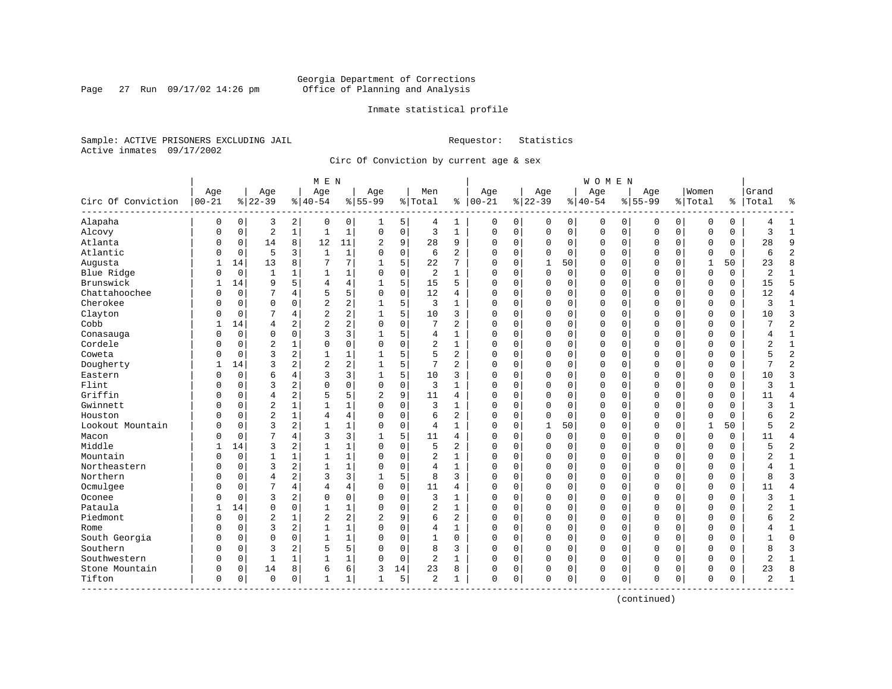Georgia Department of Corrections
Office of Planning and Analysis

Inmate statistical profile

Sample: ACTIVE PRISONERS EXCLUDING JAIL
Active inmates 09/17/2002

Requestor: Statistics

Circ Of Conviction by current age & sex

| Circ Of Conviction | MEN Age 00-21 | % | Age 22-39 | % | Age 40-54 | % | Age 55-99 | % | Men Total | % | WOMEN Age 00-21 | % | Age 22-39 | % | Age 40-54 | % | Age 55-99 | % | Women Total | % | Grand Total | % |
|---|---|---|---|---|---|---|---|---|---|---|---|---|---|---|---|---|---|---|---|---|---|---|
| Alapaha | 0 | 0 | 3 | 2 | 0 | 0 | 1 | 5 | 4 | 1 | 0 | 0 | 0 | 0 | 0 | 0 | 0 | 0 | 0 | 0 | 4 | 1 |
| Alcovy | 0 | 0 | 2 | 1 | 1 | 1 | 0 | 0 | 3 | 1 | 0 | 0 | 0 | 0 | 0 | 0 | 0 | 0 | 0 | 0 | 3 | 1 |
| Atlanta | 0 | 0 | 14 | 8 | 12 | 11 | 2 | 9 | 28 | 9 | 0 | 0 | 0 | 0 | 0 | 0 | 0 | 0 | 0 | 0 | 28 | 9 |
| Atlantic | 0 | 0 | 5 | 3 | 1 | 1 | 0 | 0 | 6 | 2 | 0 | 0 | 0 | 0 | 0 | 0 | 0 | 0 | 0 | 0 | 6 | 2 |
| Augusta | 1 | 14 | 13 | 8 | 7 | 7 | 1 | 5 | 22 | 7 | 0 | 0 | 1 | 50 | 0 | 0 | 0 | 0 | 1 | 50 | 23 | 8 |
| Blue Ridge | 0 | 0 | 1 | 1 | 1 | 1 | 0 | 0 | 2 | 1 | 0 | 0 | 0 | 0 | 0 | 0 | 0 | 0 | 0 | 0 | 2 | 1 |
| Brunswick | 1 | 14 | 9 | 5 | 4 | 4 | 1 | 5 | 15 | 5 | 0 | 0 | 0 | 0 | 0 | 0 | 0 | 0 | 0 | 0 | 15 | 5 |
| Chattahoochee | 0 | 0 | 7 | 4 | 5 | 5 | 0 | 0 | 12 | 4 | 0 | 0 | 0 | 0 | 0 | 0 | 0 | 0 | 0 | 0 | 12 | 4 |
| Cherokee | 0 | 0 | 0 | 0 | 2 | 2 | 1 | 5 | 3 | 1 | 0 | 0 | 0 | 0 | 0 | 0 | 0 | 0 | 0 | 0 | 3 | 1 |
| Clayton | 0 | 0 | 7 | 4 | 2 | 2 | 1 | 5 | 10 | 3 | 0 | 0 | 0 | 0 | 0 | 0 | 0 | 0 | 0 | 0 | 10 | 3 |
| Cobb | 1 | 14 | 4 | 2 | 2 | 2 | 0 | 0 | 7 | 2 | 0 | 0 | 0 | 0 | 0 | 0 | 0 | 0 | 0 | 0 | 7 | 2 |
| Conasauga | 0 | 0 | 0 | 0 | 3 | 3 | 1 | 5 | 4 | 1 | 0 | 0 | 0 | 0 | 0 | 0 | 0 | 0 | 0 | 0 | 4 | 1 |
| Cordele | 0 | 0 | 2 | 1 | 0 | 0 | 0 | 0 | 2 | 1 | 0 | 0 | 0 | 0 | 0 | 0 | 0 | 0 | 0 | 0 | 2 | 1 |
| Coweta | 0 | 0 | 3 | 2 | 1 | 1 | 1 | 5 | 5 | 2 | 0 | 0 | 0 | 0 | 0 | 0 | 0 | 0 | 0 | 0 | 5 | 2 |
| Dougherty | 1 | 14 | 3 | 2 | 2 | 2 | 1 | 5 | 7 | 2 | 0 | 0 | 0 | 0 | 0 | 0 | 0 | 0 | 0 | 0 | 7 | 2 |
| Eastern | 0 | 0 | 6 | 4 | 3 | 3 | 1 | 5 | 10 | 3 | 0 | 0 | 0 | 0 | 0 | 0 | 0 | 0 | 0 | 0 | 10 | 3 |
| Flint | 0 | 0 | 3 | 2 | 0 | 0 | 0 | 0 | 3 | 1 | 0 | 0 | 0 | 0 | 0 | 0 | 0 | 0 | 0 | 0 | 3 | 1 |
| Griffin | 0 | 0 | 4 | 2 | 5 | 5 | 2 | 9 | 11 | 4 | 0 | 0 | 0 | 0 | 0 | 0 | 0 | 0 | 0 | 0 | 11 | 4 |
| Gwinnett | 0 | 0 | 2 | 1 | 1 | 1 | 0 | 0 | 3 | 1 | 0 | 0 | 0 | 0 | 0 | 0 | 0 | 0 | 0 | 0 | 3 | 1 |
| Houston | 0 | 0 | 2 | 1 | 4 | 4 | 0 | 0 | 6 | 2 | 0 | 0 | 0 | 0 | 0 | 0 | 0 | 0 | 0 | 0 | 6 | 2 |
| Lookout Mountain | 0 | 0 | 3 | 2 | 1 | 1 | 0 | 0 | 4 | 1 | 0 | 0 | 1 | 50 | 0 | 0 | 0 | 0 | 1 | 50 | 5 | 2 |
| Macon | 0 | 0 | 7 | 4 | 3 | 3 | 1 | 5 | 11 | 4 | 0 | 0 | 0 | 0 | 0 | 0 | 0 | 0 | 0 | 0 | 11 | 4 |
| Middle | 1 | 14 | 3 | 2 | 1 | 1 | 0 | 0 | 5 | 2 | 0 | 0 | 0 | 0 | 0 | 0 | 0 | 0 | 0 | 0 | 5 | 2 |
| Mountain | 0 | 0 | 1 | 1 | 1 | 1 | 0 | 0 | 2 | 1 | 0 | 0 | 0 | 0 | 0 | 0 | 0 | 0 | 0 | 0 | 2 | 1 |
| Northeastern | 0 | 0 | 3 | 2 | 1 | 1 | 0 | 0 | 4 | 1 | 0 | 0 | 0 | 0 | 0 | 0 | 0 | 0 | 0 | 0 | 4 | 1 |
| Northern | 0 | 0 | 4 | 2 | 3 | 3 | 1 | 5 | 8 | 3 | 0 | 0 | 0 | 0 | 0 | 0 | 0 | 0 | 0 | 0 | 8 | 3 |
| Ocmulgee | 0 | 0 | 7 | 4 | 4 | 4 | 0 | 0 | 11 | 4 | 0 | 0 | 0 | 0 | 0 | 0 | 0 | 0 | 0 | 0 | 11 | 4 |
| Oconee | 0 | 0 | 3 | 2 | 0 | 0 | 0 | 0 | 3 | 1 | 0 | 0 | 0 | 0 | 0 | 0 | 0 | 0 | 0 | 0 | 3 | 1 |
| Pataula | 1 | 14 | 0 | 0 | 1 | 1 | 0 | 0 | 2 | 1 | 0 | 0 | 0 | 0 | 0 | 0 | 0 | 0 | 0 | 0 | 2 | 1 |
| Piedmont | 0 | 0 | 2 | 1 | 2 | 2 | 2 | 9 | 6 | 2 | 0 | 0 | 0 | 0 | 0 | 0 | 0 | 0 | 0 | 0 | 6 | 2 |
| Rome | 0 | 0 | 3 | 2 | 1 | 1 | 0 | 0 | 4 | 1 | 0 | 0 | 0 | 0 | 0 | 0 | 0 | 0 | 0 | 0 | 4 | 1 |
| South Georgia | 0 | 0 | 0 | 0 | 1 | 1 | 0 | 0 | 1 | 0 | 0 | 0 | 0 | 0 | 0 | 0 | 0 | 0 | 0 | 0 | 1 | 0 |
| Southern | 0 | 0 | 3 | 2 | 5 | 5 | 0 | 0 | 8 | 3 | 0 | 0 | 0 | 0 | 0 | 0 | 0 | 0 | 0 | 0 | 8 | 3 |
| Southwestern | 0 | 0 | 1 | 1 | 1 | 1 | 0 | 0 | 2 | 1 | 0 | 0 | 0 | 0 | 0 | 0 | 0 | 0 | 0 | 0 | 2 | 1 |
| Stone Mountain | 0 | 0 | 14 | 8 | 6 | 6 | 3 | 14 | 23 | 8 | 0 | 0 | 0 | 0 | 0 | 0 | 0 | 0 | 0 | 0 | 23 | 8 |
| Tifton | 0 | 0 | 0 | 0 | 1 | 1 | 1 | 5 | 2 | 1 | 0 | 0 | 0 | 0 | 0 | 0 | 0 | 0 | 0 | 0 | 2 | 1 |

(continued)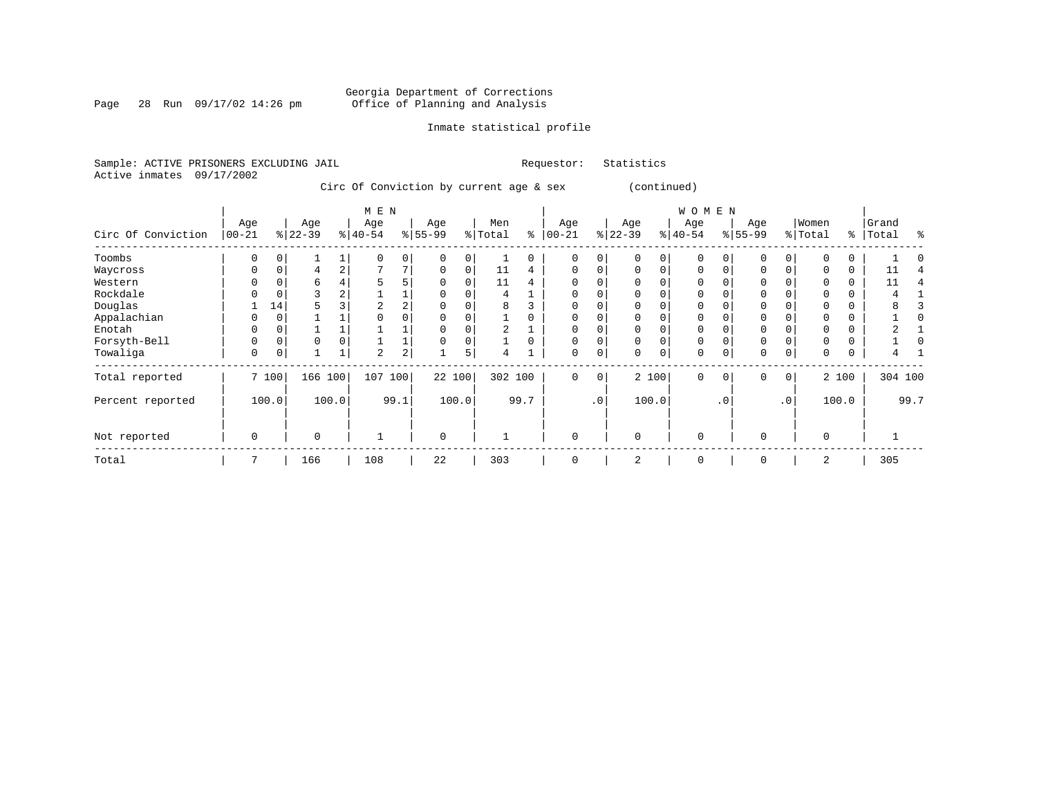Georgia Department of Corrections
Office of Planning and Analysis

Inmate statistical profile

Sample: ACTIVE PRISONERS EXCLUDING JAIL  Requestor: Statistics
Active inmates 09/17/2002

Circ Of Conviction by current age & sex (continued)

| | MEN | | | | | | | | | | WOMEN | | | | | | | | | | | |
|---|---|---|---|---|---|---|---|---|---|---|---|---|---|---|---|---|---|---|---|---|---|---|
| Circ Of Conviction | Age 00-21 | % | Age 22-39 | % | Age 40-54 | % | Age 55-99 | % | Men Total | % | Age 00-21 | % | Age 22-39 | % | Age 40-54 | % | Age 55-99 | % | Women Total | % | Grand Total | % |
| Toombs | 0 | 0 | 1 | 1 | 0 | 0 | 0 | 0 | 1 | 0 | 0 | 0 | 0 | 0 | 0 | 0 | 0 | 0 | 0 | 0 | 1 | 0 |
| Waycross | 0 | 0 | 4 | 2 | 7 | 7 | 0 | 0 | 11 | 4 | 0 | 0 | 0 | 0 | 0 | 0 | 0 | 0 | 0 | 0 | 11 | 4 |
| Western | 0 | 0 | 6 | 4 | 5 | 5 | 0 | 0 | 11 | 4 | 0 | 0 | 0 | 0 | 0 | 0 | 0 | 0 | 0 | 0 | 11 | 4 |
| Rockdale | 0 | 0 | 3 | 2 | 1 | 1 | 0 | 0 | 4 | 1 | 0 | 0 | 0 | 0 | 0 | 0 | 0 | 0 | 0 | 0 | 4 | 1 |
| Douglas | 1 | 14 | 5 | 3 | 2 | 2 | 0 | 0 | 8 | 3 | 0 | 0 | 0 | 0 | 0 | 0 | 0 | 0 | 0 | 0 | 8 | 3 |
| Appalachian | 0 | 0 | 1 | 1 | 0 | 0 | 0 | 0 | 1 | 0 | 0 | 0 | 0 | 0 | 0 | 0 | 0 | 0 | 0 | 0 | 1 | 0 |
| Enotah | 0 | 0 | 1 | 1 | 1 | 1 | 0 | 0 | 2 | 1 | 0 | 0 | 0 | 0 | 0 | 0 | 0 | 0 | 0 | 0 | 2 | 1 |
| Forsyth-Bell | 0 | 0 | 0 | 0 | 1 | 1 | 0 | 0 | 1 | 0 | 0 | 0 | 0 | 0 | 0 | 0 | 0 | 0 | 0 | 0 | 1 | 0 |
| Towaliga | 0 | 0 | 1 | 1 | 2 | 2 | 1 | 5 | 4 | 1 | 0 | 0 | 0 | 0 | 0 | 0 | 0 | 0 | 0 | 0 | 4 | 1 |
| Total reported | 7 | 100 | 166 | 100 | 107 | 100 | 22 | 100 | 302 | 100 | 0 | 0 | 2 | 100 | 0 | 0 | 0 | 0 | 2 | 100 | 304 | 100 |
| Percent reported | | 100.0 | | 100.0 | | 99.1 | | 100.0 | | 99.7 | | .0 | | 100.0 | | .0 | | .0 | | 100.0 | | 99.7 |
| Not reported | 0 | | 0 | | 1 | | 0 | | 1 | | 0 | | 0 | | 0 | | 0 | | 0 | | 1 | |
| Total | 7 | | 166 | | 108 | | 22 | | 303 | | 0 | | 2 | | 0 | | 0 | | 2 | | 305 | |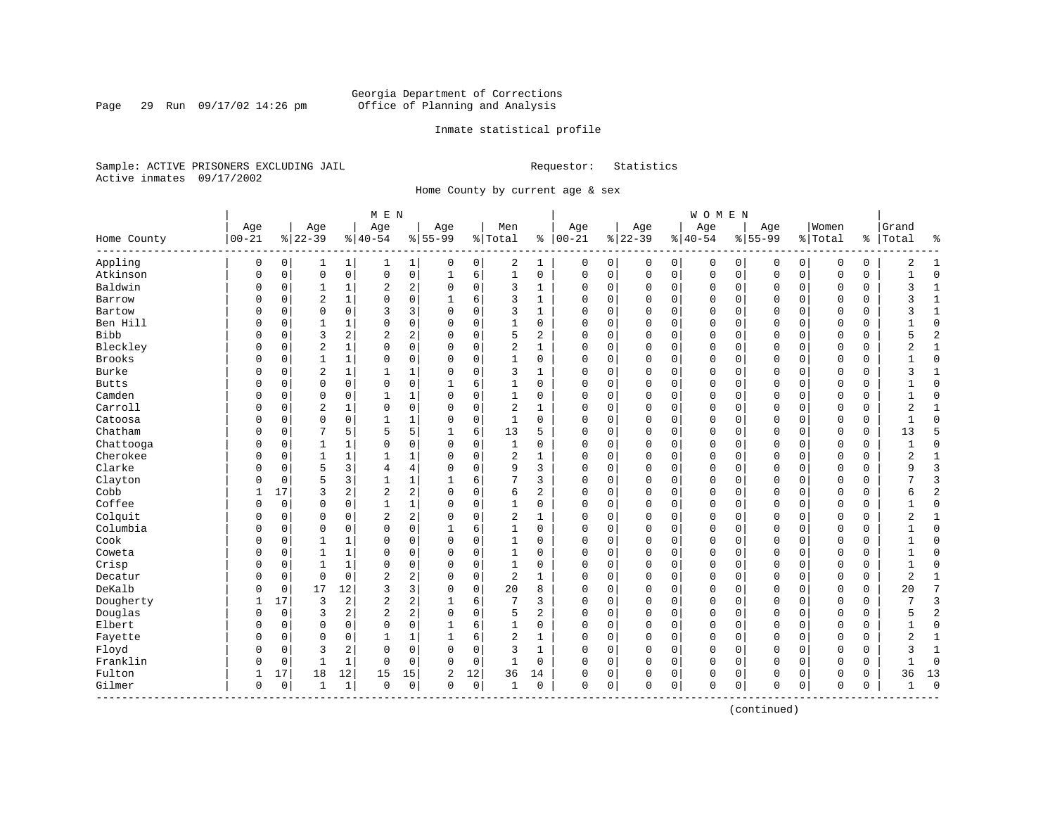Georgia Department of Corrections
Office of Planning and Analysis

Inmate statistical profile

Sample: ACTIVE PRISONERS EXCLUDING JAIL          Requestor: Statistics
Active inmates 09/17/2002

Home County by current age & sex

| Home County | MEN Age 00-21 | % | Age 22-39 | % | Age 40-54 | % | Age 55-99 | % | Men Total | % | WOMEN Age 00-21 | % | Age 22-39 | % | Age 40-54 | % | Age 55-99 | % | Women Total | % | Grand Total | % |
|---|---|---|---|---|---|---|---|---|---|---|---|---|---|---|---|---|---|---|---|---|---|---|
| Appling | 0 | 0 | 1 | 1 | 1 | 1 | 0 | 0 | 2 | 1 | 0 | 0 | 0 | 0 | 0 | 0 | 0 | 0 | 0 | 0 | 2 | 1 |
| Atkinson | 0 | 0 | 0 | 0 | 0 | 0 | 1 | 6 | 1 | 0 | 0 | 0 | 0 | 0 | 0 | 0 | 0 | 0 | 0 | 0 | 1 | 0 |
| Baldwin | 0 | 0 | 1 | 1 | 2 | 2 | 0 | 0 | 3 | 1 | 0 | 0 | 0 | 0 | 0 | 0 | 0 | 0 | 0 | 0 | 3 | 1 |
| Barrow | 0 | 0 | 2 | 1 | 0 | 0 | 1 | 6 | 3 | 1 | 0 | 0 | 0 | 0 | 0 | 0 | 0 | 0 | 0 | 0 | 3 | 1 |
| Bartow | 0 | 0 | 0 | 0 | 3 | 3 | 0 | 0 | 3 | 1 | 0 | 0 | 0 | 0 | 0 | 0 | 0 | 0 | 0 | 0 | 3 | 1 |
| Ben Hill | 0 | 0 | 1 | 1 | 0 | 0 | 0 | 0 | 1 | 0 | 0 | 0 | 0 | 0 | 0 | 0 | 0 | 0 | 0 | 0 | 1 | 0 |
| Bibb | 0 | 0 | 3 | 2 | 2 | 2 | 0 | 0 | 5 | 2 | 0 | 0 | 0 | 0 | 0 | 0 | 0 | 0 | 0 | 0 | 5 | 2 |
| Bleckley | 0 | 0 | 2 | 1 | 0 | 0 | 0 | 0 | 2 | 1 | 0 | 0 | 0 | 0 | 0 | 0 | 0 | 0 | 0 | 0 | 2 | 1 |
| Brooks | 0 | 0 | 1 | 1 | 0 | 0 | 0 | 0 | 1 | 0 | 0 | 0 | 0 | 0 | 0 | 0 | 0 | 0 | 0 | 0 | 1 | 0 |
| Burke | 0 | 0 | 2 | 1 | 1 | 1 | 0 | 0 | 3 | 1 | 0 | 0 | 0 | 0 | 0 | 0 | 0 | 0 | 0 | 0 | 3 | 1 |
| Butts | 0 | 0 | 0 | 0 | 0 | 0 | 1 | 6 | 1 | 0 | 0 | 0 | 0 | 0 | 0 | 0 | 0 | 0 | 0 | 0 | 1 | 0 |
| Camden | 0 | 0 | 0 | 0 | 1 | 1 | 0 | 0 | 1 | 0 | 0 | 0 | 0 | 0 | 0 | 0 | 0 | 0 | 0 | 0 | 1 | 0 |
| Carroll | 0 | 0 | 2 | 1 | 0 | 0 | 0 | 0 | 2 | 1 | 0 | 0 | 0 | 0 | 0 | 0 | 0 | 0 | 0 | 0 | 2 | 1 |
| Catoosa | 0 | 0 | 0 | 0 | 1 | 1 | 0 | 0 | 1 | 0 | 0 | 0 | 0 | 0 | 0 | 0 | 0 | 0 | 0 | 0 | 1 | 0 |
| Chatham | 0 | 0 | 7 | 5 | 5 | 5 | 1 | 6 | 13 | 5 | 0 | 0 | 0 | 0 | 0 | 0 | 0 | 0 | 0 | 0 | 13 | 5 |
| Chattooga | 0 | 0 | 1 | 1 | 0 | 0 | 0 | 0 | 1 | 0 | 0 | 0 | 0 | 0 | 0 | 0 | 0 | 0 | 0 | 0 | 1 | 0 |
| Cherokee | 0 | 0 | 1 | 1 | 1 | 1 | 0 | 0 | 2 | 1 | 0 | 0 | 0 | 0 | 0 | 0 | 0 | 0 | 0 | 0 | 2 | 1 |
| Clarke | 0 | 0 | 5 | 3 | 4 | 4 | 0 | 0 | 9 | 3 | 0 | 0 | 0 | 0 | 0 | 0 | 0 | 0 | 0 | 0 | 9 | 3 |
| Clayton | 0 | 0 | 5 | 3 | 1 | 1 | 1 | 6 | 7 | 3 | 0 | 0 | 0 | 0 | 0 | 0 | 0 | 0 | 0 | 0 | 7 | 3 |
| Cobb | 1 | 17 | 3 | 2 | 2 | 2 | 0 | 0 | 6 | 2 | 0 | 0 | 0 | 0 | 0 | 0 | 0 | 0 | 0 | 0 | 6 | 2 |
| Coffee | 0 | 0 | 0 | 0 | 1 | 1 | 0 | 0 | 1 | 0 | 0 | 0 | 0 | 0 | 0 | 0 | 0 | 0 | 0 | 0 | 1 | 0 |
| Colquit | 0 | 0 | 0 | 0 | 2 | 2 | 0 | 0 | 2 | 1 | 0 | 0 | 0 | 0 | 0 | 0 | 0 | 0 | 0 | 0 | 2 | 1 |
| Columbia | 0 | 0 | 0 | 0 | 0 | 0 | 1 | 6 | 1 | 0 | 0 | 0 | 0 | 0 | 0 | 0 | 0 | 0 | 0 | 0 | 1 | 0 |
| Cook | 0 | 0 | 1 | 1 | 0 | 0 | 0 | 0 | 1 | 0 | 0 | 0 | 0 | 0 | 0 | 0 | 0 | 0 | 0 | 0 | 1 | 0 |
| Coweta | 0 | 0 | 1 | 1 | 0 | 0 | 0 | 0 | 1 | 0 | 0 | 0 | 0 | 0 | 0 | 0 | 0 | 0 | 0 | 0 | 1 | 0 |
| Crisp | 0 | 0 | 1 | 1 | 0 | 0 | 0 | 0 | 1 | 0 | 0 | 0 | 0 | 0 | 0 | 0 | 0 | 0 | 0 | 0 | 1 | 0 |
| Decatur | 0 | 0 | 0 | 0 | 2 | 2 | 0 | 0 | 2 | 1 | 0 | 0 | 0 | 0 | 0 | 0 | 0 | 0 | 0 | 0 | 2 | 1 |
| DeKalb | 0 | 0 | 17 | 12 | 3 | 3 | 0 | 0 | 20 | 8 | 0 | 0 | 0 | 0 | 0 | 0 | 0 | 0 | 0 | 0 | 20 | 7 |
| Dougherty | 1 | 17 | 3 | 2 | 2 | 2 | 1 | 6 | 7 | 3 | 0 | 0 | 0 | 0 | 0 | 0 | 0 | 0 | 0 | 0 | 7 | 3 |
| Douglas | 0 | 0 | 3 | 2 | 2 | 2 | 0 | 0 | 5 | 2 | 0 | 0 | 0 | 0 | 0 | 0 | 0 | 0 | 0 | 0 | 5 | 2 |
| Elbert | 0 | 0 | 0 | 0 | 0 | 0 | 1 | 6 | 1 | 0 | 0 | 0 | 0 | 0 | 0 | 0 | 0 | 0 | 0 | 0 | 1 | 0 |
| Fayette | 0 | 0 | 0 | 0 | 1 | 1 | 1 | 6 | 2 | 1 | 0 | 0 | 0 | 0 | 0 | 0 | 0 | 0 | 0 | 0 | 2 | 1 |
| Floyd | 0 | 0 | 3 | 2 | 0 | 0 | 0 | 0 | 3 | 1 | 0 | 0 | 0 | 0 | 0 | 0 | 0 | 0 | 0 | 0 | 3 | 1 |
| Franklin | 0 | 0 | 1 | 1 | 0 | 0 | 0 | 0 | 1 | 0 | 0 | 0 | 0 | 0 | 0 | 0 | 0 | 0 | 0 | 0 | 1 | 0 |
| Fulton | 1 | 17 | 18 | 12 | 15 | 15 | 2 | 12 | 36 | 14 | 0 | 0 | 0 | 0 | 0 | 0 | 0 | 0 | 0 | 0 | 36 | 13 |
| Gilmer | 0 | 0 | 1 | 1 | 0 | 0 | 0 | 0 | 1 | 0 | 0 | 0 | 0 | 0 | 0 | 0 | 0 | 0 | 0 | 0 | 1 | 0 |

(continued)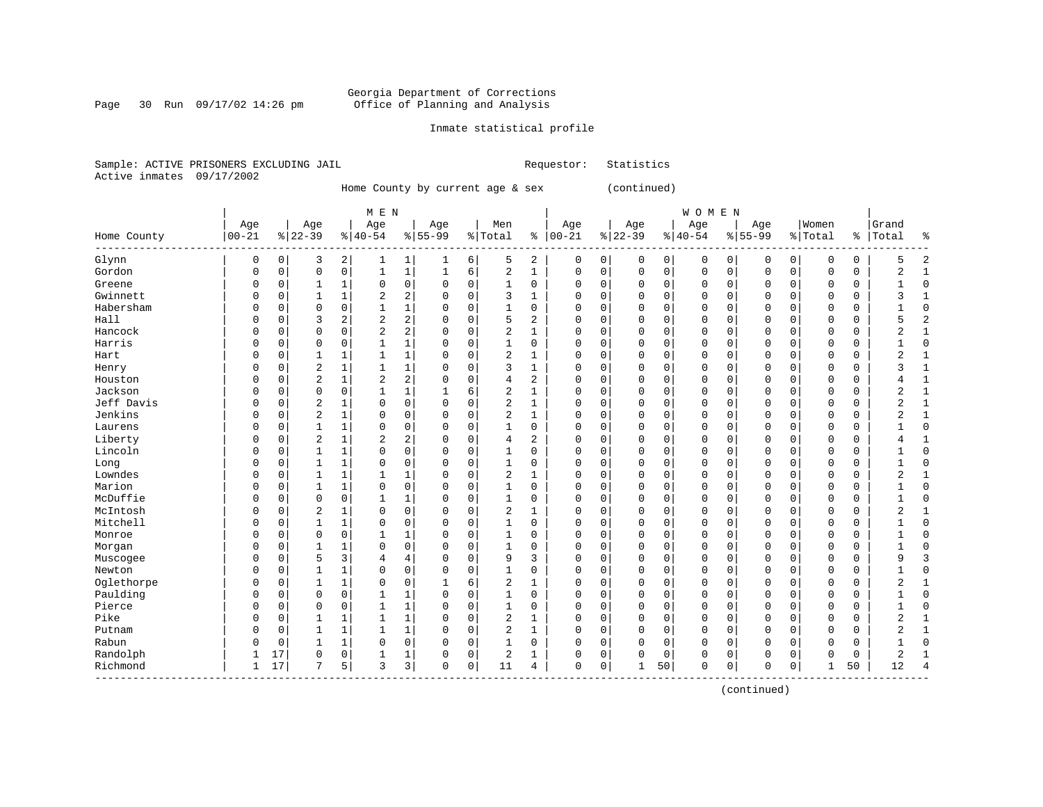Georgia Department of Corrections
Office of Planning and Analysis

Inmate statistical profile

Sample: ACTIVE PRISONERS EXCLUDING JAIL        Requestor: Statistics
Active inmates 09/17/2002

Home County by current age & sex (continued)

| Home County | MEN Age 00-21 | % | Age 22-39 | % | Age 40-54 | % | Age 55-99 | % | Men Total | % | WOMEN Age 00-21 | % | Age 22-39 | % | Age 40-54 | % | Age 55-99 | % | Women Total | % | Grand Total | % |
|---|---|---|---|---|---|---|---|---|---|---|---|---|---|---|---|---|---|---|---|---|---|---|
| Glynn | 0 | 0 | 3 | 2 | 1 | 1 | 1 | 6 | 5 | 2 | 0 | 0 | 0 | 0 | 0 | 0 | 0 | 0 | 0 | 0 | 5 | 2 |
| Gordon | 0 | 0 | 0 | 0 | 1 | 1 | 1 | 6 | 2 | 1 | 0 | 0 | 0 | 0 | 0 | 0 | 0 | 0 | 0 | 0 | 2 | 1 |
| Greene | 0 | 0 | 1 | 1 | 0 | 0 | 0 | 0 | 1 | 0 | 0 | 0 | 0 | 0 | 0 | 0 | 0 | 0 | 0 | 0 | 1 | 0 |
| Gwinnett | 0 | 0 | 1 | 1 | 2 | 2 | 0 | 0 | 3 | 1 | 0 | 0 | 0 | 0 | 0 | 0 | 0 | 0 | 0 | 0 | 3 | 1 |
| Habersham | 0 | 0 | 0 | 0 | 1 | 1 | 0 | 0 | 1 | 0 | 0 | 0 | 0 | 0 | 0 | 0 | 0 | 0 | 0 | 0 | 1 | 0 |
| Hall | 0 | 0 | 3 | 2 | 2 | 2 | 0 | 0 | 5 | 2 | 0 | 0 | 0 | 0 | 0 | 0 | 0 | 0 | 0 | 0 | 5 | 2 |
| Hancock | 0 | 0 | 0 | 0 | 2 | 2 | 0 | 0 | 2 | 1 | 0 | 0 | 0 | 0 | 0 | 0 | 0 | 0 | 0 | 0 | 2 | 1 |
| Harris | 0 | 0 | 0 | 0 | 1 | 1 | 0 | 0 | 1 | 0 | 0 | 0 | 0 | 0 | 0 | 0 | 0 | 0 | 0 | 0 | 1 | 0 |
| Hart | 0 | 0 | 1 | 1 | 1 | 1 | 0 | 0 | 2 | 1 | 0 | 0 | 0 | 0 | 0 | 0 | 0 | 0 | 0 | 0 | 2 | 1 |
| Henry | 0 | 0 | 2 | 1 | 1 | 1 | 0 | 0 | 3 | 1 | 0 | 0 | 0 | 0 | 0 | 0 | 0 | 0 | 0 | 0 | 3 | 1 |
| Houston | 0 | 0 | 2 | 1 | 2 | 2 | 0 | 0 | 4 | 2 | 0 | 0 | 0 | 0 | 0 | 0 | 0 | 0 | 0 | 0 | 4 | 1 |
| Jackson | 0 | 0 | 0 | 0 | 1 | 1 | 1 | 6 | 2 | 1 | 0 | 0 | 0 | 0 | 0 | 0 | 0 | 0 | 0 | 0 | 2 | 1 |
| Jeff Davis | 0 | 0 | 2 | 1 | 0 | 0 | 0 | 0 | 2 | 1 | 0 | 0 | 0 | 0 | 0 | 0 | 0 | 0 | 0 | 0 | 2 | 1 |
| Jenkins | 0 | 0 | 2 | 1 | 0 | 0 | 0 | 0 | 2 | 1 | 0 | 0 | 0 | 0 | 0 | 0 | 0 | 0 | 0 | 0 | 2 | 1 |
| Laurens | 0 | 0 | 1 | 1 | 0 | 0 | 0 | 0 | 1 | 0 | 0 | 0 | 0 | 0 | 0 | 0 | 0 | 0 | 0 | 0 | 1 | 0 |
| Liberty | 0 | 0 | 2 | 1 | 2 | 2 | 0 | 0 | 4 | 2 | 0 | 0 | 0 | 0 | 0 | 0 | 0 | 0 | 0 | 0 | 4 | 1 |
| Lincoln | 0 | 0 | 1 | 1 | 0 | 0 | 0 | 0 | 1 | 0 | 0 | 0 | 0 | 0 | 0 | 0 | 0 | 0 | 0 | 0 | 1 | 0 |
| Long | 0 | 0 | 1 | 1 | 0 | 0 | 0 | 0 | 1 | 0 | 0 | 0 | 0 | 0 | 0 | 0 | 0 | 0 | 0 | 0 | 1 | 0 |
| Lowndes | 0 | 0 | 1 | 1 | 1 | 1 | 0 | 0 | 2 | 1 | 0 | 0 | 0 | 0 | 0 | 0 | 0 | 0 | 0 | 0 | 2 | 1 |
| Marion | 0 | 0 | 1 | 1 | 0 | 0 | 0 | 0 | 1 | 0 | 0 | 0 | 0 | 0 | 0 | 0 | 0 | 0 | 0 | 0 | 1 | 0 |
| McDuffie | 0 | 0 | 0 | 0 | 1 | 1 | 0 | 0 | 1 | 0 | 0 | 0 | 0 | 0 | 0 | 0 | 0 | 0 | 0 | 0 | 1 | 0 |
| McIntosh | 0 | 0 | 2 | 1 | 0 | 0 | 0 | 0 | 2 | 1 | 0 | 0 | 0 | 0 | 0 | 0 | 0 | 0 | 0 | 0 | 2 | 1 |
| Mitchell | 0 | 0 | 1 | 1 | 0 | 0 | 0 | 0 | 1 | 0 | 0 | 0 | 0 | 0 | 0 | 0 | 0 | 0 | 0 | 0 | 1 | 0 |
| Monroe | 0 | 0 | 0 | 0 | 1 | 1 | 0 | 0 | 1 | 0 | 0 | 0 | 0 | 0 | 0 | 0 | 0 | 0 | 0 | 0 | 1 | 0 |
| Morgan | 0 | 0 | 1 | 1 | 0 | 0 | 0 | 0 | 1 | 0 | 0 | 0 | 0 | 0 | 0 | 0 | 0 | 0 | 0 | 0 | 1 | 0 |
| Muscogee | 0 | 0 | 5 | 3 | 4 | 4 | 0 | 0 | 9 | 3 | 0 | 0 | 0 | 0 | 0 | 0 | 0 | 0 | 0 | 0 | 9 | 3 |
| Newton | 0 | 0 | 1 | 1 | 0 | 0 | 0 | 0 | 1 | 0 | 0 | 0 | 0 | 0 | 0 | 0 | 0 | 0 | 0 | 0 | 1 | 0 |
| Oglethorpe | 0 | 0 | 1 | 1 | 0 | 0 | 1 | 6 | 2 | 1 | 0 | 0 | 0 | 0 | 0 | 0 | 0 | 0 | 0 | 0 | 2 | 1 |
| Paulding | 0 | 0 | 0 | 0 | 1 | 1 | 0 | 0 | 1 | 0 | 0 | 0 | 0 | 0 | 0 | 0 | 0 | 0 | 0 | 0 | 1 | 0 |
| Pierce | 0 | 0 | 0 | 0 | 1 | 1 | 0 | 0 | 1 | 0 | 0 | 0 | 0 | 0 | 0 | 0 | 0 | 0 | 0 | 0 | 1 | 0 |
| Pike | 0 | 0 | 1 | 1 | 1 | 1 | 0 | 0 | 2 | 1 | 0 | 0 | 0 | 0 | 0 | 0 | 0 | 0 | 0 | 0 | 2 | 1 |
| Putnam | 0 | 0 | 1 | 1 | 1 | 1 | 0 | 0 | 2 | 1 | 0 | 0 | 0 | 0 | 0 | 0 | 0 | 0 | 0 | 0 | 2 | 1 |
| Rabun | 0 | 0 | 1 | 1 | 0 | 0 | 0 | 0 | 1 | 0 | 0 | 0 | 0 | 0 | 0 | 0 | 0 | 0 | 0 | 0 | 1 | 0 |
| Randolph | 1 | 17 | 0 | 0 | 1 | 1 | 0 | 0 | 2 | 1 | 0 | 0 | 0 | 0 | 0 | 0 | 0 | 0 | 0 | 0 | 2 | 1 |
| Richmond | 1 | 17 | 7 | 5 | 3 | 3 | 0 | 0 | 11 | 4 | 0 | 0 | 1 | 50 | 0 | 0 | 0 | 0 | 1 | 50 | 12 | 4 |

(continued)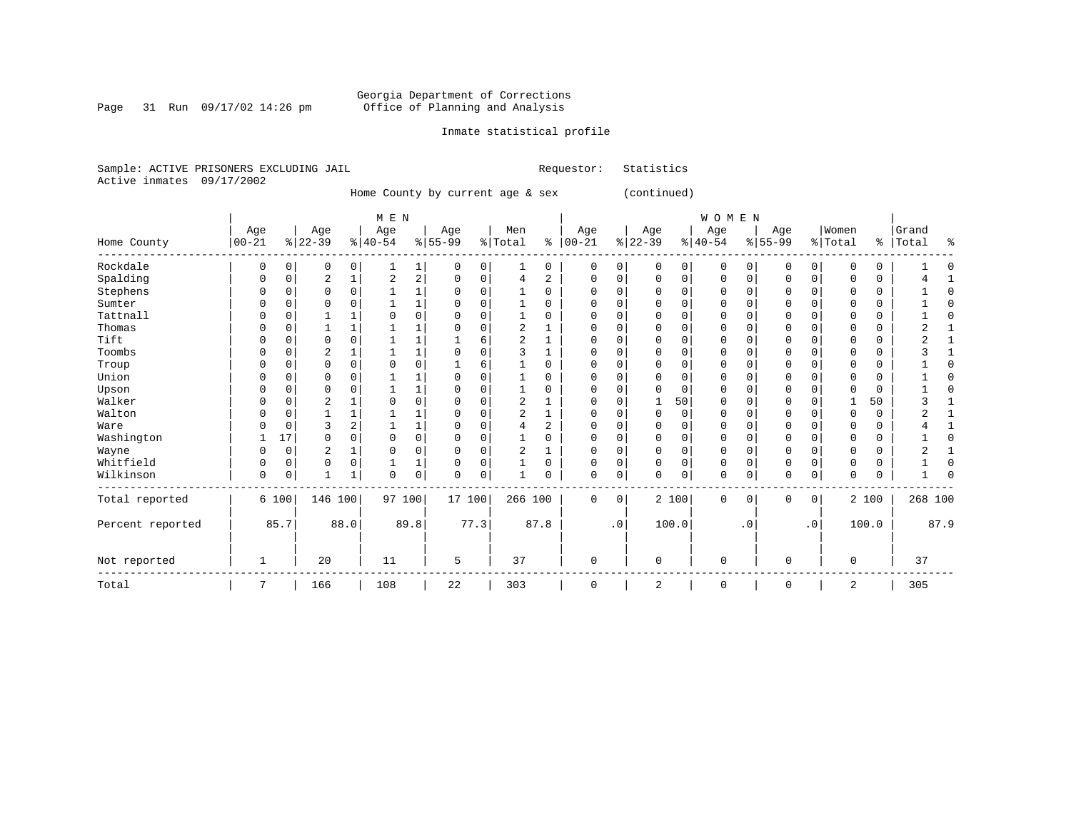Georgia Department of Corrections
Office of Planning and Analysis

Inmate statistical profile

Sample: ACTIVE PRISONERS EXCLUDING JAIL    Requestor: Statistics
Active inmates 09/17/2002

Home County by current age & sex (continued)

| Home County | MEN Age 00-21 | % | Age 22-39 | % | Age 40-54 | % | Age 55-99 | % | Men Total | % | WOMEN Age 00-21 | % | Age 22-39 | % | Age 40-54 | % | Age 55-99 | % | Women Total | % | Grand Total | % |
|---|---|---|---|---|---|---|---|---|---|---|---|---|---|---|---|---|---|---|---|---|---|---|
| Rockdale | 0 | 0 | 0 | 0 | 1 | 1 | 0 | 0 | 1 | 0 | 0 | 0 | 0 | 0 | 0 | 0 | 0 | 0 | 0 | 0 | 1 | 0 |
| Spalding | 0 | 0 | 2 | 1 | 2 | 2 | 0 | 0 | 4 | 2 | 0 | 0 | 0 | 0 | 0 | 0 | 0 | 0 | 0 | 0 | 4 | 1 |
| Stephens | 0 | 0 | 0 | 0 | 1 | 1 | 0 | 0 | 1 | 0 | 0 | 0 | 0 | 0 | 0 | 0 | 0 | 0 | 0 | 0 | 1 | 0 |
| Sumter | 0 | 0 | 0 | 0 | 1 | 1 | 0 | 0 | 1 | 0 | 0 | 0 | 0 | 0 | 0 | 0 | 0 | 0 | 0 | 0 | 1 | 0 |
| Tattnall | 0 | 0 | 1 | 1 | 0 | 0 | 0 | 0 | 1 | 0 | 0 | 0 | 0 | 0 | 0 | 0 | 0 | 0 | 0 | 0 | 1 | 0 |
| Thomas | 0 | 0 | 1 | 1 | 1 | 1 | 0 | 0 | 2 | 1 | 0 | 0 | 0 | 0 | 0 | 0 | 0 | 0 | 0 | 0 | 2 | 1 |
| Tift | 0 | 0 | 0 | 0 | 1 | 1 | 1 | 6 | 2 | 1 | 0 | 0 | 0 | 0 | 0 | 0 | 0 | 0 | 0 | 0 | 2 | 1 |
| Toombs | 0 | 0 | 2 | 1 | 1 | 1 | 0 | 0 | 3 | 1 | 0 | 0 | 0 | 0 | 0 | 0 | 0 | 0 | 0 | 0 | 3 | 1 |
| Troup | 0 | 0 | 0 | 0 | 0 | 0 | 1 | 6 | 1 | 0 | 0 | 0 | 0 | 0 | 0 | 0 | 0 | 0 | 0 | 0 | 1 | 0 |
| Union | 0 | 0 | 0 | 0 | 1 | 1 | 0 | 0 | 1 | 0 | 0 | 0 | 0 | 0 | 0 | 0 | 0 | 0 | 0 | 0 | 1 | 0 |
| Upson | 0 | 0 | 0 | 0 | 1 | 1 | 0 | 0 | 1 | 0 | 0 | 0 | 0 | 0 | 0 | 0 | 0 | 0 | 0 | 0 | 1 | 0 |
| Walker | 0 | 0 | 2 | 1 | 0 | 0 | 0 | 0 | 2 | 1 | 0 | 0 | 1 | 50 | 0 | 0 | 0 | 0 | 1 | 50 | 3 | 1 |
| Walton | 0 | 0 | 1 | 1 | 1 | 1 | 0 | 0 | 2 | 1 | 0 | 0 | 0 | 0 | 0 | 0 | 0 | 0 | 0 | 0 | 2 | 1 |
| Ware | 0 | 0 | 3 | 2 | 1 | 1 | 0 | 0 | 4 | 2 | 0 | 0 | 0 | 0 | 0 | 0 | 0 | 0 | 0 | 0 | 4 | 1 |
| Washington | 1 | 17 | 0 | 0 | 0 | 0 | 0 | 0 | 1 | 0 | 0 | 0 | 0 | 0 | 0 | 0 | 0 | 0 | 0 | 0 | 1 | 0 |
| Wayne | 0 | 0 | 2 | 1 | 0 | 0 | 0 | 0 | 2 | 1 | 0 | 0 | 0 | 0 | 0 | 0 | 0 | 0 | 0 | 0 | 2 | 1 |
| Whitfield | 0 | 0 | 0 | 0 | 1 | 1 | 0 | 0 | 1 | 0 | 0 | 0 | 0 | 0 | 0 | 0 | 0 | 0 | 0 | 0 | 1 | 0 |
| Wilkinson | 0 | 0 | 1 | 1 | 0 | 0 | 0 | 0 | 1 | 0 | 0 | 0 | 0 | 0 | 0 | 0 | 0 | 0 | 0 | 0 | 1 | 0 |
| Total reported | 6 | 100 | 146 | 100 | 97 | 100 | 17 | 100 | 266 | 100 | 0 | 0 | 2 | 100 | 0 | 0 | 0 | 0 | 2 | 100 | 268 | 100 |
| Percent reported | | 85.7 | | 88.0 | | 89.8 | | 77.3 | | 87.8 | | .0 | | 100.0 | | .0 | | .0 | | 100.0 | | 87.9 |
| Not reported | 1 | | 20 | | 11 | | 5 | | 37 | | 0 | | 0 | | 0 | | 0 | | 0 | | 37 | |
| Total | 7 | | 166 | | 108 | | 22 | | 303 | | 0 | | 2 | | 0 | | 0 | | 2 | | 305 | |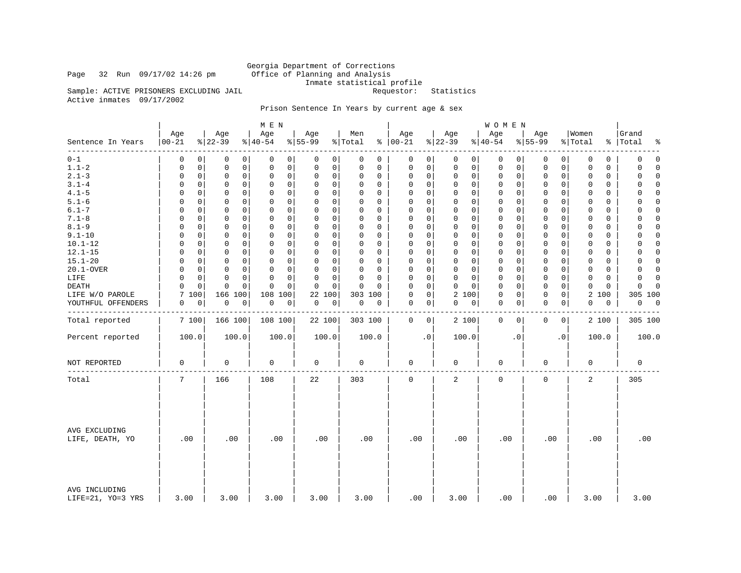Georgia Department of Corrections
Office of Planning and Analysis
Inmate statistical profile

Page 32 Run 09/17/02 14:26 pm

Sample: ACTIVE PRISONERS EXCLUDING JAIL    Requestor: Statistics

Active inmates 09/17/2002

Prison Sentence In Years by current age & sex

| Sentence In Years | MEN Age 00-21 | % | Age 22-39 | % | Age 40-54 | % | Age 55-99 | % | Men Total | % | WOMEN Age 00-21 | % | Age 22-39 | % | Age 40-54 | % | Age 55-99 | % | Women Total | % | Grand Total | % |
|---|---|---|---|---|---|---|---|---|---|---|---|---|---|---|---|---|---|---|---|---|---|---|
| 0-1 | 0 | 0 | 0 | 0 | 0 | 0 | 0 | 0 | 0 | 0 | 0 | 0 | 0 | 0 | 0 | 0 | 0 | 0 | 0 | 0 | 0 | 0 |
| 1.1-2 | 0 | 0 | 0 | 0 | 0 | 0 | 0 | 0 | 0 | 0 | 0 | 0 | 0 | 0 | 0 | 0 | 0 | 0 | 0 | 0 | 0 | 0 |
| 2.1-3 | 0 | 0 | 0 | 0 | 0 | 0 | 0 | 0 | 0 | 0 | 0 | 0 | 0 | 0 | 0 | 0 | 0 | 0 | 0 | 0 | 0 | 0 |
| 3.1-4 | 0 | 0 | 0 | 0 | 0 | 0 | 0 | 0 | 0 | 0 | 0 | 0 | 0 | 0 | 0 | 0 | 0 | 0 | 0 | 0 | 0 | 0 |
| 4.1-5 | 0 | 0 | 0 | 0 | 0 | 0 | 0 | 0 | 0 | 0 | 0 | 0 | 0 | 0 | 0 | 0 | 0 | 0 | 0 | 0 | 0 | 0 |
| 5.1-6 | 0 | 0 | 0 | 0 | 0 | 0 | 0 | 0 | 0 | 0 | 0 | 0 | 0 | 0 | 0 | 0 | 0 | 0 | 0 | 0 | 0 | 0 |
| 6.1-7 | 0 | 0 | 0 | 0 | 0 | 0 | 0 | 0 | 0 | 0 | 0 | 0 | 0 | 0 | 0 | 0 | 0 | 0 | 0 | 0 | 0 | 0 |
| 7.1-8 | 0 | 0 | 0 | 0 | 0 | 0 | 0 | 0 | 0 | 0 | 0 | 0 | 0 | 0 | 0 | 0 | 0 | 0 | 0 | 0 | 0 | 0 |
| 8.1-9 | 0 | 0 | 0 | 0 | 0 | 0 | 0 | 0 | 0 | 0 | 0 | 0 | 0 | 0 | 0 | 0 | 0 | 0 | 0 | 0 | 0 | 0 |
| 9.1-10 | 0 | 0 | 0 | 0 | 0 | 0 | 0 | 0 | 0 | 0 | 0 | 0 | 0 | 0 | 0 | 0 | 0 | 0 | 0 | 0 | 0 | 0 |
| 10.1-12 | 0 | 0 | 0 | 0 | 0 | 0 | 0 | 0 | 0 | 0 | 0 | 0 | 0 | 0 | 0 | 0 | 0 | 0 | 0 | 0 | 0 | 0 |
| 12.1-15 | 0 | 0 | 0 | 0 | 0 | 0 | 0 | 0 | 0 | 0 | 0 | 0 | 0 | 0 | 0 | 0 | 0 | 0 | 0 | 0 | 0 | 0 |
| 15.1-20 | 0 | 0 | 0 | 0 | 0 | 0 | 0 | 0 | 0 | 0 | 0 | 0 | 0 | 0 | 0 | 0 | 0 | 0 | 0 | 0 | 0 | 0 |
| 20.1-OVER | 0 | 0 | 0 | 0 | 0 | 0 | 0 | 0 | 0 | 0 | 0 | 0 | 0 | 0 | 0 | 0 | 0 | 0 | 0 | 0 | 0 | 0 |
| LIFE | 0 | 0 | 0 | 0 | 0 | 0 | 0 | 0 | 0 | 0 | 0 | 0 | 0 | 0 | 0 | 0 | 0 | 0 | 0 | 0 | 0 | 0 |
| DEATH | 0 | 0 | 0 | 0 | 0 | 0 | 0 | 0 | 0 | 0 | 0 | 0 | 0 | 0 | 0 | 0 | 0 | 0 | 0 | 0 | 0 | 0 |
| LIFE W/O PAROLE | 7 | 100 | 166 | 100 | 108 | 100 | 22 | 100 | 303 | 100 | 0 | 0 | 2 | 100 | 0 | 0 | 0 | 0 | 2 | 100 | 305 | 100 |
| YOUTHFUL OFFENDERS | 0 | 0 | 0 | 0 | 0 | 0 | 0 | 0 | 0 | 0 | 0 | 0 | 0 | 0 | 0 | 0 | 0 | 0 | 0 | 0 | 0 | 0 |
| Total reported | 7 | 100 | 166 | 100 | 108 | 100 | 22 | 100 | 303 | 100 | 0 | 0 | 2 | 100 | 0 | 0 | 0 | 0 | 2 | 100 | 305 | 100 |
| Percent reported | 100.0 | | 100.0 | | 100.0 | | 100.0 | | 100.0 | | .0 | | 100.0 | | .0 | | .0 | | 100.0 | | 100.0 | |
| NOT REPORTED | 0 | | 0 | | 0 | | 0 | | 0 | | 0 | | 0 | | 0 | | 0 | | 0 | | 0 | |
| Total | 7 | | 166 | | 108 | | 22 | | 303 | | 0 | | 2 | | 0 | | 0 | | 2 | | 305 | |
| AVG EXCLUDING LIFE, DEATH, YO | .00 | | .00 | | .00 | | .00 | | .00 | | .00 | | .00 | | .00 | | .00 | | .00 | | .00 | |
| AVG INCLUDING LIFE=21, YO=3 YRS | 3.00 | | 3.00 | | 3.00 | | 3.00 | | 3.00 | | .00 | | 3.00 | | .00 | | .00 | | 3.00 | | 3.00 | |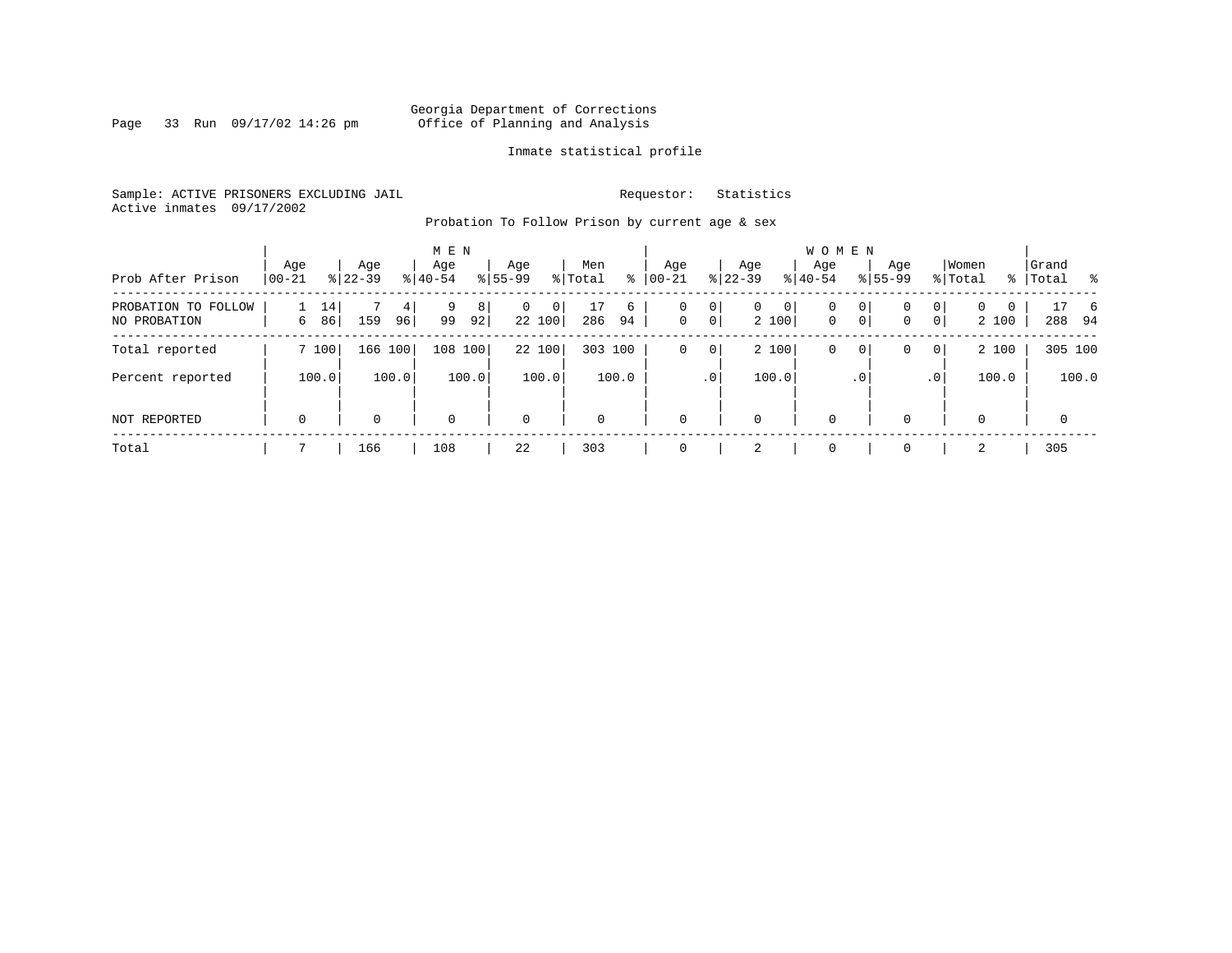Georgia Department of Corrections
Office of Planning and Analysis

Inmate statistical profile

Sample: ACTIVE PRISONERS EXCLUDING JAIL

Requestor: Statistics

Active inmates 09/17/2002

Probation To Follow Prison by current age & sex

| Prob After Prison | MEN Age 00-21 | % | Age 22-39 | % | Age 40-54 | % | Age 55-99 | % | Men Total | % | WOMEN Age 00-21 | % | Age 22-39 | % | Age 40-54 | % | Age 55-99 | % | Women Total | % | Grand Total | % |
|---|---|---|---|---|---|---|---|---|---|---|---|---|---|---|---|---|---|---|---|---|---|---|
| PROBATION TO FOLLOW | 1 | 14 | 7 | 4 | 9 | 8 | 0 | 0 | 17 | 6 | 0 | 0 | 0 | 0 | 0 | 0 | 0 | 0 | 0 | 0 | 17 | 6 |
| NO PROBATION | 6 | 86 | 159 | 96 | 99 | 92 | 22 | 100 | 286 | 94 | 0 | 0 | 2 | 100 | 0 | 0 | 0 | 0 | 2 | 100 | 288 | 94 |
| Total reported | 7 | 100 | 166 | 100 | 108 | 100 | 22 | 100 | 303 | 100 | 0 | 0 | 2 | 100 | 0 | 0 | 0 | 0 | 2 | 100 | 305 | 100 |
| Percent reported | | 100.0 | | 100.0 | | 100.0 | | 100.0 | | 100.0 | | .0 | | 100.0 | | .0 | | .0 | | 100.0 | | 100.0 |
| NOT REPORTED | 0 | | 0 | | 0 | | 0 | | 0 | | 0 | | 0 | | 0 | | 0 | | 0 | | 0 | |
| Total | 7 | | 166 | | 108 | | 22 | | 303 | | 0 | | 2 | | 0 | | 0 | | 2 | | 305 | |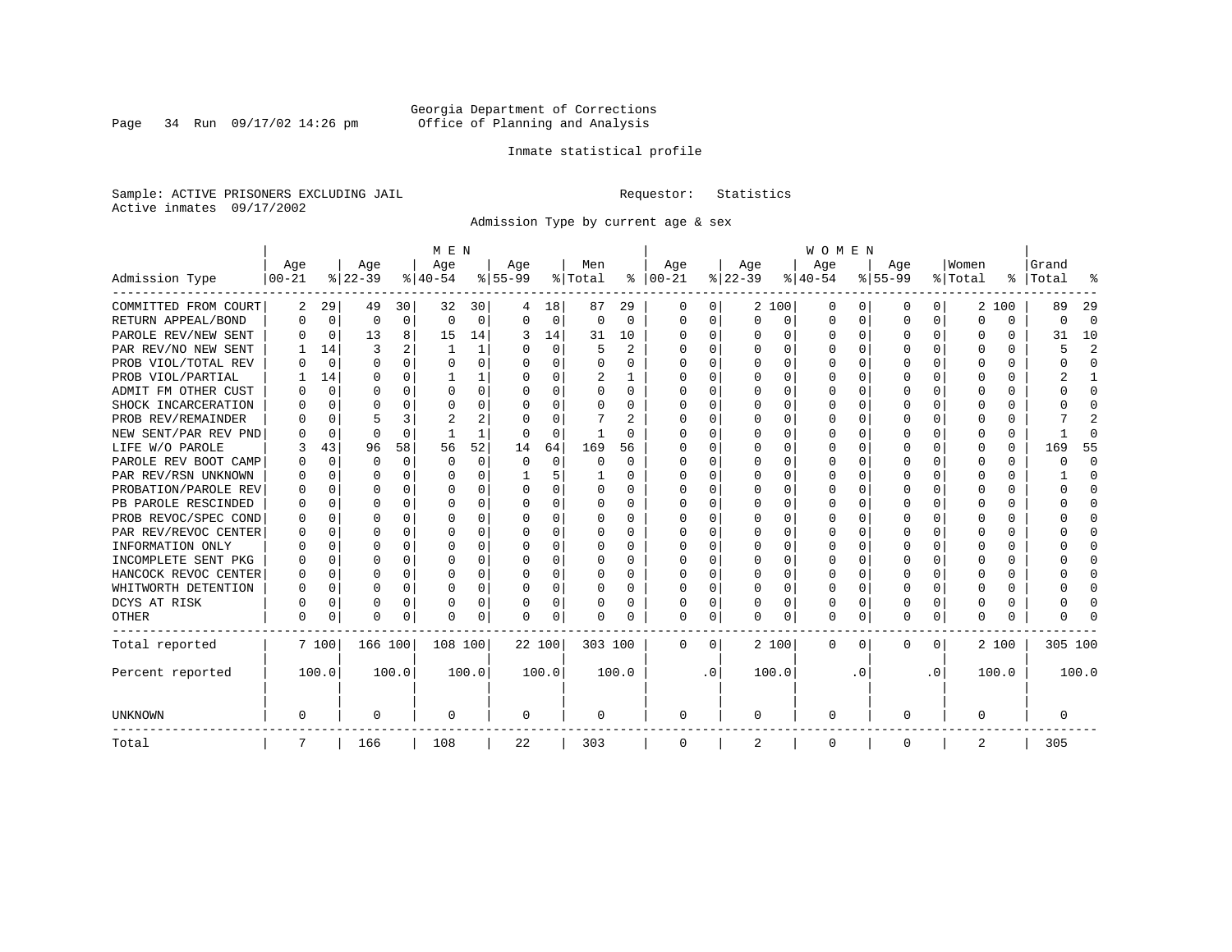Georgia Department of Corrections
Office of Planning and Analysis

Inmate statistical profile

Sample: ACTIVE PRISONERS EXCLUDING JAIL    Requestor: Statistics
Active inmates 09/17/2002

Admission Type by current age & sex

| Admission Type | MEN Age 00-21 | % | Age 22-39 | % | Age 40-54 | % | Age 55-99 | % | Men Total | % | WOMEN Age 00-21 | % | Age 22-39 | % | Age 40-54 | % | Age 55-99 | % | Women Total | % | Grand Total | % |
|---|---|---|---|---|---|---|---|---|---|---|---|---|---|---|---|---|---|---|---|---|---|---|
| COMMITTED FROM COURT | 2 | 29 | 49 | 30 | 32 | 30 | 4 | 18 | 87 | 29 | 0 | 0 | 2 | 100 | 0 | 0 | 0 | 0 | 2 | 100 | 89 | 29 |
| RETURN APPEAL/BOND | 0 | 0 | 0 | 0 | 0 | 0 | 0 | 0 | 0 | 0 | 0 | 0 | 0 | 0 | 0 | 0 | 0 | 0 | 0 | 0 | 0 | 0 |
| PAROLE REV/NEW SENT | 0 | 0 | 13 | 8 | 15 | 14 | 3 | 14 | 31 | 10 | 0 | 0 | 0 | 0 | 0 | 0 | 0 | 0 | 0 | 0 | 31 | 10 |
| PAR REV/NO NEW SENT | 1 | 14 | 3 | 2 | 1 | 1 | 0 | 0 | 5 | 2 | 0 | 0 | 0 | 0 | 0 | 0 | 0 | 0 | 0 | 0 | 5 | 2 |
| PROB VIOL/TOTAL REV | 0 | 0 | 0 | 0 | 0 | 0 | 0 | 0 | 0 | 0 | 0 | 0 | 0 | 0 | 0 | 0 | 0 | 0 | 0 | 0 | 0 | 0 |
| PROB VIOL/PARTIAL | 1 | 14 | 0 | 0 | 1 | 1 | 0 | 0 | 2 | 1 | 0 | 0 | 0 | 0 | 0 | 0 | 0 | 0 | 0 | 0 | 2 | 1 |
| ADMIT FM OTHER CUST | 0 | 0 | 0 | 0 | 0 | 0 | 0 | 0 | 0 | 0 | 0 | 0 | 0 | 0 | 0 | 0 | 0 | 0 | 0 | 0 | 0 | 0 |
| SHOCK INCARCERATION | 0 | 0 | 0 | 0 | 0 | 0 | 0 | 0 | 0 | 0 | 0 | 0 | 0 | 0 | 0 | 0 | 0 | 0 | 0 | 0 | 0 | 0 |
| PROB REV/REMAINDER | 0 | 0 | 5 | 3 | 2 | 2 | 0 | 0 | 7 | 2 | 0 | 0 | 0 | 0 | 0 | 0 | 0 | 0 | 0 | 0 | 7 | 2 |
| NEW SENT/PAR REV PND | 0 | 0 | 0 | 0 | 1 | 1 | 0 | 0 | 1 | 0 | 0 | 0 | 0 | 0 | 0 | 0 | 0 | 0 | 0 | 0 | 1 | 0 |
| LIFE W/O PAROLE | 3 | 43 | 96 | 58 | 56 | 52 | 14 | 64 | 169 | 56 | 0 | 0 | 0 | 0 | 0 | 0 | 0 | 0 | 0 | 0 | 169 | 55 |
| PAROLE REV BOOT CAMP | 0 | 0 | 0 | 0 | 0 | 0 | 0 | 0 | 0 | 0 | 0 | 0 | 0 | 0 | 0 | 0 | 0 | 0 | 0 | 0 | 0 | 0 |
| PAR REV/RSN UNKNOWN | 0 | 0 | 0 | 0 | 0 | 0 | 1 | 5 | 1 | 0 | 0 | 0 | 0 | 0 | 0 | 0 | 0 | 0 | 0 | 0 | 1 | 0 |
| PROBATION/PAROLE REV | 0 | 0 | 0 | 0 | 0 | 0 | 0 | 0 | 0 | 0 | 0 | 0 | 0 | 0 | 0 | 0 | 0 | 0 | 0 | 0 | 0 | 0 |
| PB PAROLE RESCINDED | 0 | 0 | 0 | 0 | 0 | 0 | 0 | 0 | 0 | 0 | 0 | 0 | 0 | 0 | 0 | 0 | 0 | 0 | 0 | 0 | 0 | 0 |
| PROB REVOC/SPEC COND | 0 | 0 | 0 | 0 | 0 | 0 | 0 | 0 | 0 | 0 | 0 | 0 | 0 | 0 | 0 | 0 | 0 | 0 | 0 | 0 | 0 | 0 |
| PAR REV/REVOC CENTER | 0 | 0 | 0 | 0 | 0 | 0 | 0 | 0 | 0 | 0 | 0 | 0 | 0 | 0 | 0 | 0 | 0 | 0 | 0 | 0 | 0 | 0 |
| INFORMATION ONLY | 0 | 0 | 0 | 0 | 0 | 0 | 0 | 0 | 0 | 0 | 0 | 0 | 0 | 0 | 0 | 0 | 0 | 0 | 0 | 0 | 0 | 0 |
| INCOMPLETE SENT PKG | 0 | 0 | 0 | 0 | 0 | 0 | 0 | 0 | 0 | 0 | 0 | 0 | 0 | 0 | 0 | 0 | 0 | 0 | 0 | 0 | 0 | 0 |
| HANCOCK REVOC CENTER | 0 | 0 | 0 | 0 | 0 | 0 | 0 | 0 | 0 | 0 | 0 | 0 | 0 | 0 | 0 | 0 | 0 | 0 | 0 | 0 | 0 | 0 |
| WHITWORTH DETENTION | 0 | 0 | 0 | 0 | 0 | 0 | 0 | 0 | 0 | 0 | 0 | 0 | 0 | 0 | 0 | 0 | 0 | 0 | 0 | 0 | 0 | 0 |
| DCYS AT RISK | 0 | 0 | 0 | 0 | 0 | 0 | 0 | 0 | 0 | 0 | 0 | 0 | 0 | 0 | 0 | 0 | 0 | 0 | 0 | 0 | 0 | 0 |
| OTHER | 0 | 0 | 0 | 0 | 0 | 0 | 0 | 0 | 0 | 0 | 0 | 0 | 0 | 0 | 0 | 0 | 0 | 0 | 0 | 0 | 0 | 0 |
| Total reported | 7 | 100 | 166 | 100 | 108 | 100 | 22 | 100 | 303 | 100 | 0 | 0 | 2 | 100 | 0 | 0 | 0 | 0 | 2 | 100 | 305 | 100 |
| Percent reported | | 100.0 | | 100.0 | | 100.0 | | 100.0 | | 100.0 | | .0 | | 100.0 | | .0 | | .0 | | 100.0 | | 100.0 |
| UNKNOWN | 0 | | 0 | | 0 | | 0 | | 0 | | 0 | | 0 | | 0 | | 0 | | 0 | | 0 | |
| Total | 7 | | 166 | | 108 | | 22 | | 303 | | 0 | | 2 | | 0 | | 0 | | 2 | | 305 | |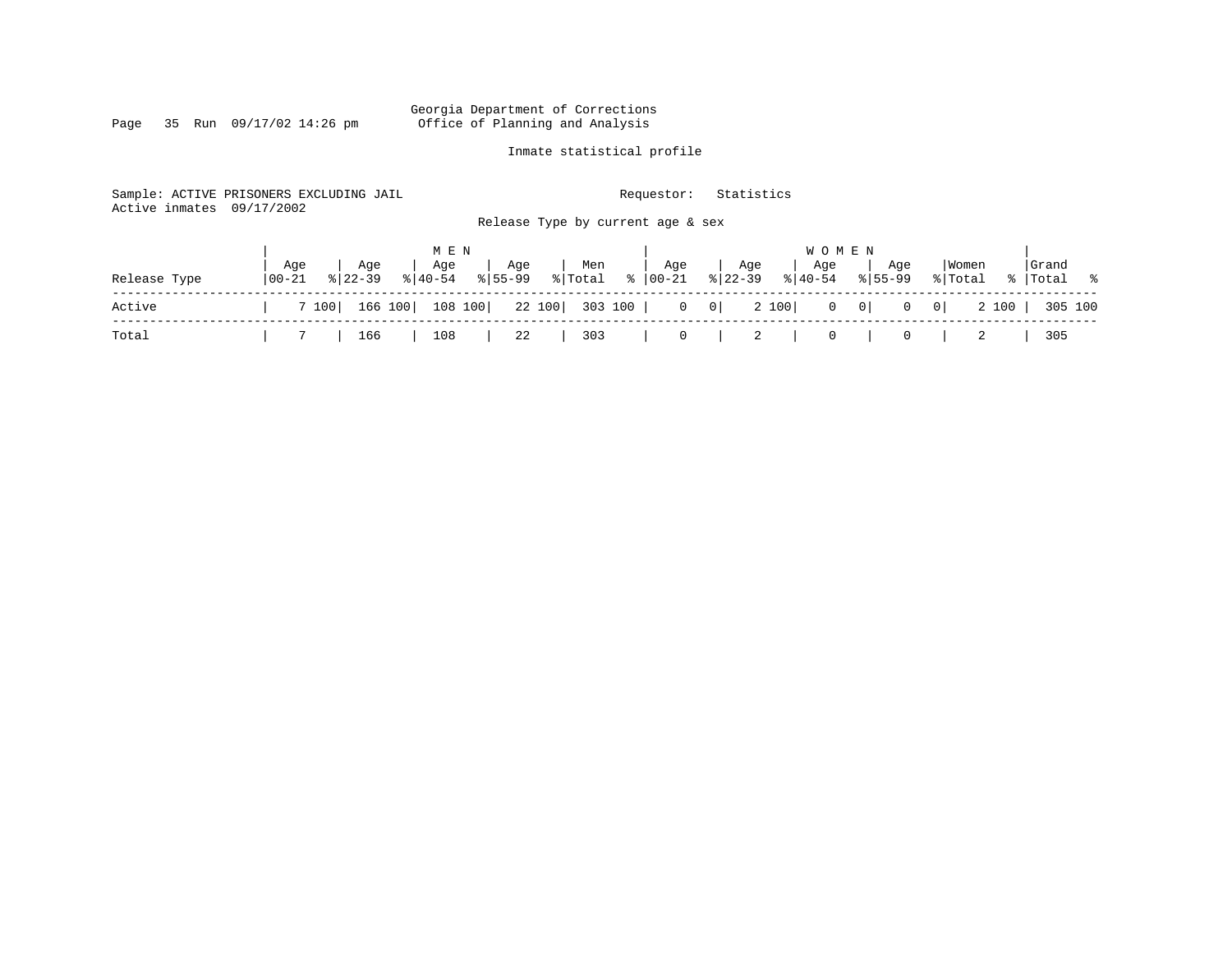Georgia Department of Corrections
Office of Planning and Analysis

Inmate statistical profile

Sample: ACTIVE PRISONERS EXCLUDING JAIL    Requestor: Statistics
Active inmates 09/17/2002

Release Type by current age & sex

| Release Type | MEN Age 00-21 | % | Age 22-39 | % | Age 40-54 | % | Age 55-99 | % | Men Total | % | WOMEN Age 00-21 | % | Age 22-39 | % | Age 40-54 | % | Age 55-99 | % | Women Total | % | Grand Total | % |
|---|---|---|---|---|---|---|---|---|---|---|---|---|---|---|---|---|---|---|---|---|---|---|
| Active | 7 | 100 | 166 | 100 | 108 | 100 | 22 | 100 | 303 | 100 | 0 | 0 | 2 | 100 | 0 | 0 | 0 | 0 | 2 | 100 | 305 | 100 |
| Total | 7 | | 166 | | 108 | | 22 | | 303 | | 0 | | 2 | | 0 | | 0 | | 2 | | 305 | |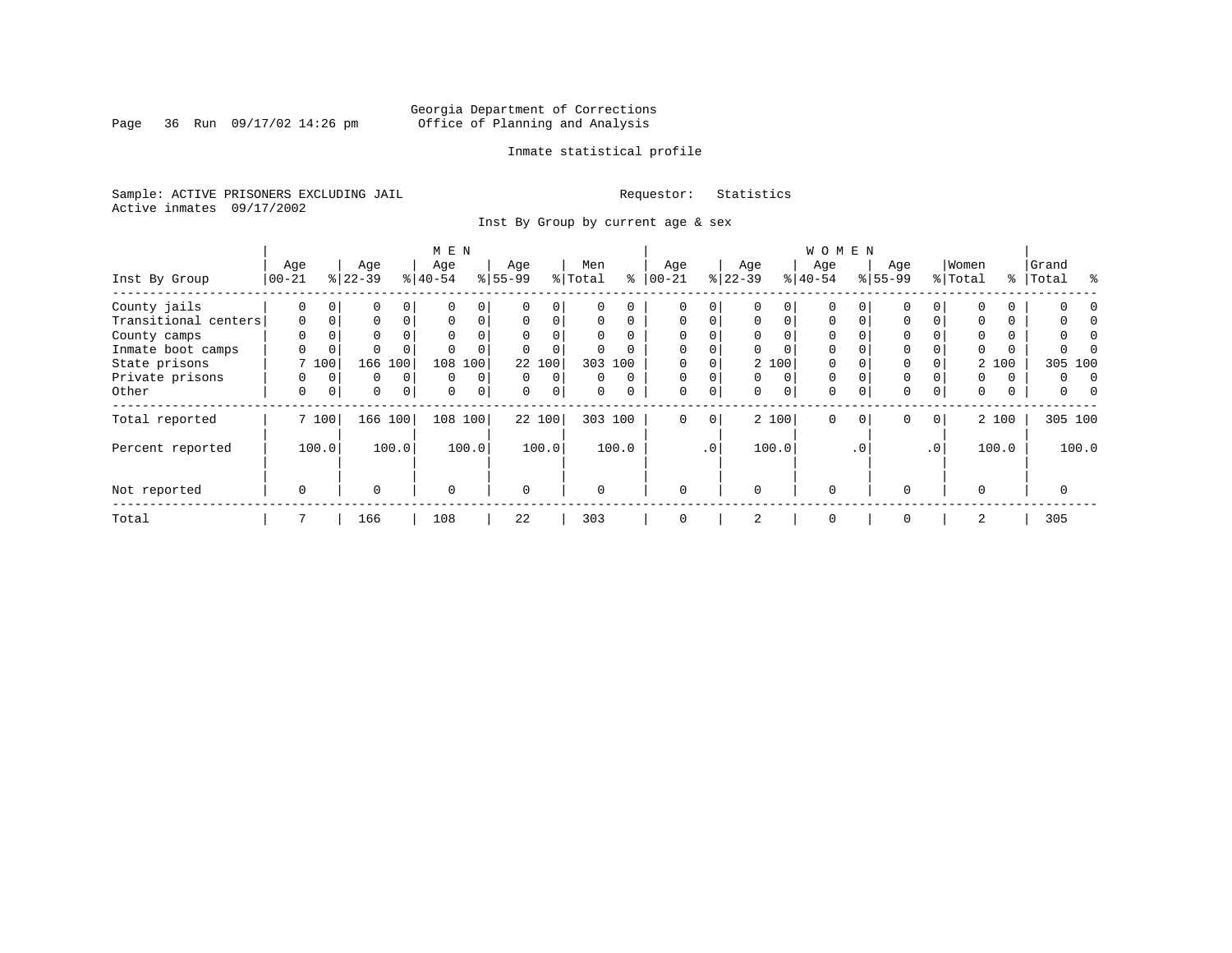Georgia Department of Corrections
Office of Planning and Analysis

Inmate statistical profile

Sample: ACTIVE PRISONERS EXCLUDING JAIL                    Requestor: Statistics
Active inmates 09/17/2002

Inst By Group by current age & sex

| Inst By Group | MEN Age 00-21 | % | Age 22-39 | % | Age 40-54 | % | Age 55-99 | % | Men Total | % | WOMEN Age 00-21 | % | Age 22-39 | % | Age 40-54 | % | Age 55-99 | % | Women Total | % | Grand Total | % |
|---|---|---|---|---|---|---|---|---|---|---|---|---|---|---|---|---|---|---|---|---|---|---|
| County jails | 0 | 0 | 0 | 0 | 0 | 0 | 0 | 0 | 0 | 0 | 0 | 0 | 0 | 0 | 0 | 0 | 0 | 0 | 0 | 0 | 0 | 0 |
| Transitional centers | 0 | 0 | 0 | 0 | 0 | 0 | 0 | 0 | 0 | 0 | 0 | 0 | 0 | 0 | 0 | 0 | 0 | 0 | 0 | 0 | 0 | 0 |
| County camps | 0 | 0 | 0 | 0 | 0 | 0 | 0 | 0 | 0 | 0 | 0 | 0 | 0 | 0 | 0 | 0 | 0 | 0 | 0 | 0 | 0 | 0 |
| Inmate boot camps | 0 | 0 | 0 | 0 | 0 | 0 | 0 | 0 | 0 | 0 | 0 | 0 | 0 | 0 | 0 | 0 | 0 | 0 | 0 | 0 | 0 | 0 |
| State prisons | 7 | 100 | 166 | 100 | 108 | 100 | 22 | 100 | 303 | 100 | 0 | 0 | 2 | 100 | 0 | 0 | 0 | 0 | 2 | 100 | 305 | 100 |
| Private prisons | 0 | 0 | 0 | 0 | 0 | 0 | 0 | 0 | 0 | 0 | 0 | 0 | 0 | 0 | 0 | 0 | 0 | 0 | 0 | 0 | 0 | 0 |
| Other | 0 | 0 | 0 | 0 | 0 | 0 | 0 | 0 | 0 | 0 | 0 | 0 | 0 | 0 | 0 | 0 | 0 | 0 | 0 | 0 | 0 | 0 |
| Total reported | 7 | 100 | 166 | 100 | 108 | 100 | 22 | 100 | 303 | 100 | 0 | 0 | 2 | 100 | 0 | 0 | 0 | 0 | 2 | 100 | 305 | 100 |
| Percent reported | 100.0 | | 100.0 | | 100.0 | | 100.0 | | 100.0 | | .0 | | 100.0 | | .0 | | .0 | | 100.0 | | 100.0 | |
| Not reported | 0 | | 0 | | 0 | | 0 | | 0 | | 0 | | 0 | | 0 | | 0 | | 0 | | 0 | |
| Total | 7 | | 166 | | 108 | | 22 | | 303 | | 0 | | 2 | | 0 | | 0 | | 2 | | 305 | |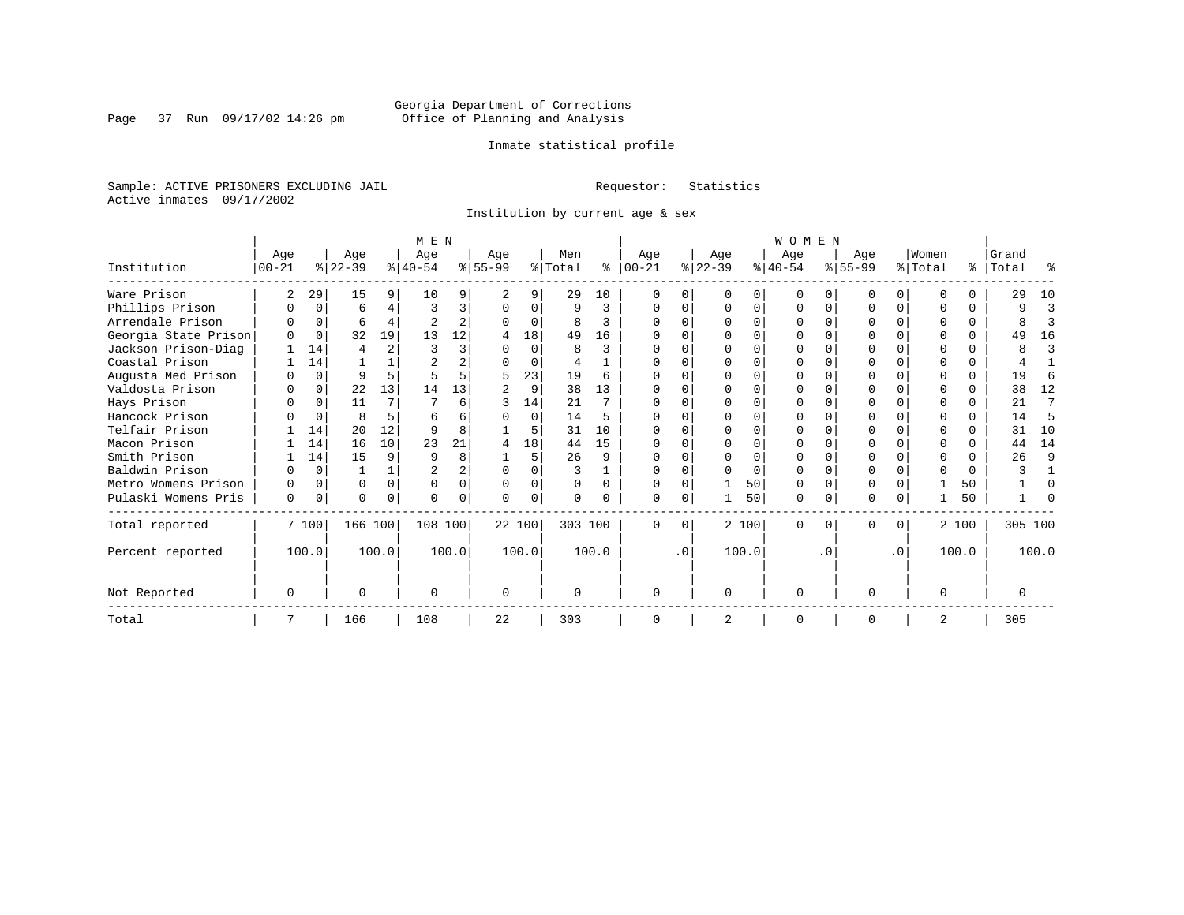Georgia Department of Corrections
Office of Planning and Analysis

Inmate statistical profile

Sample: ACTIVE PRISONERS EXCLUDING JAIL    Requestor: Statistics
Active inmates 09/17/2002

Institution by current age & sex

| Institution | MEN Age 00-21 | % | Age 22-39 | % | Age 40-54 | % | Age 55-99 | % | Men Total | % | WOMEN Age 00-21 | % | Age 22-39 | % | Age 40-54 | % | Age 55-99 | % | Women Total | % | Grand Total | % |
|---|---|---|---|---|---|---|---|---|---|---|---|---|---|---|---|---|---|---|---|---|---|---|
| Ware Prison | 2 | 29 | 15 | 9 | 10 | 9 | 2 | 9 | 29 | 10 | 0 | 0 | 0 | 0 | 0 | 0 | 0 | 0 | 0 | 0 | 29 | 10 |
| Phillips Prison | 0 | 0 | 6 | 4 | 3 | 3 | 0 | 0 | 9 | 3 | 0 | 0 | 0 | 0 | 0 | 0 | 0 | 0 | 0 | 0 | 9 | 3 |
| Arrendale Prison | 0 | 0 | 6 | 4 | 2 | 2 | 0 | 0 | 8 | 3 | 0 | 0 | 0 | 0 | 0 | 0 | 0 | 0 | 0 | 0 | 8 | 3 |
| Georgia State Prison | 0 | 0 | 32 | 19 | 13 | 12 | 4 | 18 | 49 | 16 | 0 | 0 | 0 | 0 | 0 | 0 | 0 | 0 | 0 | 0 | 49 | 16 |
| Jackson Prison-Diag | 1 | 14 | 4 | 2 | 3 | 3 | 0 | 0 | 8 | 3 | 0 | 0 | 0 | 0 | 0 | 0 | 0 | 0 | 0 | 0 | 8 | 3 |
| Coastal Prison | 1 | 14 | 1 | 1 | 2 | 2 | 0 | 0 | 4 | 1 | 0 | 0 | 0 | 0 | 0 | 0 | 0 | 0 | 0 | 0 | 4 | 1 |
| Augusta Med Prison | 0 | 0 | 9 | 5 | 5 | 5 | 5 | 23 | 19 | 6 | 0 | 0 | 0 | 0 | 0 | 0 | 0 | 0 | 0 | 0 | 19 | 6 |
| Valdosta Prison | 0 | 0 | 22 | 13 | 14 | 13 | 2 | 9 | 38 | 13 | 0 | 0 | 0 | 0 | 0 | 0 | 0 | 0 | 0 | 0 | 38 | 12 |
| Hays Prison | 0 | 0 | 11 | 7 | 7 | 6 | 3 | 14 | 21 | 7 | 0 | 0 | 0 | 0 | 0 | 0 | 0 | 0 | 0 | 0 | 21 | 7 |
| Hancock Prison | 0 | 0 | 8 | 5 | 6 | 6 | 0 | 0 | 14 | 5 | 0 | 0 | 0 | 0 | 0 | 0 | 0 | 0 | 0 | 0 | 14 | 5 |
| Telfair Prison | 1 | 14 | 20 | 12 | 9 | 8 | 1 | 5 | 31 | 10 | 0 | 0 | 0 | 0 | 0 | 0 | 0 | 0 | 0 | 0 | 31 | 10 |
| Macon Prison | 1 | 14 | 16 | 10 | 23 | 21 | 4 | 18 | 44 | 15 | 0 | 0 | 0 | 0 | 0 | 0 | 0 | 0 | 0 | 0 | 44 | 14 |
| Smith Prison | 1 | 14 | 15 | 9 | 9 | 8 | 1 | 5 | 26 | 9 | 0 | 0 | 0 | 0 | 0 | 0 | 0 | 0 | 0 | 0 | 26 | 9 |
| Baldwin Prison | 0 | 0 | 1 | 1 | 2 | 2 | 0 | 0 | 3 | 1 | 0 | 0 | 0 | 0 | 0 | 0 | 0 | 0 | 0 | 0 | 3 | 1 |
| Metro Womens Prison | 0 | 0 | 0 | 0 | 0 | 0 | 0 | 0 | 0 | 0 | 0 | 0 | 1 | 50 | 0 | 0 | 0 | 0 | 1 | 50 | 1 | 0 |
| Pulaski Womens Pris | 0 | 0 | 0 | 0 | 0 | 0 | 0 | 0 | 0 | 0 | 0 | 0 | 1 | 50 | 0 | 0 | 0 | 0 | 1 | 50 | 1 | 0 |
| Total reported | 7 | 100 | 166 | 100 | 108 | 100 | 22 | 100 | 303 | 100 | 0 | 0 | 2 | 100 | 0 | 0 | 0 | 0 | 2 | 100 | 305 | 100 |
| Percent reported | | 100.0 | | 100.0 | | 100.0 | | 100.0 | | 100.0 | | .0 | | 100.0 | | .0 | | .0 | | 100.0 | | 100.0 |
| Not Reported | 0 | | 0 | | 0 | | 0 | | 0 | | 0 | | 0 | | 0 | | 0 | | 0 | | 0 | |
| Total | 7 | | 166 | | 108 | | 22 | | 303 | | 0 | | 2 | | 0 | | 0 | | 2 | | 305 | |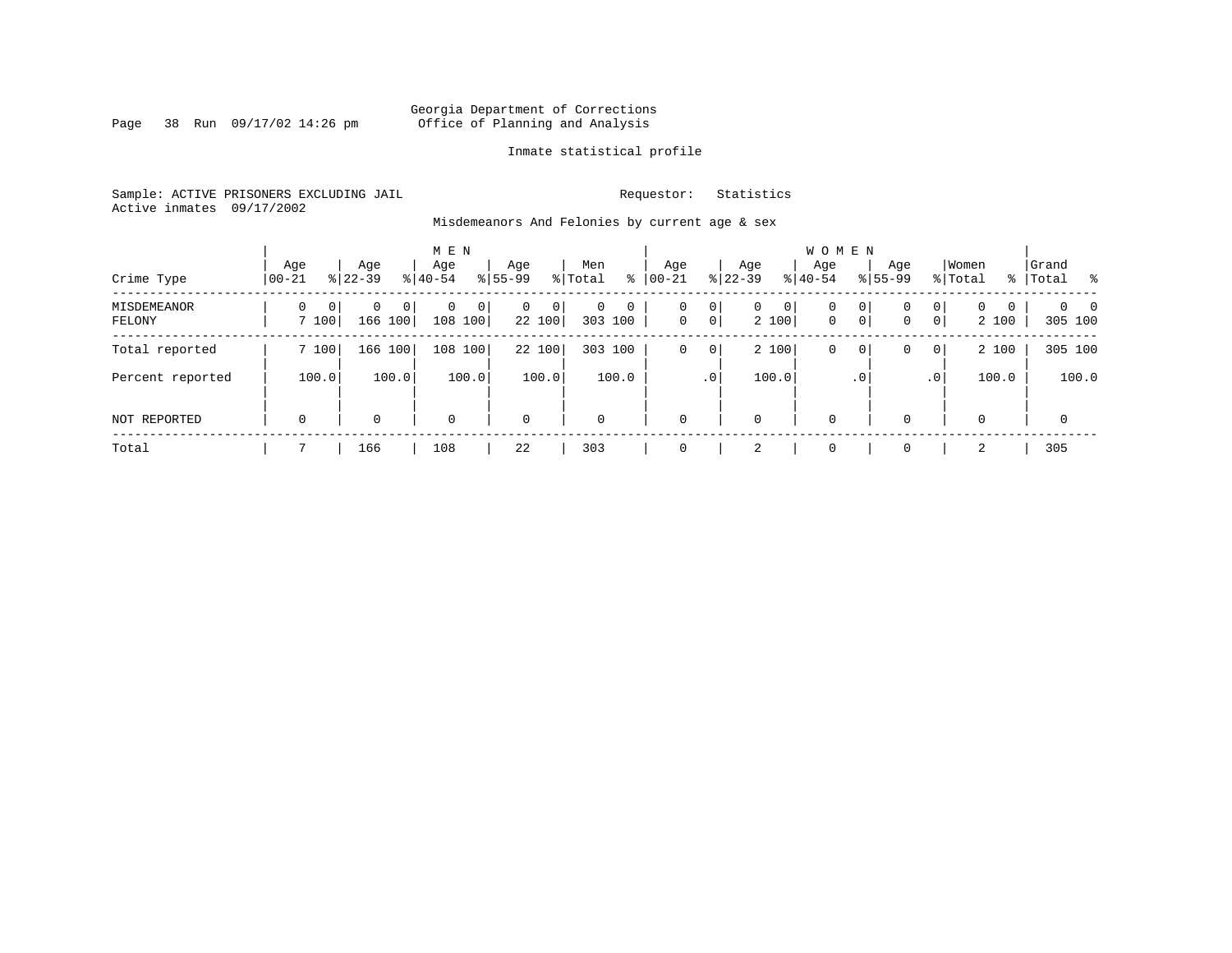Georgia Department of Corrections
Office of Planning and Analysis

Inmate statistical profile

Sample: ACTIVE PRISONERS EXCLUDING JAIL
Active inmates 09/17/2002

Requestor: Statistics

Misdemeanors And Felonies by current age & sex

| Crime Type | MEN Age 00-21 | % | Age 22-39 | % | Age 40-54 | % | Age 55-99 | % | Men Total | % | WOMEN Age 00-21 | % | Age 22-39 | % | Age 40-54 | % | Age 55-99 | % | Women Total | % | Grand Total | % |
|---|---|---|---|---|---|---|---|---|---|---|---|---|---|---|---|---|---|---|---|---|---|---|
| MISDEMEANOR | 0 | 0 | 0 | 0 | 0 | 0 | 0 | 0 | 0 | 0 | 0 | 0 | 0 | 0 | 0 | 0 | 0 | 0 | 0 | 0 | 0 | 0 |
| FELONY | 7 | 100 | 166 | 100 | 108 | 100 | 22 | 100 | 303 | 100 | 0 | 0 | 2 | 100 | 0 | 0 | 0 | 0 | 2 | 100 | 305 | 100 |
| Total reported | 7 | 100 | 166 | 100 | 108 | 100 | 22 | 100 | 303 | 100 | 0 | 0 | 2 | 100 | 0 | 0 | 0 | 0 | 2 | 100 | 305 | 100 |
| Percent reported | | 100.0 | | 100.0 | | 100.0 | | 100.0 | | 100.0 | | .0 | | 100.0 | | .0 | | .0 | | 100.0 | | 100.0 |
| NOT REPORTED | 0 | | 0 | | 0 | | 0 | | 0 | | 0 | | 0 | | 0 | | 0 | | 0 | | 0 | |
| Total | 7 | | 166 | | 108 | | 22 | | 303 | | 0 | | 2 | | 0 | | 0 | | 2 | | 305 | |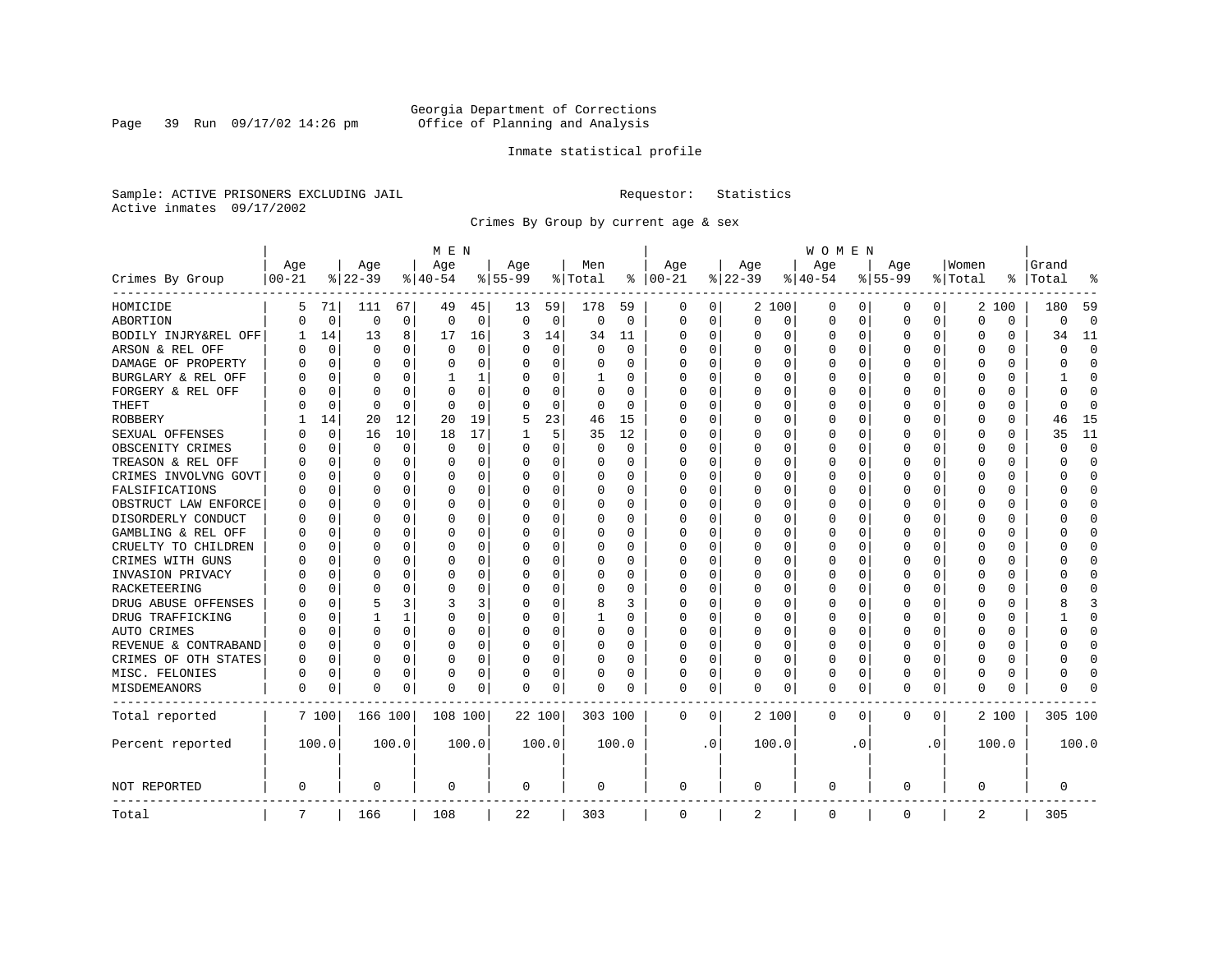Georgia Department of Corrections
Office of Planning and Analysis

Inmate statistical profile

Sample: ACTIVE PRISONERS EXCLUDING JAIL

Requestor: Statistics

Active inmates 09/17/2002

Crimes By Group by current age & sex

| Crimes By Group | MEN Age 00-21 | % | Age 22-39 | % | Age 40-54 | % | Age 55-99 | % | Men Total | % | WOMEN Age 00-21 | % | Age 22-39 | % | Age 40-54 | % | Age 55-99 | % | Women Total | % | Grand Total | % |
|---|---|---|---|---|---|---|---|---|---|---|---|---|---|---|---|---|---|---|---|---|---|---|
| HOMICIDE | 5 | 71 | 111 | 67 | 49 | 45 | 13 | 59 | 178 | 59 | 0 | 0 | 2 | 100 | 0 | 0 | 0 | 0 | 2 | 100 | 180 | 59 |
| ABORTION | 0 | 0 | 0 | 0 | 0 | 0 | 0 | 0 | 0 | 0 | 0 | 0 | 0 | 0 | 0 | 0 | 0 | 0 | 0 | 0 | 0 | 0 |
| BODILY INJRY&REL OFF | 1 | 14 | 13 | 8 | 17 | 16 | 3 | 14 | 34 | 11 | 0 | 0 | 0 | 0 | 0 | 0 | 0 | 0 | 0 | 0 | 34 | 11 |
| ARSON & REL OFF | 0 | 0 | 0 | 0 | 0 | 0 | 0 | 0 | 0 | 0 | 0 | 0 | 0 | 0 | 0 | 0 | 0 | 0 | 0 | 0 | 0 | 0 |
| DAMAGE OF PROPERTY | 0 | 0 | 0 | 0 | 0 | 0 | 0 | 0 | 0 | 0 | 0 | 0 | 0 | 0 | 0 | 0 | 0 | 0 | 0 | 0 | 0 | 0 |
| BURGLARY & REL OFF | 0 | 0 | 0 | 0 | 1 | 1 | 0 | 0 | 1 | 0 | 0 | 0 | 0 | 0 | 0 | 0 | 0 | 0 | 0 | 0 | 1 | 0 |
| FORGERY & REL OFF | 0 | 0 | 0 | 0 | 0 | 0 | 0 | 0 | 0 | 0 | 0 | 0 | 0 | 0 | 0 | 0 | 0 | 0 | 0 | 0 | 0 | 0 |
| THEFT | 0 | 0 | 0 | 0 | 0 | 0 | 0 | 0 | 0 | 0 | 0 | 0 | 0 | 0 | 0 | 0 | 0 | 0 | 0 | 0 | 0 | 0 |
| ROBBERY | 1 | 14 | 20 | 12 | 20 | 19 | 5 | 23 | 46 | 15 | 0 | 0 | 0 | 0 | 0 | 0 | 0 | 0 | 0 | 0 | 46 | 15 |
| SEXUAL OFFENSES | 0 | 0 | 16 | 10 | 18 | 17 | 1 | 5 | 35 | 12 | 0 | 0 | 0 | 0 | 0 | 0 | 0 | 0 | 0 | 0 | 35 | 11 |
| OBSCENITY CRIMES | 0 | 0 | 0 | 0 | 0 | 0 | 0 | 0 | 0 | 0 | 0 | 0 | 0 | 0 | 0 | 0 | 0 | 0 | 0 | 0 | 0 | 0 |
| TREASON & REL OFF | 0 | 0 | 0 | 0 | 0 | 0 | 0 | 0 | 0 | 0 | 0 | 0 | 0 | 0 | 0 | 0 | 0 | 0 | 0 | 0 | 0 | 0 |
| CRIMES INVOLVNG GOVT | 0 | 0 | 0 | 0 | 0 | 0 | 0 | 0 | 0 | 0 | 0 | 0 | 0 | 0 | 0 | 0 | 0 | 0 | 0 | 0 | 0 | 0 |
| FALSIFICATIONS | 0 | 0 | 0 | 0 | 0 | 0 | 0 | 0 | 0 | 0 | 0 | 0 | 0 | 0 | 0 | 0 | 0 | 0 | 0 | 0 | 0 | 0 |
| OBSTRUCT LAW ENFORCE | 0 | 0 | 0 | 0 | 0 | 0 | 0 | 0 | 0 | 0 | 0 | 0 | 0 | 0 | 0 | 0 | 0 | 0 | 0 | 0 | 0 | 0 |
| DISORDERLY CONDUCT | 0 | 0 | 0 | 0 | 0 | 0 | 0 | 0 | 0 | 0 | 0 | 0 | 0 | 0 | 0 | 0 | 0 | 0 | 0 | 0 | 0 | 0 |
| GAMBLING & REL OFF | 0 | 0 | 0 | 0 | 0 | 0 | 0 | 0 | 0 | 0 | 0 | 0 | 0 | 0 | 0 | 0 | 0 | 0 | 0 | 0 | 0 | 0 |
| CRUELTY TO CHILDREN | 0 | 0 | 0 | 0 | 0 | 0 | 0 | 0 | 0 | 0 | 0 | 0 | 0 | 0 | 0 | 0 | 0 | 0 | 0 | 0 | 0 | 0 |
| CRIMES WITH GUNS | 0 | 0 | 0 | 0 | 0 | 0 | 0 | 0 | 0 | 0 | 0 | 0 | 0 | 0 | 0 | 0 | 0 | 0 | 0 | 0 | 0 | 0 |
| INVASION PRIVACY | 0 | 0 | 0 | 0 | 0 | 0 | 0 | 0 | 0 | 0 | 0 | 0 | 0 | 0 | 0 | 0 | 0 | 0 | 0 | 0 | 0 | 0 |
| RACKETEERING | 0 | 0 | 0 | 0 | 0 | 0 | 0 | 0 | 0 | 0 | 0 | 0 | 0 | 0 | 0 | 0 | 0 | 0 | 0 | 0 | 0 | 0 |
| DRUG ABUSE OFFENSES | 0 | 0 | 5 | 3 | 3 | 3 | 0 | 0 | 8 | 3 | 0 | 0 | 0 | 0 | 0 | 0 | 0 | 0 | 0 | 0 | 8 | 3 |
| DRUG TRAFFICKING | 0 | 0 | 1 | 1 | 0 | 0 | 0 | 0 | 1 | 0 | 0 | 0 | 0 | 0 | 0 | 0 | 0 | 0 | 0 | 0 | 1 | 0 |
| AUTO CRIMES | 0 | 0 | 0 | 0 | 0 | 0 | 0 | 0 | 0 | 0 | 0 | 0 | 0 | 0 | 0 | 0 | 0 | 0 | 0 | 0 | 0 | 0 |
| REVENUE & CONTRABAND | 0 | 0 | 0 | 0 | 0 | 0 | 0 | 0 | 0 | 0 | 0 | 0 | 0 | 0 | 0 | 0 | 0 | 0 | 0 | 0 | 0 | 0 |
| CRIMES OF OTH STATES | 0 | 0 | 0 | 0 | 0 | 0 | 0 | 0 | 0 | 0 | 0 | 0 | 0 | 0 | 0 | 0 | 0 | 0 | 0 | 0 | 0 | 0 |
| MISC. FELONIES | 0 | 0 | 0 | 0 | 0 | 0 | 0 | 0 | 0 | 0 | 0 | 0 | 0 | 0 | 0 | 0 | 0 | 0 | 0 | 0 | 0 | 0 |
| MISDEMEANORS | 0 | 0 | 0 | 0 | 0 | 0 | 0 | 0 | 0 | 0 | 0 | 0 | 0 | 0 | 0 | 0 | 0 | 0 | 0 | 0 | 0 | 0 |
| Total reported | 7 | 100 | 166 | 100 | 108 | 100 | 22 | 100 | 303 | 100 | 0 | 0 | 2 | 100 | 0 | 0 | 0 | 0 | 2 | 100 | 305 | 100 |
| Percent reported | | 100.0 | | 100.0 | | 100.0 | | 100.0 | | 100.0 | | .0 | | 100.0 | | .0 | | .0 | | 100.0 | | 100.0 |
| NOT REPORTED | 0 | | 0 | | 0 | | 0 | | 0 | | 0 | | 0 | | 0 | | 0 | | 0 | | 0 | |
| Total | 7 | | 166 | | 108 | | 22 | | 303 | | 0 | | 2 | | 0 | | 0 | | 2 | | 305 | |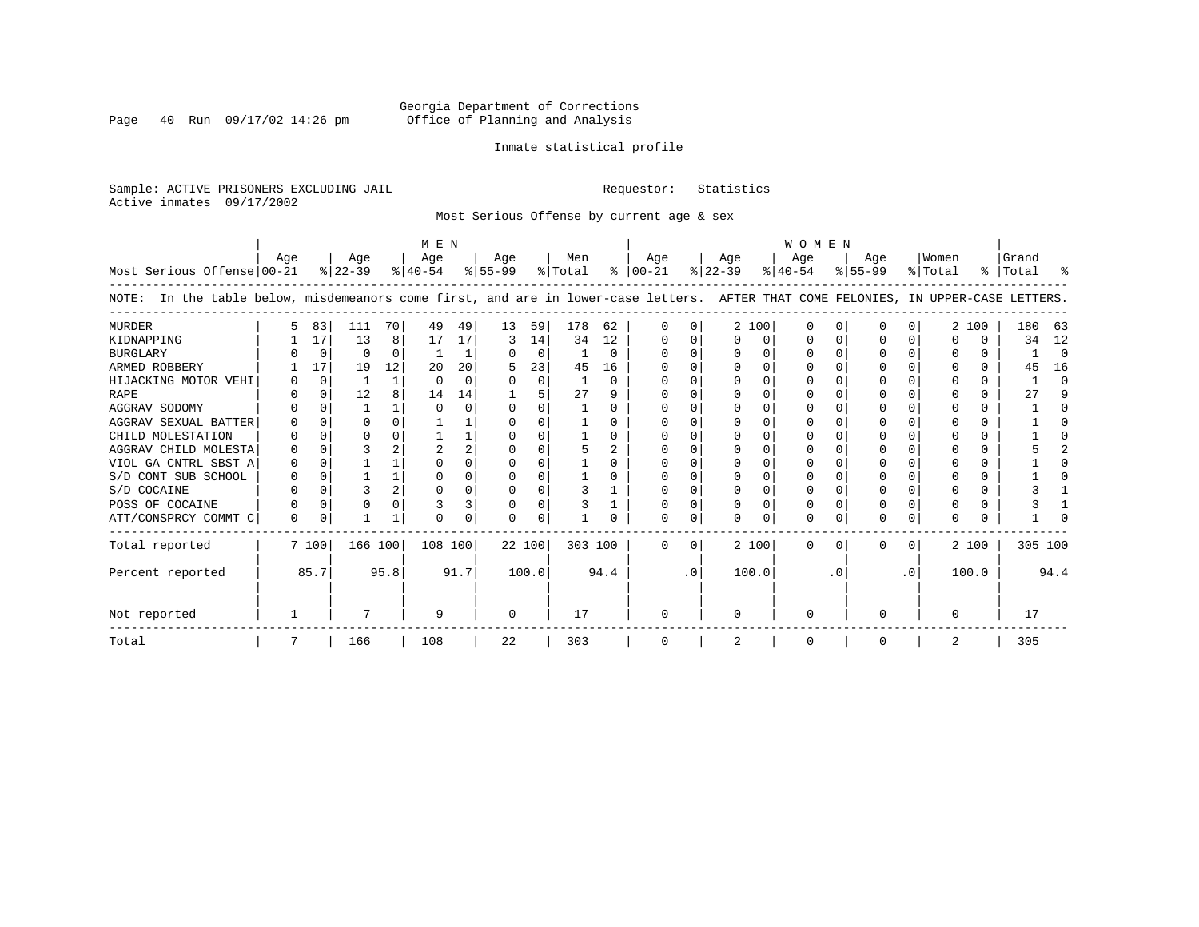Georgia Department of Corrections
Office of Planning and Analysis

Inmate statistical profile

Sample: ACTIVE PRISONERS EXCLUDING JAIL

Active inmates 09/17/2002

Requestor: Statistics

Most Serious Offense by current age & sex

NOTE: In the table below, misdemeanors come first, and are in lower-case letters. AFTER THAT COME FELONIES, IN UPPER-CASE LETTERS.

| Most Serious Offense | MEN Age 00-21 | % | Age 22-39 | % | Age 40-54 | % | Age 55-99 | % | Men Total | % | WOMEN Age 00-21 | % | Age 22-39 | % | Age 40-54 | % | Age 55-99 | % | Women Total | % | Grand Total | % |
|---|---|---|---|---|---|---|---|---|---|---|---|---|---|---|---|---|---|---|---|---|---|---|
| MURDER | 5 | 83 | 111 | 70 | 49 | 49 | 13 | 59 | 178 | 62 | 0 | 0 | 2 | 100 | 0 | 0 | 0 | 0 | 2 | 100 | 180 | 63 |
| KIDNAPPING | 1 | 17 | 13 | 8 | 17 | 17 | 3 | 14 | 34 | 12 | 0 | 0 | 0 | 0 | 0 | 0 | 0 | 0 | 0 | 0 | 34 | 12 |
| BURGLARY | 0 | 0 | 0 | 0 | 1 | 1 | 0 | 0 | 1 | 0 | 0 | 0 | 0 | 0 | 0 | 0 | 0 | 0 | 0 | 0 | 1 | 0 |
| ARMED ROBBERY | 1 | 17 | 19 | 12 | 20 | 20 | 5 | 23 | 45 | 16 | 0 | 0 | 0 | 0 | 0 | 0 | 0 | 0 | 0 | 0 | 45 | 16 |
| HIJACKING MOTOR VEHI | 0 | 0 | 1 | 1 | 0 | 0 | 0 | 0 | 1 | 0 | 0 | 0 | 0 | 0 | 0 | 0 | 0 | 0 | 0 | 0 | 1 | 0 |
| RAPE | 0 | 0 | 12 | 8 | 14 | 14 | 1 | 5 | 27 | 9 | 0 | 0 | 0 | 0 | 0 | 0 | 0 | 0 | 0 | 0 | 27 | 9 |
| AGGRAV SODOMY | 0 | 0 | 1 | 1 | 0 | 0 | 0 | 0 | 1 | 0 | 0 | 0 | 0 | 0 | 0 | 0 | 0 | 0 | 0 | 0 | 1 | 0 |
| AGGRAV SEXUAL BATTER | 0 | 0 | 0 | 0 | 1 | 1 | 0 | 0 | 1 | 0 | 0 | 0 | 0 | 0 | 0 | 0 | 0 | 0 | 0 | 0 | 1 | 0 |
| CHILD MOLESTATION | 0 | 0 | 0 | 0 | 1 | 1 | 0 | 0 | 1 | 0 | 0 | 0 | 0 | 0 | 0 | 0 | 0 | 0 | 0 | 0 | 1 | 0 |
| AGGRAV CHILD MOLESTA | 0 | 0 | 3 | 2 | 2 | 2 | 0 | 0 | 5 | 2 | 0 | 0 | 0 | 0 | 0 | 0 | 0 | 0 | 0 | 0 | 5 | 2 |
| VIOL GA CNTRL SBST A | 0 | 0 | 1 | 1 | 0 | 0 | 0 | 0 | 1 | 0 | 0 | 0 | 0 | 0 | 0 | 0 | 0 | 0 | 0 | 0 | 1 | 0 |
| S/D CONT SUB SCHOOL | 0 | 0 | 1 | 1 | 0 | 0 | 0 | 0 | 1 | 0 | 0 | 0 | 0 | 0 | 0 | 0 | 0 | 0 | 0 | 0 | 1 | 0 |
| S/D COCAINE | 0 | 0 | 3 | 2 | 0 | 0 | 0 | 0 | 3 | 1 | 0 | 0 | 0 | 0 | 0 | 0 | 0 | 0 | 0 | 0 | 3 | 1 |
| POSS OF COCAINE | 0 | 0 | 0 | 0 | 3 | 3 | 0 | 0 | 3 | 1 | 0 | 0 | 0 | 0 | 0 | 0 | 0 | 0 | 0 | 0 | 3 | 1 |
| ATT/CONSPRCY COMMT C | 0 | 0 | 1 | 1 | 0 | 0 | 0 | 0 | 1 | 0 | 0 | 0 | 0 | 0 | 0 | 0 | 0 | 0 | 0 | 0 | 1 | 0 |
| Total reported | 7 | 100 | 166 | 100 | 108 | 100 | 22 | 100 | 303 | 100 | 0 | 0 | 2 | 100 | 0 | 0 | 0 | 0 | 2 | 100 | 305 | 100 |
| Percent reported | | 85.7 | | 95.8 | | 91.7 | | 100.0 | | 94.4 | | .0 | | 100.0 | | .0 | | .0 | | 100.0 | | 94.4 |
| Not reported | 1 | | 7 | | 9 | | 0 | | 17 | | 0 | | 0 | | 0 | | 0 | | 0 | | 17 | |
| Total | 7 | | 166 | | 108 | | 22 | | 303 | | 0 | | 2 | | 0 | | 0 | | 2 | | 305 | |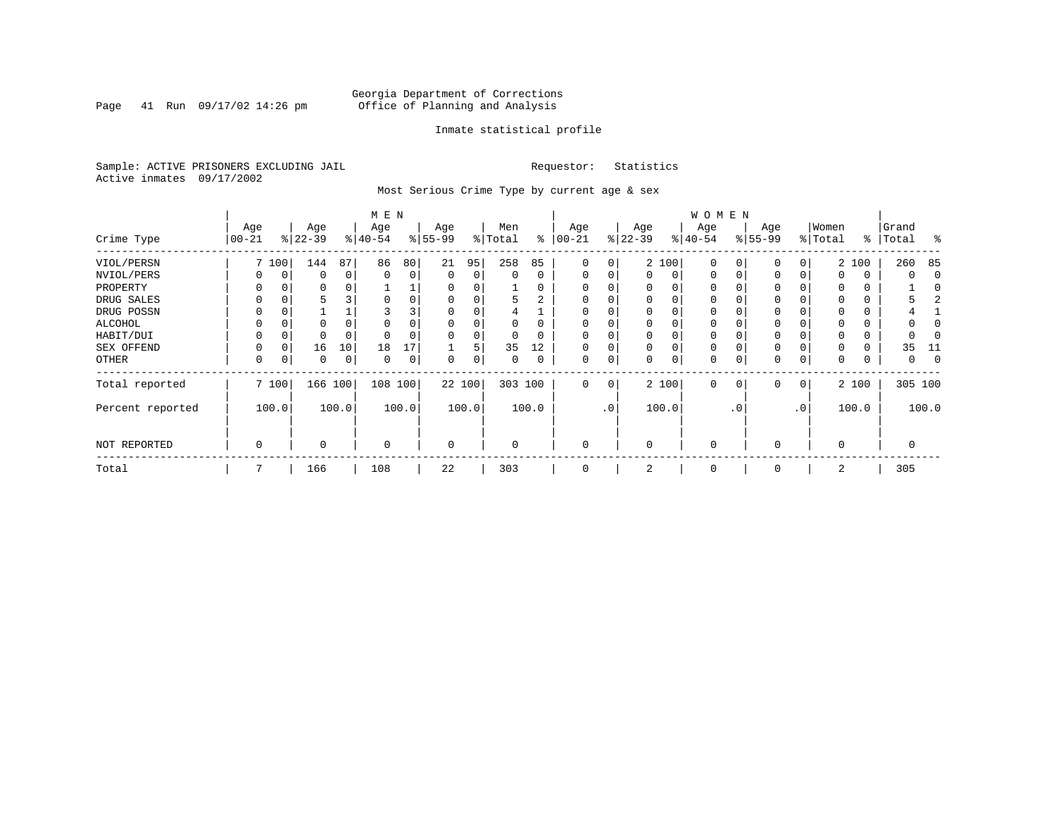Georgia Department of Corrections
Office of Planning and Analysis

Inmate statistical profile

Sample: ACTIVE PRISONERS EXCLUDING JAIL

Requestor: Statistics

Active inmates 09/17/2002

Most Serious Crime Type by current age & sex

| | MEN | | | | | | | | | | WOMEN | | | | | | | | | | | |
|---|---|---|---|---|---|---|---|---|---|---|---|---|---|---|---|---|---|---|---|---|---|---|
| Crime Type | Age 00-21 | % | Age 22-39 | % | Age 40-54 | % | Age 55-99 | % | Men Total | % | Age 00-21 | % | Age 22-39 | % | Age 40-54 | % | Age 55-99 | % | Women Total | % | Grand Total | % |
| VIOL/PERSN | 7 | 100 | 144 | 87 | 86 | 80 | 21 | 95 | 258 | 85 | 0 | 0 | 2 | 100 | 0 | 0 | 0 | 0 | 2 | 100 | 260 | 85 |
| NVIOL/PERS | 0 | 0 | 0 | 0 | 0 | 0 | 0 | 0 | 0 | 0 | 0 | 0 | 0 | 0 | 0 | 0 | 0 | 0 | 0 | 0 | 0 | 0 |
| PROPERTY | 0 | 0 | 0 | 0 | 1 | 1 | 0 | 0 | 1 | 0 | 0 | 0 | 0 | 0 | 0 | 0 | 0 | 0 | 0 | 0 | 1 | 0 |
| DRUG SALES | 0 | 0 | 5 | 3 | 0 | 0 | 0 | 0 | 5 | 2 | 0 | 0 | 0 | 0 | 0 | 0 | 0 | 0 | 0 | 0 | 5 | 2 |
| DRUG POSSN | 0 | 0 | 1 | 1 | 3 | 3 | 0 | 0 | 4 | 1 | 0 | 0 | 0 | 0 | 0 | 0 | 0 | 0 | 0 | 0 | 4 | 1 |
| ALCOHOL | 0 | 0 | 0 | 0 | 0 | 0 | 0 | 0 | 0 | 0 | 0 | 0 | 0 | 0 | 0 | 0 | 0 | 0 | 0 | 0 | 0 | 0 |
| HABIT/DUI | 0 | 0 | 0 | 0 | 0 | 0 | 0 | 0 | 0 | 0 | 0 | 0 | 0 | 0 | 0 | 0 | 0 | 0 | 0 | 0 | 0 | 0 |
| SEX OFFEND | 0 | 0 | 16 | 10 | 18 | 17 | 1 | 5 | 35 | 12 | 0 | 0 | 0 | 0 | 0 | 0 | 0 | 0 | 0 | 0 | 35 | 11 |
| OTHER | 0 | 0 | 0 | 0 | 0 | 0 | 0 | 0 | 0 | 0 | 0 | 0 | 0 | 0 | 0 | 0 | 0 | 0 | 0 | 0 | 0 | 0 |
| Total reported | 7 | 100 | 166 | 100 | 108 | 100 | 22 | 100 | 303 | 100 | 0 | 0 | 2 | 100 | 0 | 0 | 0 | 0 | 2 | 100 | 305 | 100 |
| Percent reported | | 100.0 | | 100.0 | | 100.0 | | 100.0 | | 100.0 | | .0 | | 100.0 | | .0 | | .0 | | 100.0 | | 100.0 |
| NOT REPORTED | 0 | | 0 | | 0 | | 0 | | 0 | | 0 | | 0 | | 0 | | 0 | | 0 | | 0 | |
| Total | 7 | | 166 | | 108 | | 22 | | 303 | | 0 | | 2 | | 0 | | 0 | | 2 | | 305 | |